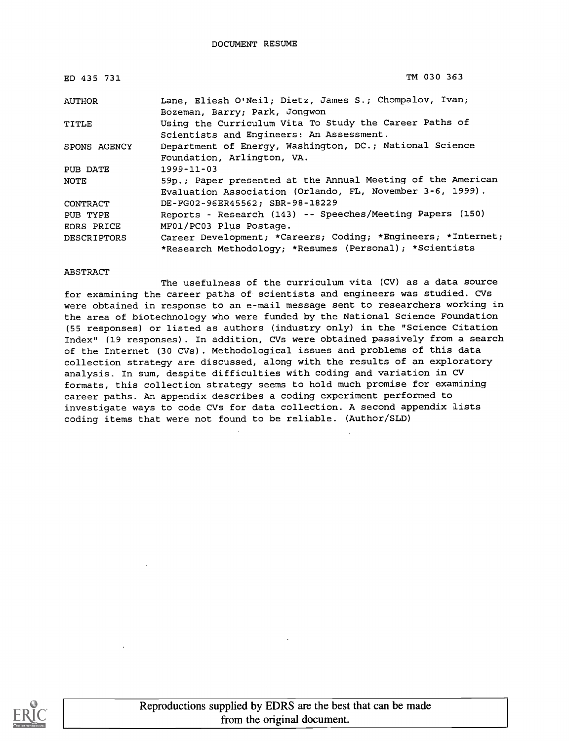DOCUMENT RESUME

| | |
|---|---|
| ED 435 731 | TM 030 363 |
| AUTHOR | Lane, Eliesh O'Neil; Dietz, James S.; Chompalov, Ivan; Bozeman, Barry; Park, Jongwon |
| TITLE | Using the Curriculum Vita To Study the Career Paths of Scientists and Engineers: An Assessment. |
| SPONS AGENCY | Department of Energy, Washington, DC.; National Science Foundation, Arlington, VA. |
| PUB DATE | 1999-11-03 |
| NOTE | 59p.; Paper presented at the Annual Meeting of the American Evaluation Association (Orlando, FL, November 3-6, 1999). |
| CONTRACT | DE-FG02-96ER45562; SBR-98-18229 |
| PUB TYPE | Reports - Research (143) -- Speeches/Meeting Papers (150) |
| EDRS PRICE | MF01/PC03 Plus Postage. |
| DESCRIPTORS | Career Development; *Careers; Coding; *Engineers; *Internet; *Research Methodology; *Resumes (Personal); *Scientists |

ABSTRACT

The usefulness of the curriculum vita (CV) as a data source for examining the career paths of scientists and engineers was studied. CVs were obtained in response to an e-mail message sent to researchers working in the area of biotechnology who were funded by the National Science Foundation (55 responses) or listed as authors (industry only) in the "Science Citation Index" (19 responses). In addition, CVs were obtained passively from a search of the Internet (30 CVs). Methodological issues and problems of this data collection strategy are discussed, along with the results of an exploratory analysis. In sum, despite difficulties with coding and variation in CV formats, this collection strategy seems to hold much promise for examining career paths. An appendix describes a coding experiment performed to investigate ways to code CVs for data collection. A second appendix lists coding items that were not found to be reliable. (Author/SLD)

Reproductions supplied by EDRS are the best that can be made from the original document.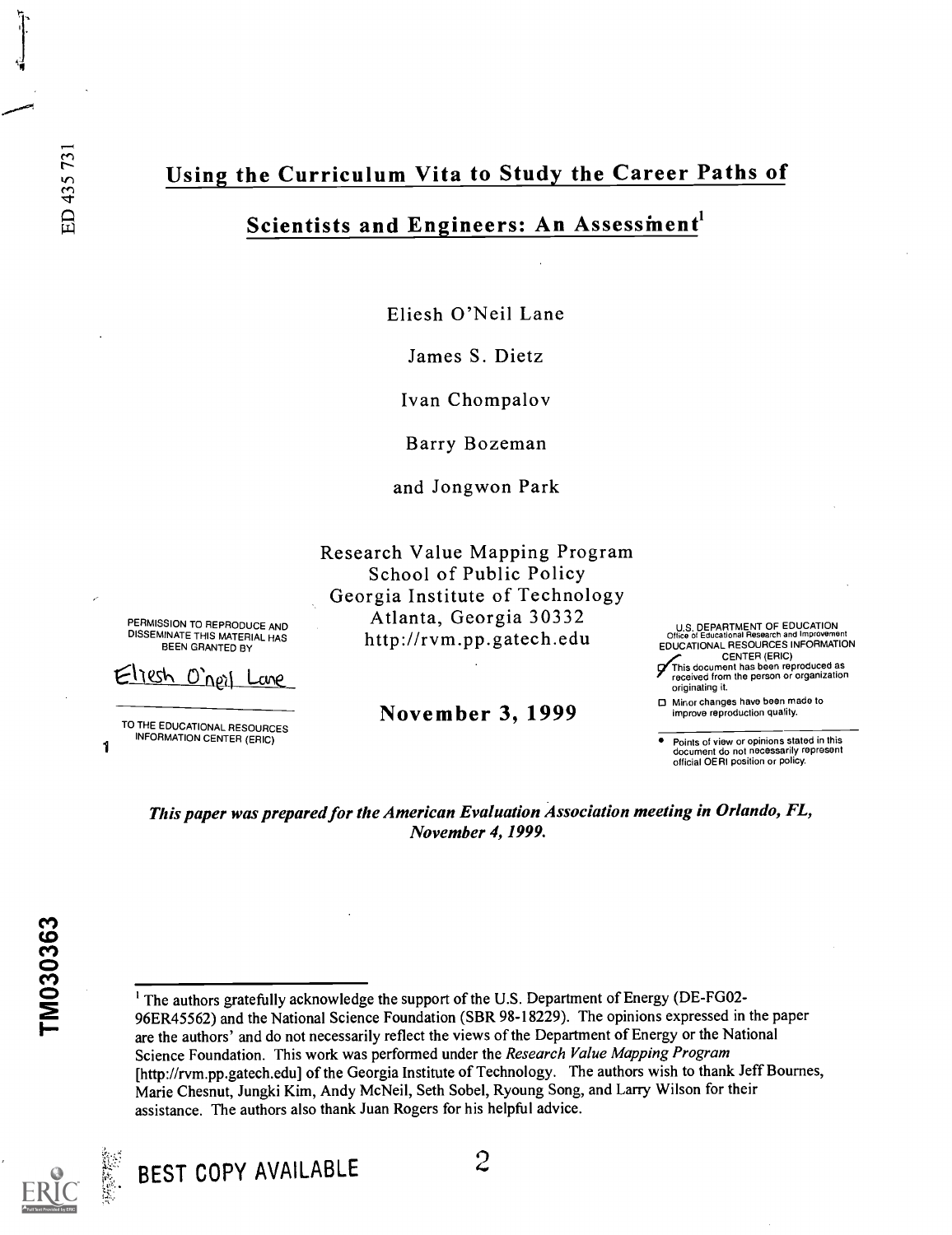# Using the Curriculum Vita to Study the Career Paths of Scientists and Engineers: An Assessment[1]

Eliesh O'Neil Lane

James S. Dietz

Ivan Chompalov

Barry Bozeman

and Jongwon Park

Research Value Mapping Program
School of Public Policy
Georgia Institute of Technology
Atlanta, Georgia 30332
http://rvm.pp.gatech.edu

**November 3, 1999**

*This paper was prepared for the American Evaluation Association meeting in Orlando, FL, November 4, 1999.*

[1] The authors gratefully acknowledge the support of the U.S. Department of Energy (DE-FG02-96ER45562) and the National Science Foundation (SBR 98-18229). The opinions expressed in the paper are the authors' and do not necessarily reflect the views of the Department of Energy or the National Science Foundation. This work was performed under the *Research Value Mapping Program* [http://rvm.pp.gatech.edu] of the Georgia Institute of Technology. The authors wish to thank Jeff Bournes, Marie Chesnut, Jungki Kim, Andy McNeil, Seth Sobel, Ryoung Song, and Larry Wilson for their assistance. The authors also thank Juan Rogers for his helpful advice.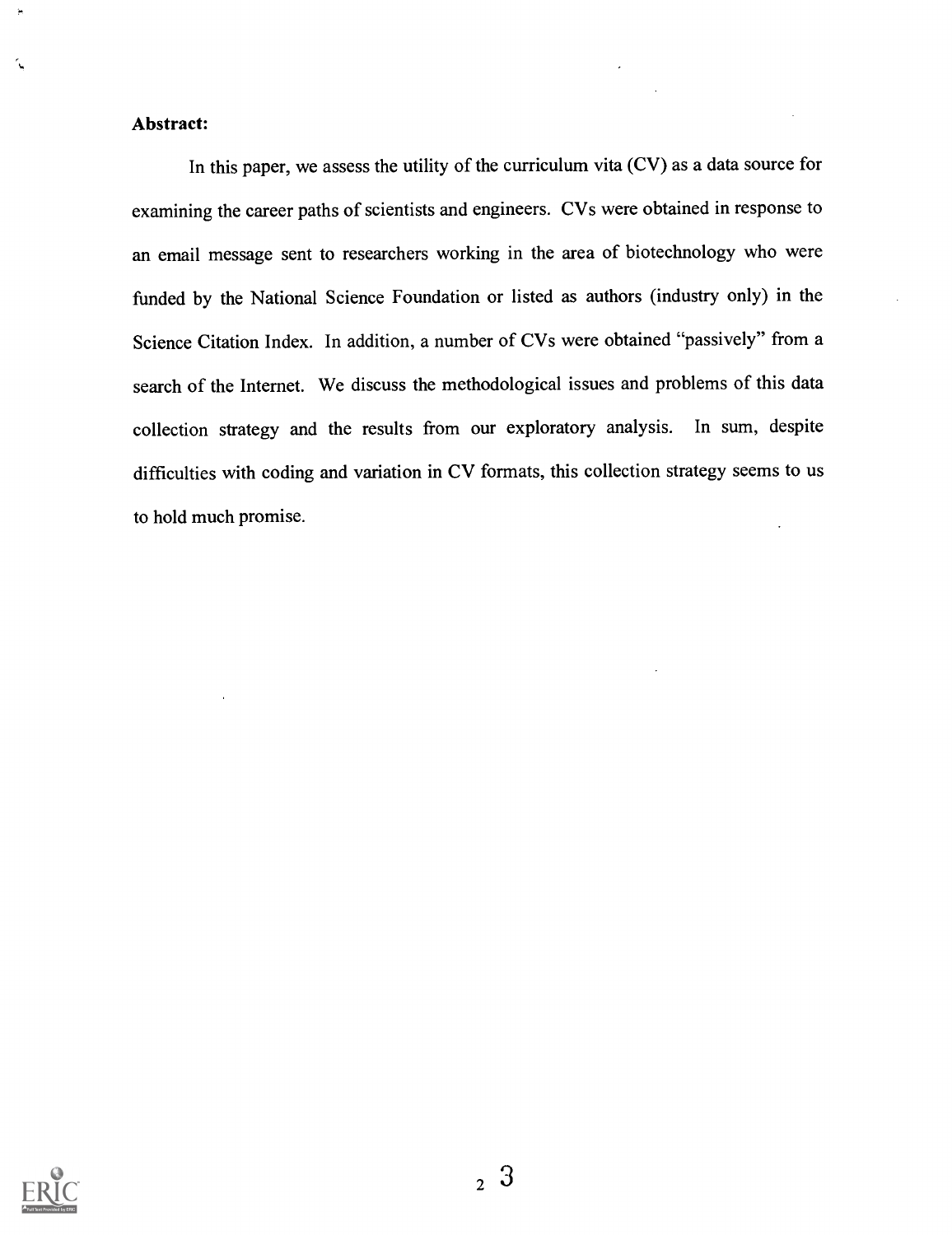**Abstract:**

In this paper, we assess the utility of the curriculum vita (CV) as a data source for examining the career paths of scientists and engineers. CVs were obtained in response to an email message sent to researchers working in the area of biotechnology who were funded by the National Science Foundation or listed as authors (industry only) in the Science Citation Index. In addition, a number of CVs were obtained "passively" from a search of the Internet. We discuss the methodological issues and problems of this data collection strategy and the results from our exploratory analysis. In sum, despite difficulties with coding and variation in CV formats, this collection strategy seems to us to hold much promise.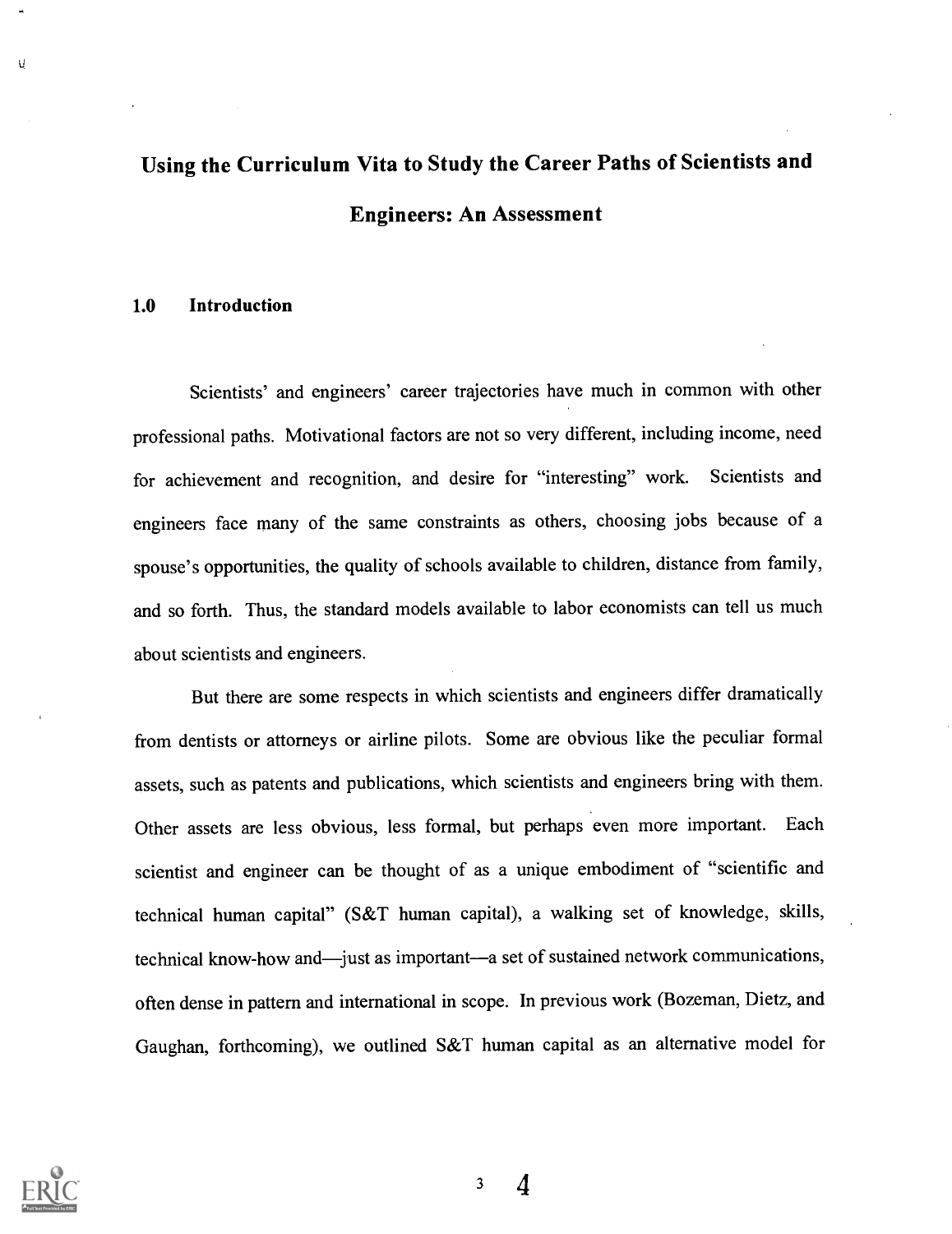# Using the Curriculum Vita to Study the Career Paths of Scientists and Engineers: An Assessment

## 1.0 Introduction

Scientists' and engineers' career trajectories have much in common with other professional paths. Motivational factors are not so very different, including income, need for achievement and recognition, and desire for "interesting" work. Scientists and engineers face many of the same constraints as others, choosing jobs because of a spouse's opportunities, the quality of schools available to children, distance from family, and so forth. Thus, the standard models available to labor economists can tell us much about scientists and engineers.

But there are some respects in which scientists and engineers differ dramatically from dentists or attorneys or airline pilots. Some are obvious like the peculiar formal assets, such as patents and publications, which scientists and engineers bring with them. Other assets are less obvious, less formal, but perhaps even more important. Each scientist and engineer can be thought of as a unique embodiment of "scientific and technical human capital" (S&T human capital), a walking set of knowledge, skills, technical know-how and—just as important—a set of sustained network communications, often dense in pattern and international in scope. In previous work (Bozeman, Dietz, and Gaughan, forthcoming), we outlined S&T human capital as an alternative model for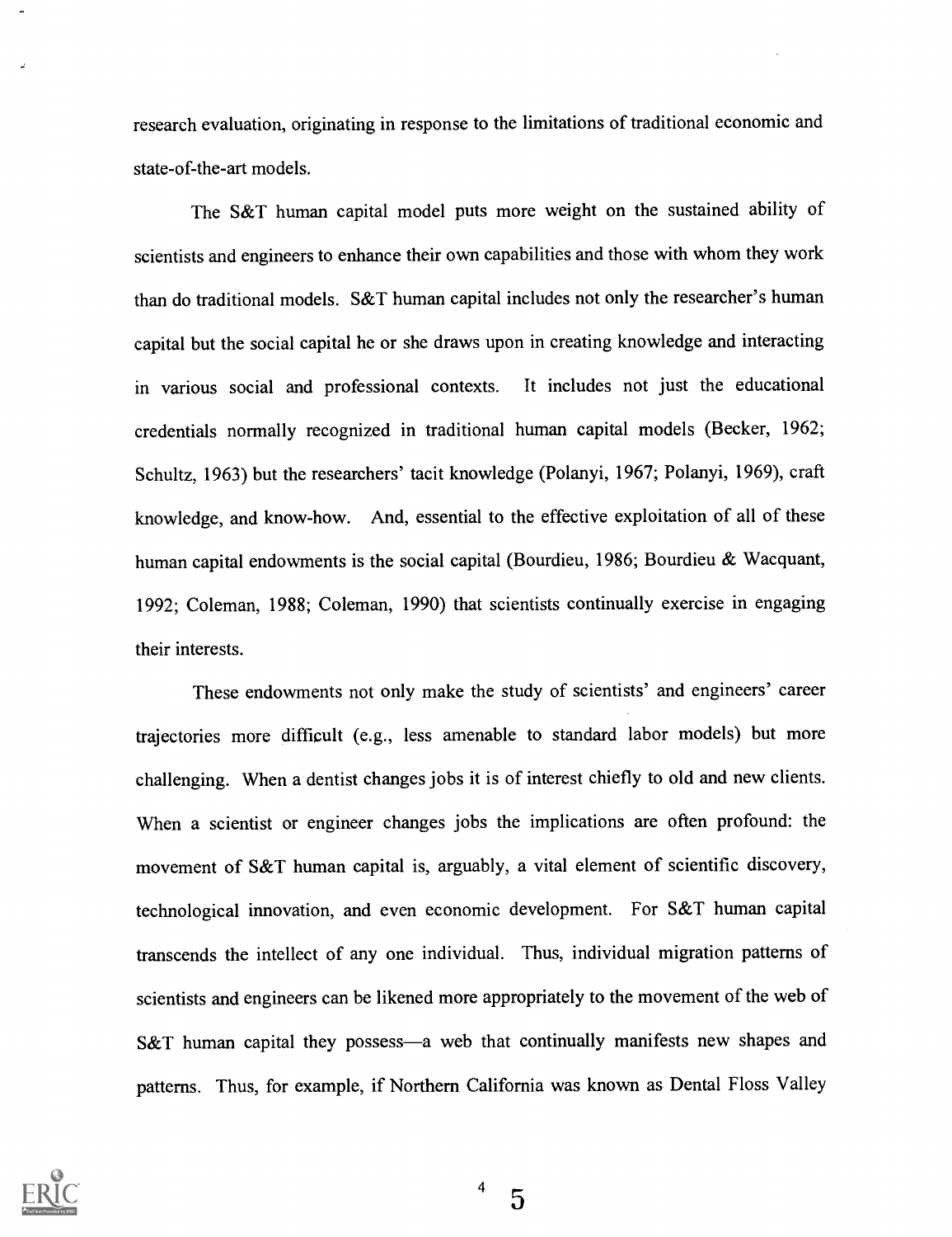research evaluation, originating in response to the limitations of traditional economic and state-of-the-art models.

The S&T human capital model puts more weight on the sustained ability of scientists and engineers to enhance their own capabilities and those with whom they work than do traditional models. S&T human capital includes not only the researcher's human capital but the social capital he or she draws upon in creating knowledge and interacting in various social and professional contexts. It includes not just the educational credentials normally recognized in traditional human capital models (Becker, 1962; Schultz, 1963) but the researchers' tacit knowledge (Polanyi, 1967; Polanyi, 1969), craft knowledge, and know-how. And, essential to the effective exploitation of all of these human capital endowments is the social capital (Bourdieu, 1986; Bourdieu & Wacquant, 1992; Coleman, 1988; Coleman, 1990) that scientists continually exercise in engaging their interests.

These endowments not only make the study of scientists' and engineers' career trajectories more difficult (e.g., less amenable to standard labor models) but more challenging. When a dentist changes jobs it is of interest chiefly to old and new clients. When a scientist or engineer changes jobs the implications are often profound: the movement of S&T human capital is, arguably, a vital element of scientific discovery, technological innovation, and even economic development. For S&T human capital transcends the intellect of any one individual. Thus, individual migration patterns of scientists and engineers can be likened more appropriately to the movement of the web of S&T human capital they possess—a web that continually manifests new shapes and patterns. Thus, for example, if Northern California was known as Dental Floss Valley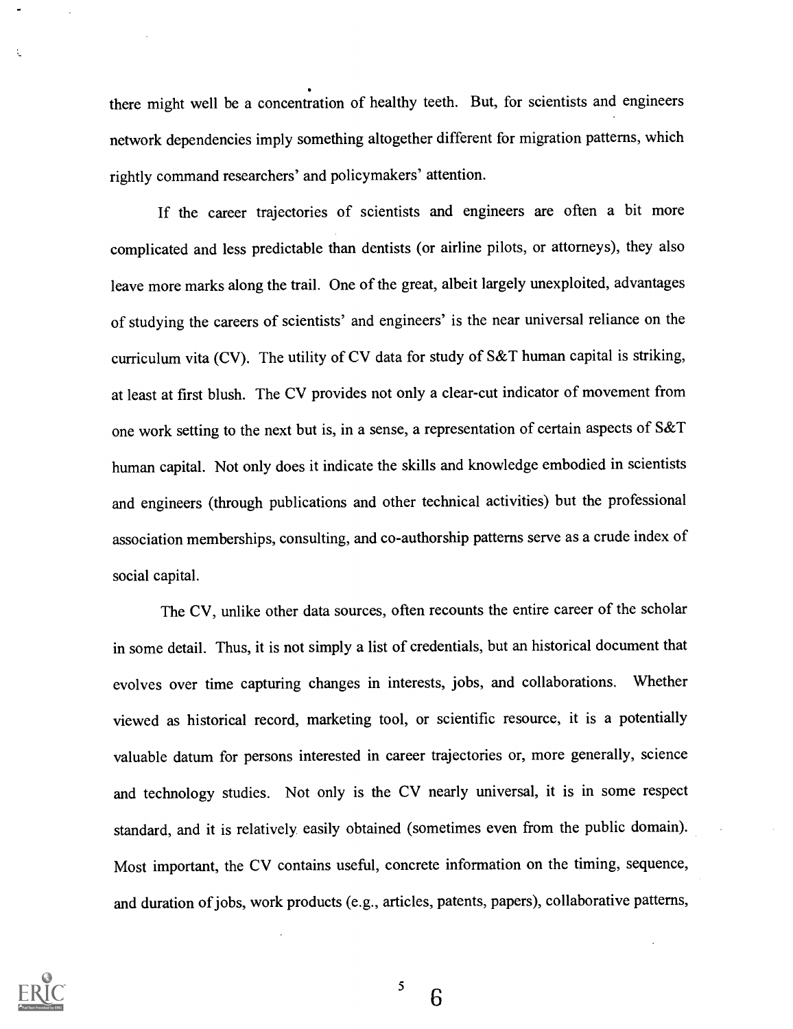there might well be a concentration of healthy teeth. But, for scientists and engineers network dependencies imply something altogether different for migration patterns, which rightly command researchers' and policymakers' attention.

If the career trajectories of scientists and engineers are often a bit more complicated and less predictable than dentists (or airline pilots, or attorneys), they also leave more marks along the trail. One of the great, albeit largely unexploited, advantages of studying the careers of scientists' and engineers' is the near universal reliance on the curriculum vita (CV). The utility of CV data for study of S&T human capital is striking, at least at first blush. The CV provides not only a clear-cut indicator of movement from one work setting to the next but is, in a sense, a representation of certain aspects of S&T human capital. Not only does it indicate the skills and knowledge embodied in scientists and engineers (through publications and other technical activities) but the professional association memberships, consulting, and co-authorship patterns serve as a crude index of social capital.

The CV, unlike other data sources, often recounts the entire career of the scholar in some detail. Thus, it is not simply a list of credentials, but an historical document that evolves over time capturing changes in interests, jobs, and collaborations. Whether viewed as historical record, marketing tool, or scientific resource, it is a potentially valuable datum for persons interested in career trajectories or, more generally, science and technology studies. Not only is the CV nearly universal, it is in some respect standard, and it is relatively easily obtained (sometimes even from the public domain). Most important, the CV contains useful, concrete information on the timing, sequence, and duration of jobs, work products (e.g., articles, patents, papers), collaborative patterns,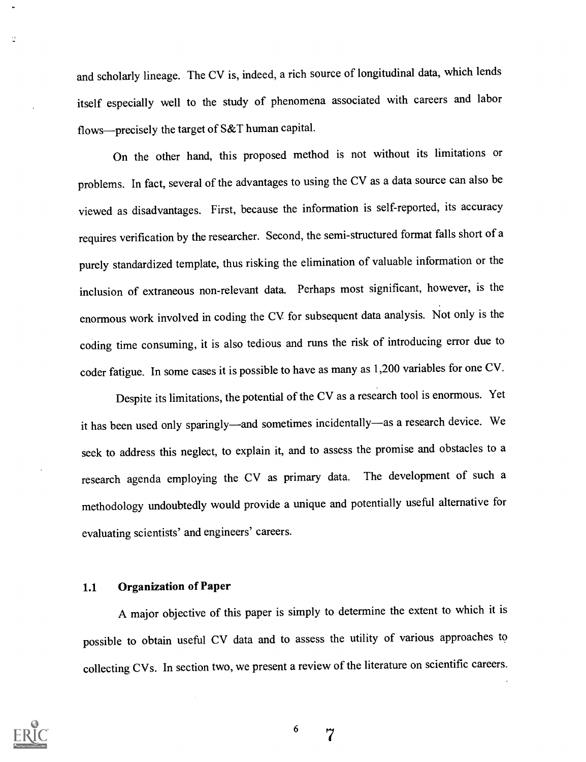and scholarly lineage. The CV is, indeed, a rich source of longitudinal data, which lends itself especially well to the study of phenomena associated with careers and labor flows—precisely the target of S&T human capital.

On the other hand, this proposed method is not without its limitations or problems. In fact, several of the advantages to using the CV as a data source can also be viewed as disadvantages. First, because the information is self-reported, its accuracy requires verification by the researcher. Second, the semi-structured format falls short of a purely standardized template, thus risking the elimination of valuable information or the inclusion of extraneous non-relevant data. Perhaps most significant, however, is the enormous work involved in coding the CV for subsequent data analysis. Not only is the coding time consuming, it is also tedious and runs the risk of introducing error due to coder fatigue. In some cases it is possible to have as many as 1,200 variables for one CV.

Despite its limitations, the potential of the CV as a research tool is enormous. Yet it has been used only sparingly—and sometimes incidentally—as a research device. We seek to address this neglect, to explain it, and to assess the promise and obstacles to a research agenda employing the CV as primary data. The development of such a methodology undoubtedly would provide a unique and potentially useful alternative for evaluating scientists' and engineers' careers.

### 1.1 Organization of Paper

A major objective of this paper is simply to determine the extent to which it is possible to obtain useful CV data and to assess the utility of various approaches to collecting CVs. In section two, we present a review of the literature on scientific careers.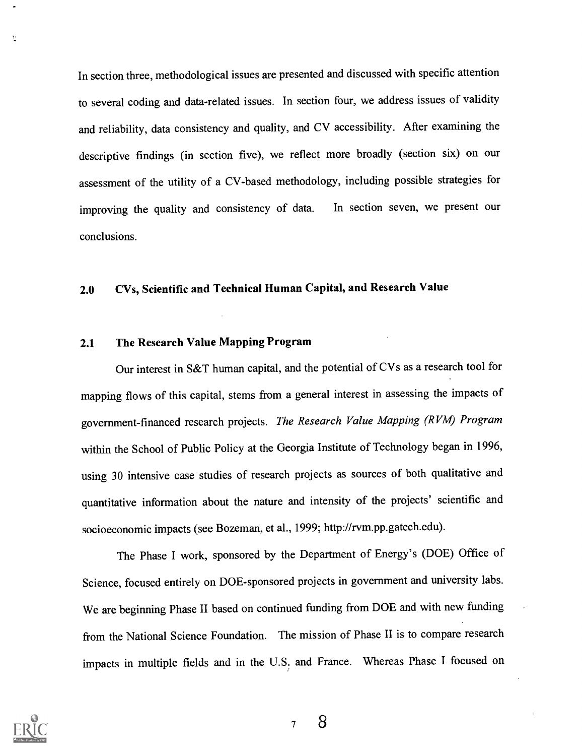In section three, methodological issues are presented and discussed with specific attention to several coding and data-related issues. In section four, we address issues of validity and reliability, data consistency and quality, and CV accessibility. After examining the descriptive findings (in section five), we reflect more broadly (section six) on our assessment of the utility of a CV-based methodology, including possible strategies for improving the quality and consistency of data. In section seven, we present our conclusions.

## 2.0 CVs, Scientific and Technical Human Capital, and Research Value

### 2.1 The Research Value Mapping Program

Our interest in S&T human capital, and the potential of CVs as a research tool for mapping flows of this capital, stems from a general interest in assessing the impacts of government-financed research projects. *The Research Value Mapping (RVM) Program* within the School of Public Policy at the Georgia Institute of Technology began in 1996, using 30 intensive case studies of research projects as sources of both qualitative and quantitative information about the nature and intensity of the projects' scientific and socioeconomic impacts (see Bozeman, et al., 1999; http://rvm.pp.gatech.edu).

The Phase I work, sponsored by the Department of Energy's (DOE) Office of Science, focused entirely on DOE-sponsored projects in government and university labs. We are beginning Phase II based on continued funding from DOE and with new funding from the National Science Foundation. The mission of Phase II is to compare research impacts in multiple fields and in the U.S. and France. Whereas Phase I focused on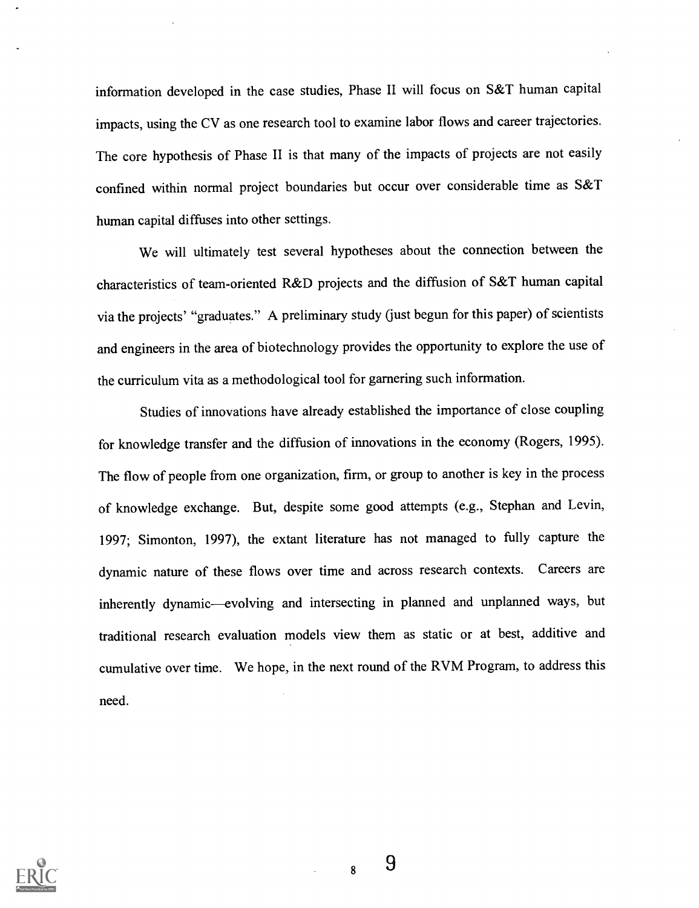information developed in the case studies, Phase II will focus on S&T human capital impacts, using the CV as one research tool to examine labor flows and career trajectories. The core hypothesis of Phase II is that many of the impacts of projects are not easily confined within normal project boundaries but occur over considerable time as S&T human capital diffuses into other settings.

We will ultimately test several hypotheses about the connection between the characteristics of team-oriented R&D projects and the diffusion of S&T human capital via the projects' "graduates." A preliminary study (just begun for this paper) of scientists and engineers in the area of biotechnology provides the opportunity to explore the use of the curriculum vita as a methodological tool for garnering such information.

Studies of innovations have already established the importance of close coupling for knowledge transfer and the diffusion of innovations in the economy (Rogers, 1995). The flow of people from one organization, firm, or group to another is key in the process of knowledge exchange. But, despite some good attempts (e.g., Stephan and Levin, 1997; Simonton, 1997), the extant literature has not managed to fully capture the dynamic nature of these flows over time and across research contexts. Careers are inherently dynamic—evolving and intersecting in planned and unplanned ways, but traditional research evaluation models view them as static or at best, additive and cumulative over time. We hope, in the next round of the RVM Program, to address this need.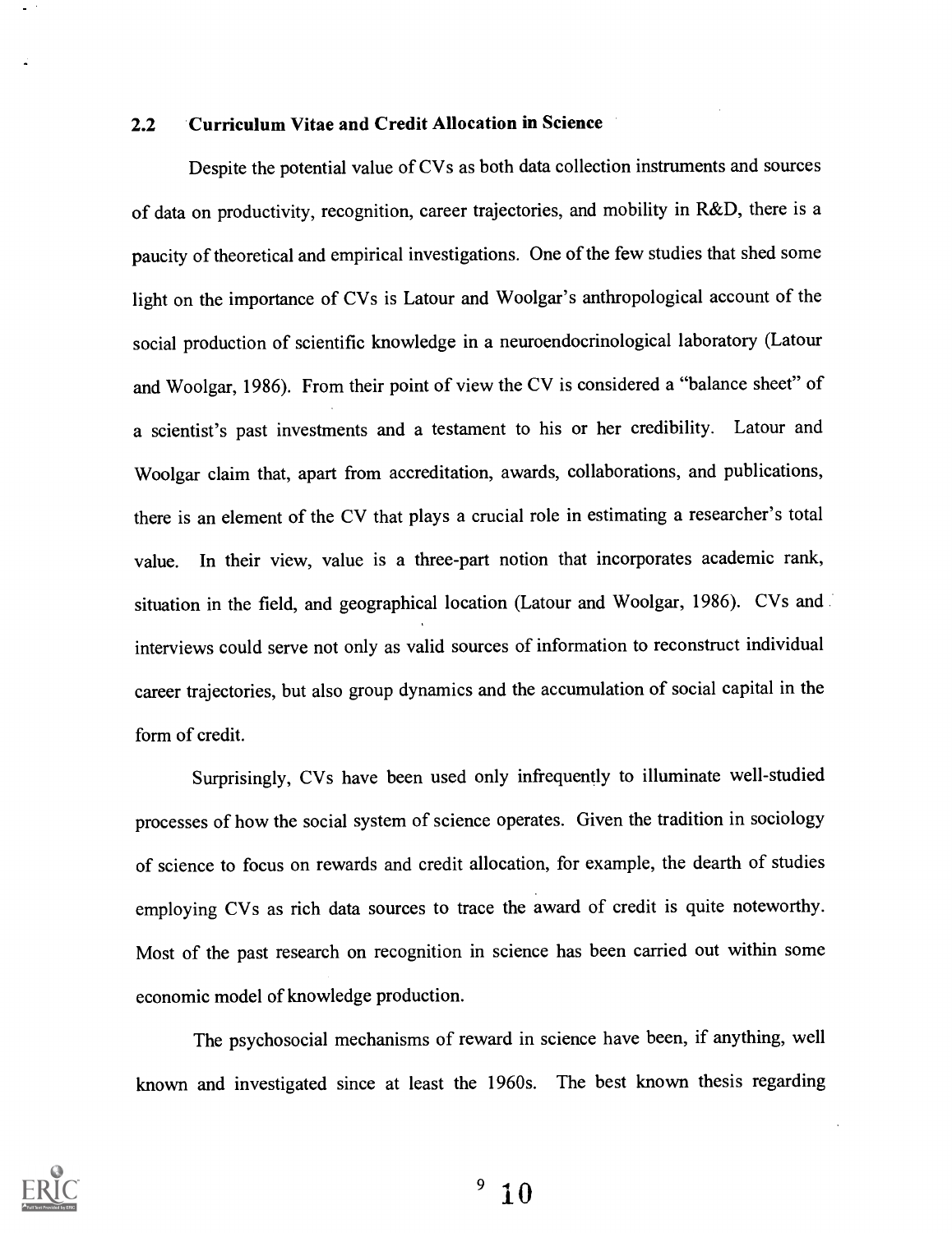## 2.2 Curriculum Vitae and Credit Allocation in Science

Despite the potential value of CVs as both data collection instruments and sources of data on productivity, recognition, career trajectories, and mobility in R&D, there is a paucity of theoretical and empirical investigations. One of the few studies that shed some light on the importance of CVs is Latour and Woolgar's anthropological account of the social production of scientific knowledge in a neuroendocrinological laboratory (Latour and Woolgar, 1986). From their point of view the CV is considered a "balance sheet" of a scientist's past investments and a testament to his or her credibility. Latour and Woolgar claim that, apart from accreditation, awards, collaborations, and publications, there is an element of the CV that plays a crucial role in estimating a researcher's total value. In their view, value is a three-part notion that incorporates academic rank, situation in the field, and geographical location (Latour and Woolgar, 1986). CVs and interviews could serve not only as valid sources of information to reconstruct individual career trajectories, but also group dynamics and the accumulation of social capital in the form of credit.

Surprisingly, CVs have been used only infrequently to illuminate well-studied processes of how the social system of science operates. Given the tradition in sociology of science to focus on rewards and credit allocation, for example, the dearth of studies employing CVs as rich data sources to trace the award of credit is quite noteworthy. Most of the past research on recognition in science has been carried out within some economic model of knowledge production.

The psychosocial mechanisms of reward in science have been, if anything, well known and investigated since at least the 1960s. The best known thesis regarding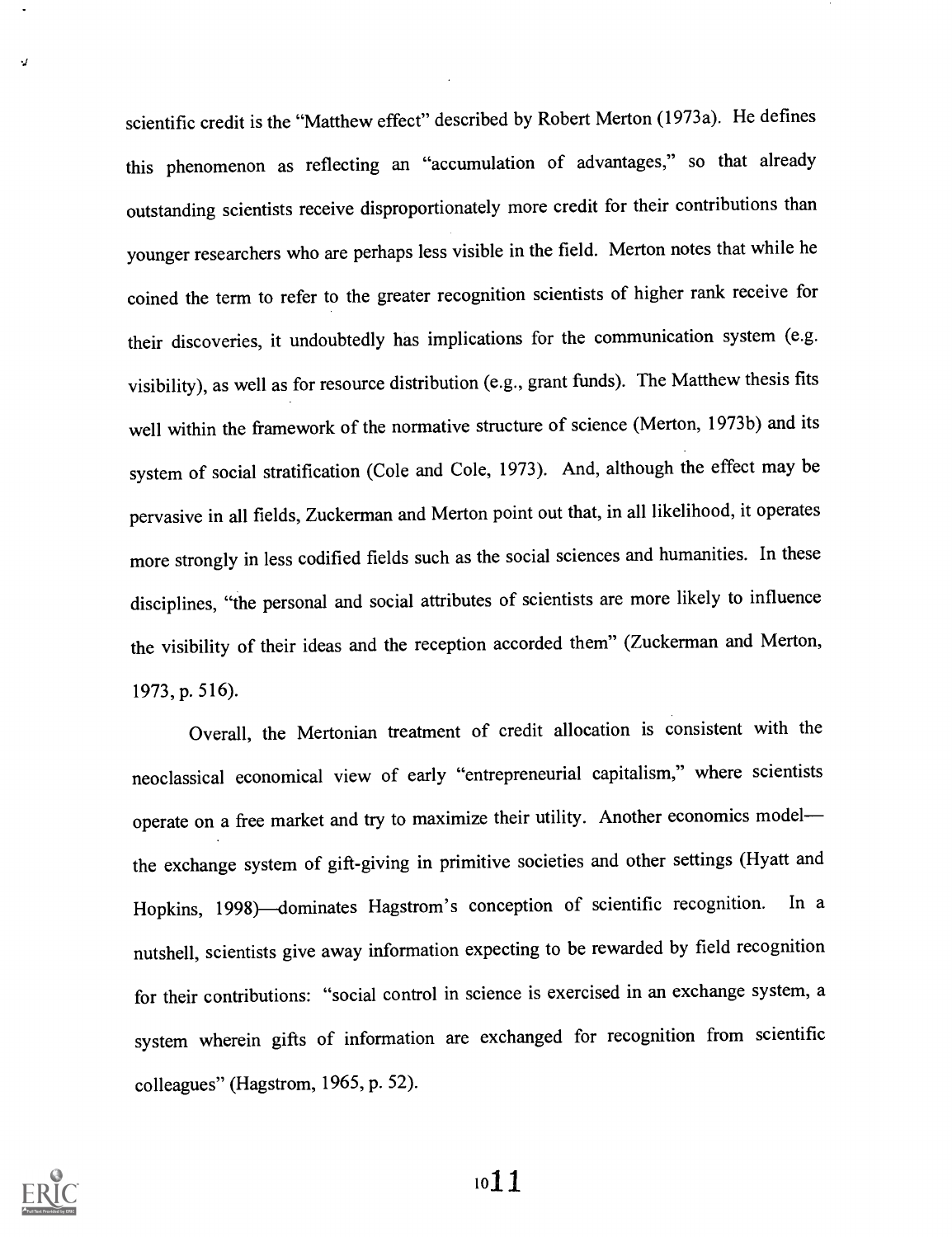scientific credit is the "Matthew effect" described by Robert Merton (1973a). He defines this phenomenon as reflecting an "accumulation of advantages," so that already outstanding scientists receive disproportionately more credit for their contributions than younger researchers who are perhaps less visible in the field. Merton notes that while he coined the term to refer to the greater recognition scientists of higher rank receive for their discoveries, it undoubtedly has implications for the communication system (e.g. visibility), as well as for resource distribution (e.g., grant funds). The Matthew thesis fits well within the framework of the normative structure of science (Merton, 1973b) and its system of social stratification (Cole and Cole, 1973). And, although the effect may be pervasive in all fields, Zuckerman and Merton point out that, in all likelihood, it operates more strongly in less codified fields such as the social sciences and humanities. In these disciplines, "the personal and social attributes of scientists are more likely to influence the visibility of their ideas and the reception accorded them" (Zuckerman and Merton, 1973, p. 516).

Overall, the Mertonian treatment of credit allocation is consistent with the neoclassical economical view of early "entrepreneurial capitalism," where scientists operate on a free market and try to maximize their utility. Another economics model—the exchange system of gift-giving in primitive societies and other settings (Hyatt and Hopkins, 1998)—dominates Hagstrom's conception of scientific recognition. In a nutshell, scientists give away information expecting to be rewarded by field recognition for their contributions: "social control in science is exercised in an exchange system, a system wherein gifts of information are exchanged for recognition from scientific colleagues" (Hagstrom, 1965, p. 52).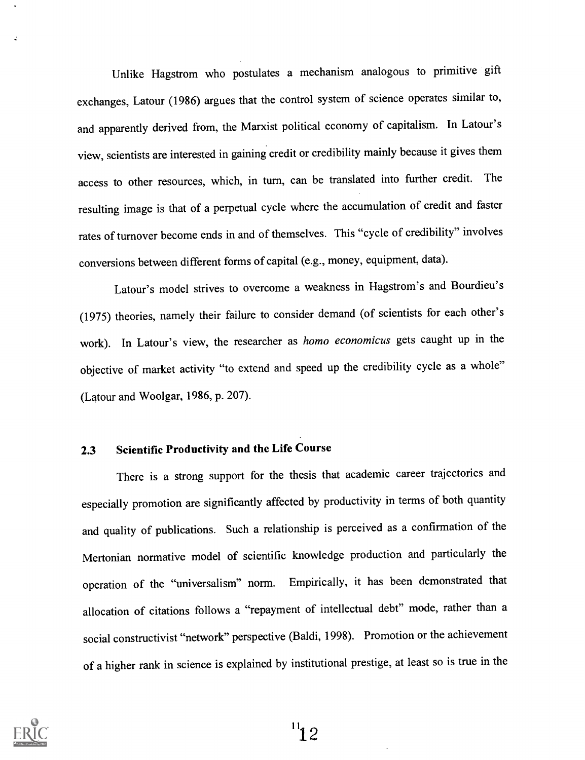Unlike Hagstrom who postulates a mechanism analogous to primitive gift exchanges, Latour (1986) argues that the control system of science operates similar to, and apparently derived from, the Marxist political economy of capitalism. In Latour's view, scientists are interested in gaining credit or credibility mainly because it gives them access to other resources, which, in turn, can be translated into further credit. The resulting image is that of a perpetual cycle where the accumulation of credit and faster rates of turnover become ends in and of themselves. This "cycle of credibility" involves conversions between different forms of capital (e.g., money, equipment, data).

Latour's model strives to overcome a weakness in Hagstrom's and Bourdieu's (1975) theories, namely their failure to consider demand (of scientists for each other's work). In Latour's view, the researcher as *homo economicus* gets caught up in the objective of market activity "to extend and speed up the credibility cycle as a whole" (Latour and Woolgar, 1986, p. 207).

## 2.3 Scientific Productivity and the Life Course

There is a strong support for the thesis that academic career trajectories and especially promotion are significantly affected by productivity in terms of both quantity and quality of publications. Such a relationship is perceived as a confirmation of the Mertonian normative model of scientific knowledge production and particularly the operation of the "universalism" norm. Empirically, it has been demonstrated that allocation of citations follows a "repayment of intellectual debt" mode, rather than a social constructivist "network" perspective (Baldi, 1998). Promotion or the achievement of a higher rank in science is explained by institutional prestige, at least so is true in the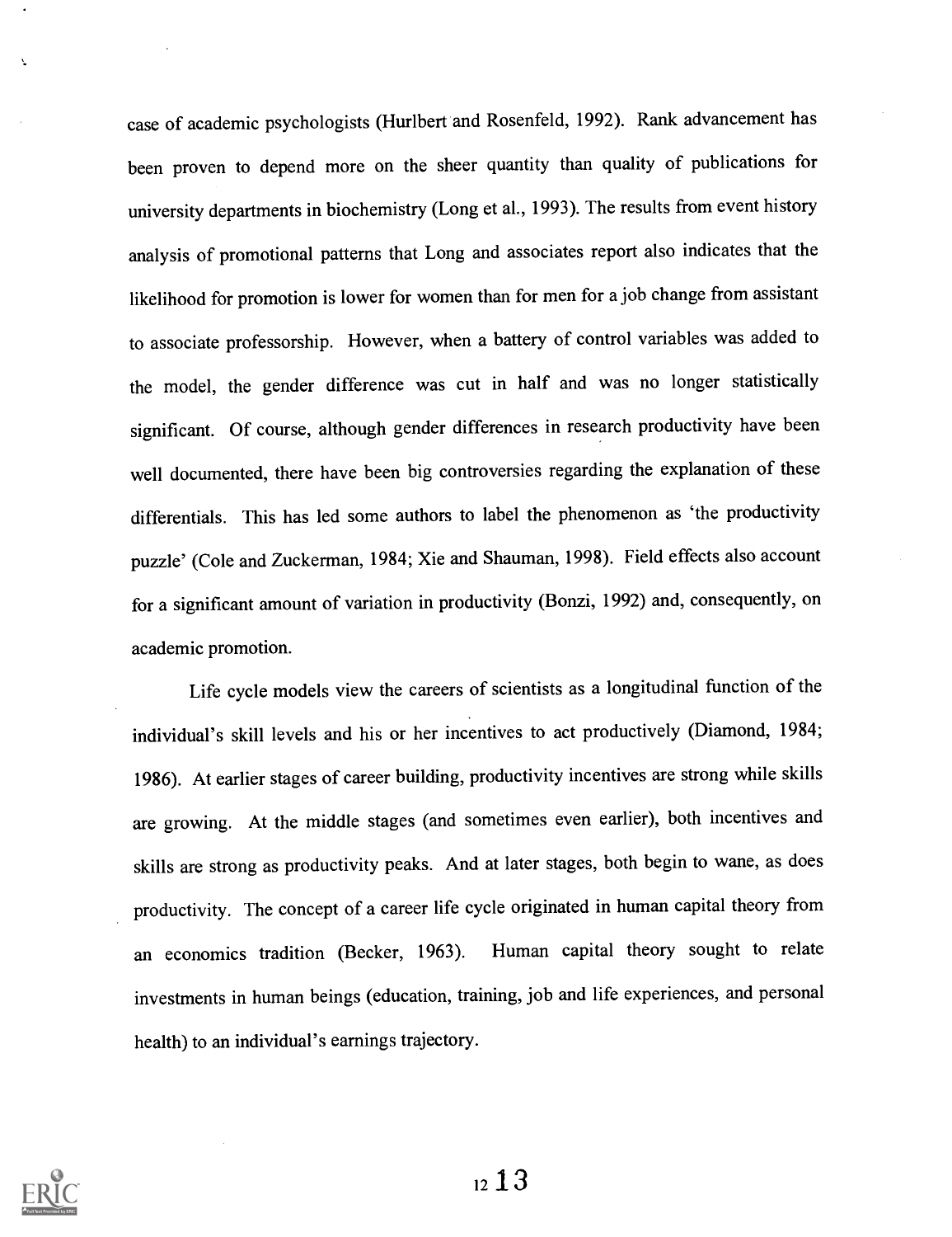case of academic psychologists (Hurlbert and Rosenfeld, 1992). Rank advancement has been proven to depend more on the sheer quantity than quality of publications for university departments in biochemistry (Long et al., 1993). The results from event history analysis of promotional patterns that Long and associates report also indicates that the likelihood for promotion is lower for women than for men for a job change from assistant to associate professorship. However, when a battery of control variables was added to the model, the gender difference was cut in half and was no longer statistically significant. Of course, although gender differences in research productivity have been well documented, there have been big controversies regarding the explanation of these differentials. This has led some authors to label the phenomenon as 'the productivity puzzle' (Cole and Zuckerman, 1984; Xie and Shauman, 1998). Field effects also account for a significant amount of variation in productivity (Bonzi, 1992) and, consequently, on academic promotion.

Life cycle models view the careers of scientists as a longitudinal function of the individual's skill levels and his or her incentives to act productively (Diamond, 1984; 1986). At earlier stages of career building, productivity incentives are strong while skills are growing. At the middle stages (and sometimes even earlier), both incentives and skills are strong as productivity peaks. And at later stages, both begin to wane, as does productivity. The concept of a career life cycle originated in human capital theory from an economics tradition (Becker, 1963). Human capital theory sought to relate investments in human beings (education, training, job and life experiences, and personal health) to an individual's earnings trajectory.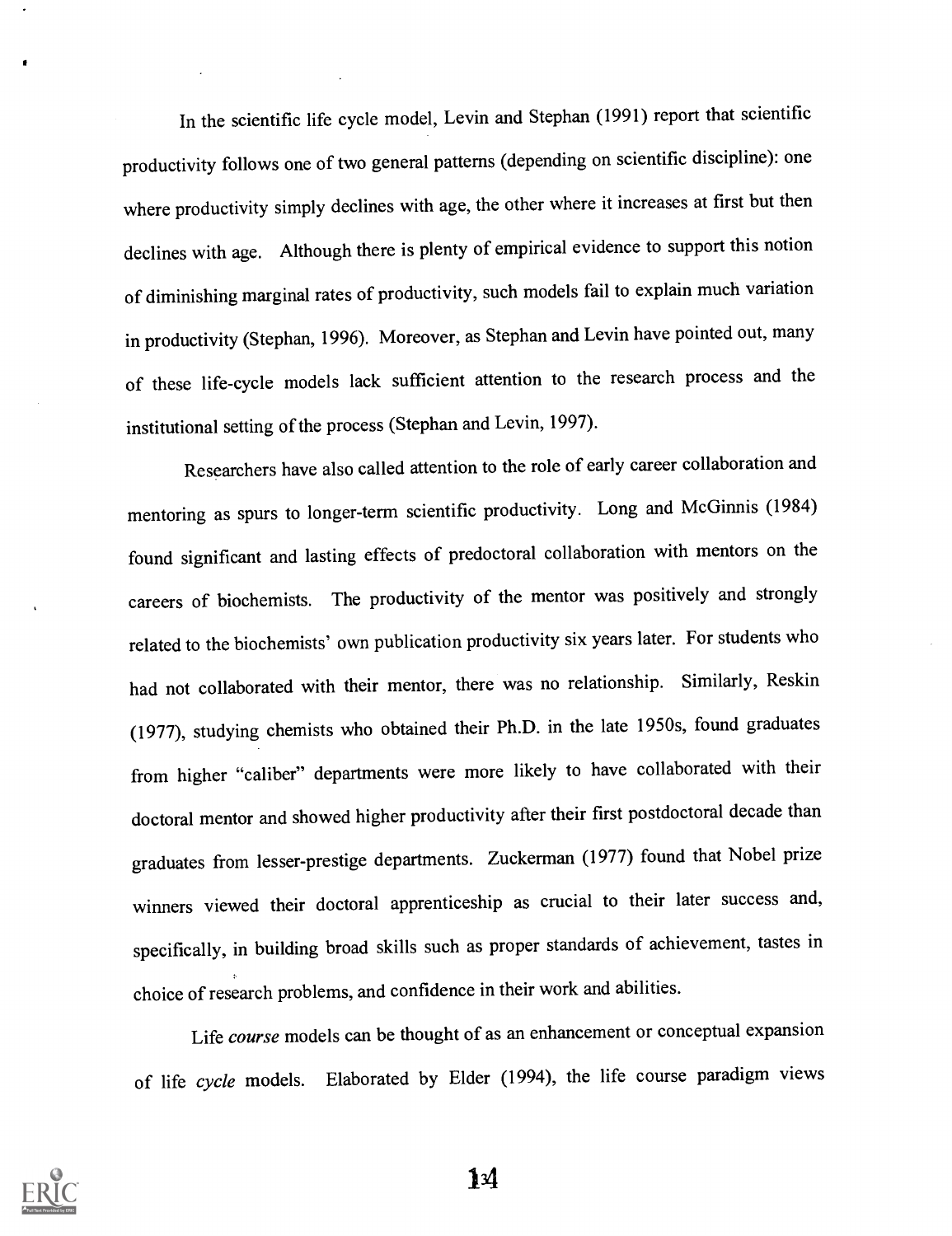In the scientific life cycle model, Levin and Stephan (1991) report that scientific productivity follows one of two general patterns (depending on scientific discipline): one where productivity simply declines with age, the other where it increases at first but then declines with age. Although there is plenty of empirical evidence to support this notion of diminishing marginal rates of productivity, such models fail to explain much variation in productivity (Stephan, 1996). Moreover, as Stephan and Levin have pointed out, many of these life-cycle models lack sufficient attention to the research process and the institutional setting of the process (Stephan and Levin, 1997).

Researchers have also called attention to the role of early career collaboration and mentoring as spurs to longer-term scientific productivity. Long and McGinnis (1984) found significant and lasting effects of predoctoral collaboration with mentors on the careers of biochemists. The productivity of the mentor was positively and strongly related to the biochemists' own publication productivity six years later. For students who had not collaborated with their mentor, there was no relationship. Similarly, Reskin (1977), studying chemists who obtained their Ph.D. in the late 1950s, found graduates from higher "caliber" departments were more likely to have collaborated with their doctoral mentor and showed higher productivity after their first postdoctoral decade than graduates from lesser-prestige departments. Zuckerman (1977) found that Nobel prize winners viewed their doctoral apprenticeship as crucial to their later success and, specifically, in building broad skills such as proper standards of achievement, tastes in choice of research problems, and confidence in their work and abilities.

Life *course* models can be thought of as an enhancement or conceptual expansion of life *cycle* models. Elaborated by Elder (1994), the life course paradigm views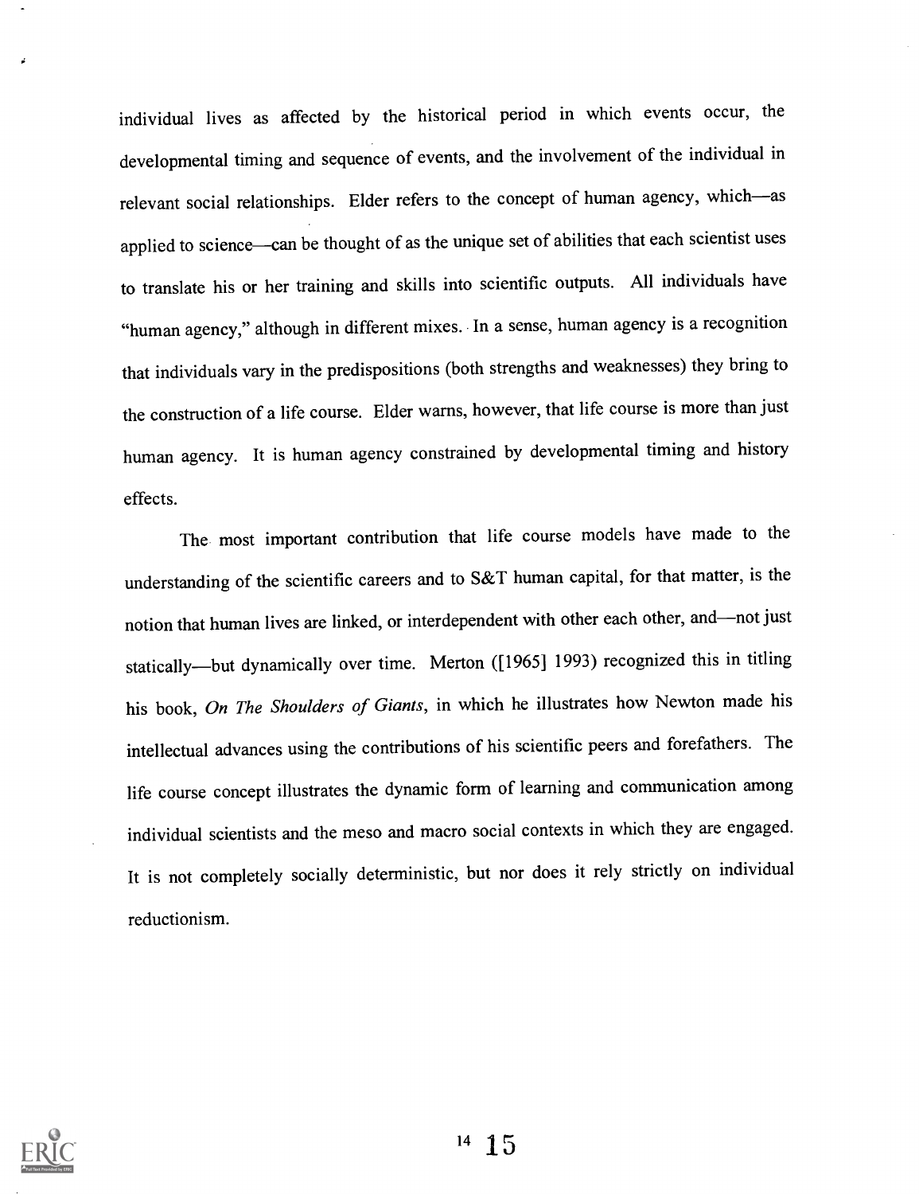individual lives as affected by the historical period in which events occur, the developmental timing and sequence of events, and the involvement of the individual in relevant social relationships. Elder refers to the concept of human agency, which—as applied to science—can be thought of as the unique set of abilities that each scientist uses to translate his or her training and skills into scientific outputs. All individuals have "human agency," although in different mixes. In a sense, human agency is a recognition that individuals vary in the predispositions (both strengths and weaknesses) they bring to the construction of a life course. Elder warns, however, that life course is more than just human agency. It is human agency constrained by developmental timing and history effects.

The most important contribution that life course models have made to the understanding of the scientific careers and to S&T human capital, for that matter, is the notion that human lives are linked, or interdependent with other each other, and—not just statically—but dynamically over time. Merton ([1965] 1993) recognized this in titling his book, *On The Shoulders of Giants*, in which he illustrates how Newton made his intellectual advances using the contributions of his scientific peers and forefathers. The life course concept illustrates the dynamic form of learning and communication among individual scientists and the meso and macro social contexts in which they are engaged. It is not completely socially deterministic, but nor does it rely strictly on individual reductionism.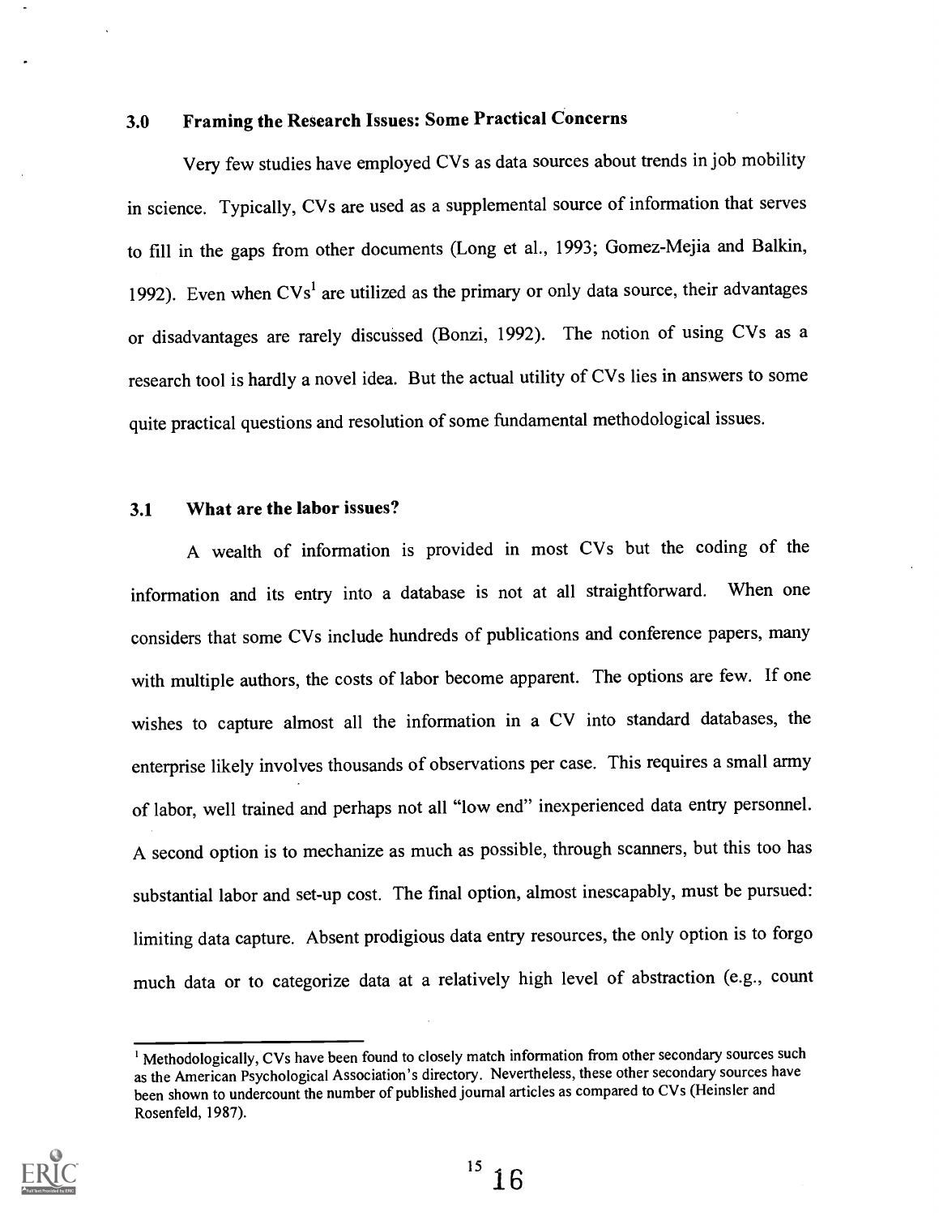## 3.0 Framing the Research Issues: Some Practical Concerns

Very few studies have employed CVs as data sources about trends in job mobility in science. Typically, CVs are used as a supplemental source of information that serves to fill in the gaps from other documents (Long et al., 1993; Gomez-Mejia and Balkin, 1992). Even when CVs[1] are utilized as the primary or only data source, their advantages or disadvantages are rarely discussed (Bonzi, 1992). The notion of using CVs as a research tool is hardly a novel idea. But the actual utility of CVs lies in answers to some quite practical questions and resolution of some fundamental methodological issues.

### 3.1 What are the labor issues?

A wealth of information is provided in most CVs but the coding of the information and its entry into a database is not at all straightforward. When one considers that some CVs include hundreds of publications and conference papers, many with multiple authors, the costs of labor become apparent. The options are few. If one wishes to capture almost all the information in a CV into standard databases, the enterprise likely involves thousands of observations per case. This requires a small army of labor, well trained and perhaps not all "low end" inexperienced data entry personnel. A second option is to mechanize as much as possible, through scanners, but this too has substantial labor and set-up cost. The final option, almost inescapably, must be pursued: limiting data capture. Absent prodigious data entry resources, the only option is to forgo much data or to categorize data at a relatively high level of abstraction (e.g., count

[1] Methodologically, CVs have been found to closely match information from other secondary sources such as the American Psychological Association's directory. Nevertheless, these other secondary sources have been shown to undercount the number of published journal articles as compared to CVs (Heinsler and Rosenfeld, 1987).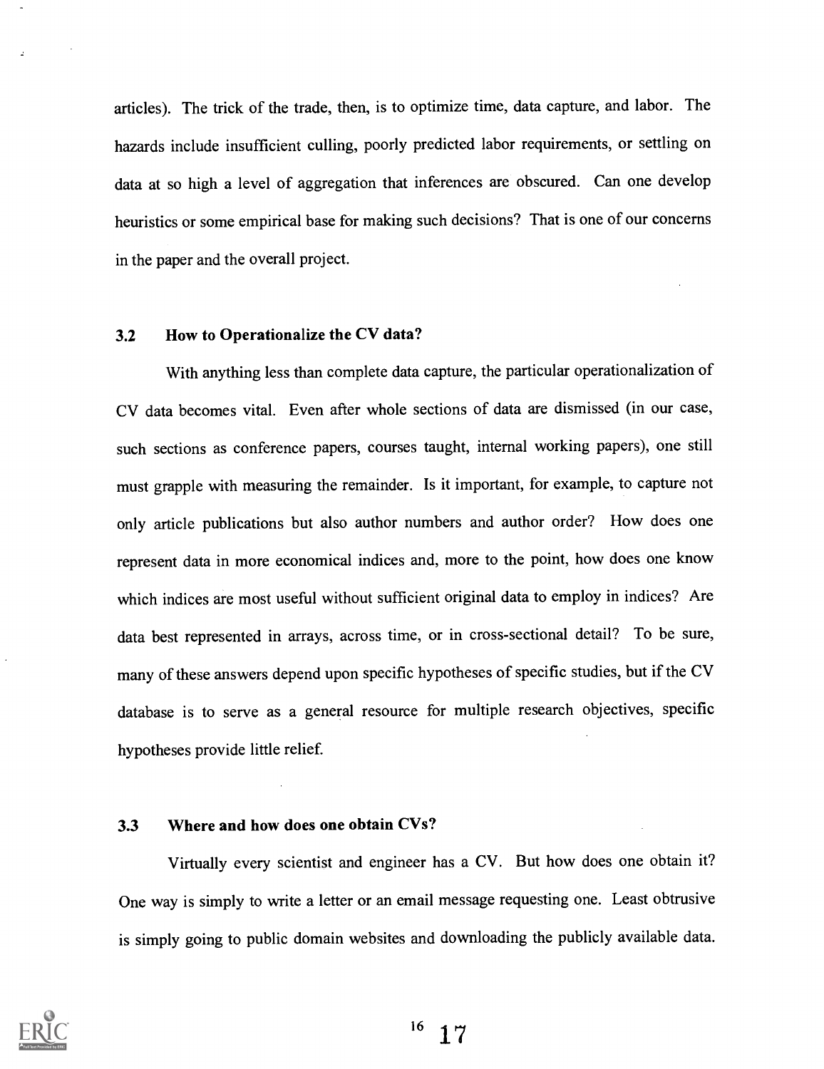articles). The trick of the trade, then, is to optimize time, data capture, and labor. The hazards include insufficient culling, poorly predicted labor requirements, or settling on data at so high a level of aggregation that inferences are obscured. Can one develop heuristics or some empirical base for making such decisions? That is one of our concerns in the paper and the overall project.

### 3.2 How to Operationalize the CV data?

With anything less than complete data capture, the particular operationalization of CV data becomes vital. Even after whole sections of data are dismissed (in our case, such sections as conference papers, courses taught, internal working papers), one still must grapple with measuring the remainder. Is it important, for example, to capture not only article publications but also author numbers and author order? How does one represent data in more economical indices and, more to the point, how does one know which indices are most useful without sufficient original data to employ in indices? Are data best represented in arrays, across time, or in cross-sectional detail? To be sure, many of these answers depend upon specific hypotheses of specific studies, but if the CV database is to serve as a general resource for multiple research objectives, specific hypotheses provide little relief.

### 3.3 Where and how does one obtain CVs?

Virtually every scientist and engineer has a CV. But how does one obtain it? One way is simply to write a letter or an email message requesting one. Least obtrusive is simply going to public domain websites and downloading the publicly available data.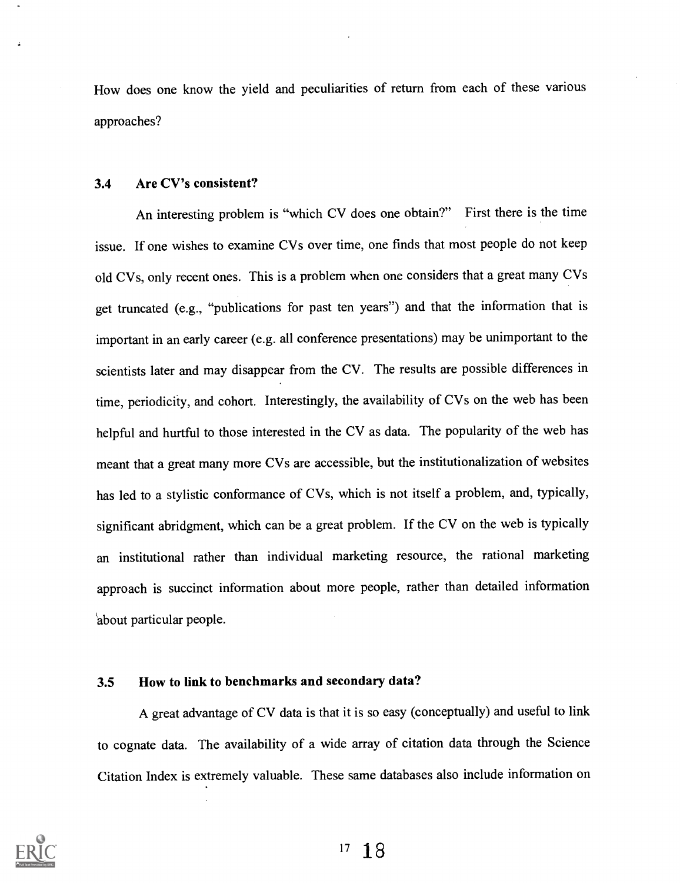How does one know the yield and peculiarities of return from each of these various approaches?

### 3.4 Are CV's consistent?

An interesting problem is "which CV does one obtain?" First there is the time issue. If one wishes to examine CVs over time, one finds that most people do not keep old CVs, only recent ones. This is a problem when one considers that a great many CVs get truncated (e.g., "publications for past ten years") and that the information that is important in an early career (e.g. all conference presentations) may be unimportant to the scientists later and may disappear from the CV. The results are possible differences in time, periodicity, and cohort. Interestingly, the availability of CVs on the web has been helpful and hurtful to those interested in the CV as data. The popularity of the web has meant that a great many more CVs are accessible, but the institutionalization of websites has led to a stylistic conformance of CVs, which is not itself a problem, and, typically, significant abridgment, which can be a great problem. If the CV on the web is typically an institutional rather than individual marketing resource, the rational marketing approach is succinct information about more people, rather than detailed information about particular people.

### 3.5 How to link to benchmarks and secondary data?

A great advantage of CV data is that it is so easy (conceptually) and useful to link to cognate data. The availability of a wide array of citation data through the Science Citation Index is extremely valuable. These same databases also include information on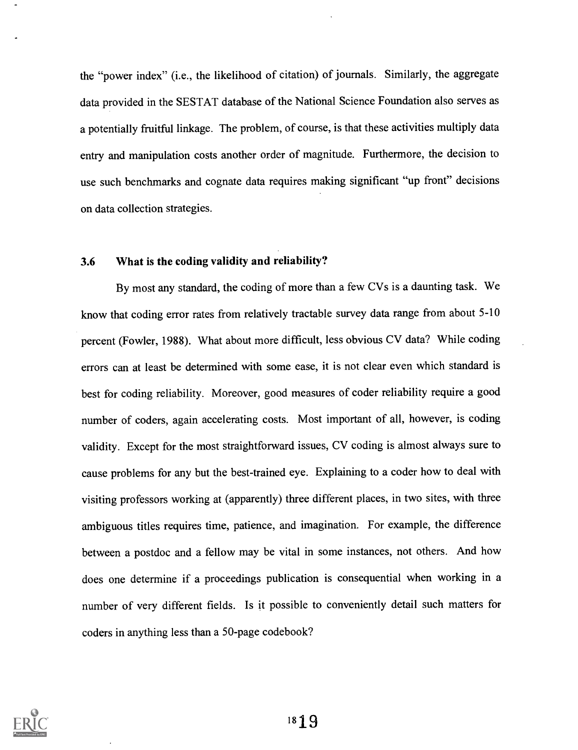the "power index" (i.e., the likelihood of citation) of journals. Similarly, the aggregate data provided in the SESTAT database of the National Science Foundation also serves as a potentially fruitful linkage. The problem, of course, is that these activities multiply data entry and manipulation costs another order of magnitude. Furthermore, the decision to use such benchmarks and cognate data requires making significant "up front" decisions on data collection strategies.

### 3.6 What is the coding validity and reliability?

By most any standard, the coding of more than a few CVs is a daunting task. We know that coding error rates from relatively tractable survey data range from about 5-10 percent (Fowler, 1988). What about more difficult, less obvious CV data? While coding errors can at least be determined with some ease, it is not clear even which standard is best for coding reliability. Moreover, good measures of coder reliability require a good number of coders, again accelerating costs. Most important of all, however, is coding validity. Except for the most straightforward issues, CV coding is almost always sure to cause problems for any but the best-trained eye. Explaining to a coder how to deal with visiting professors working at (apparently) three different places, in two sites, with three ambiguous titles requires time, patience, and imagination. For example, the difference between a postdoc and a fellow may be vital in some instances, not others. And how does one determine if a proceedings publication is consequential when working in a number of very different fields. Is it possible to conveniently detail such matters for coders in anything less than a 50-page codebook?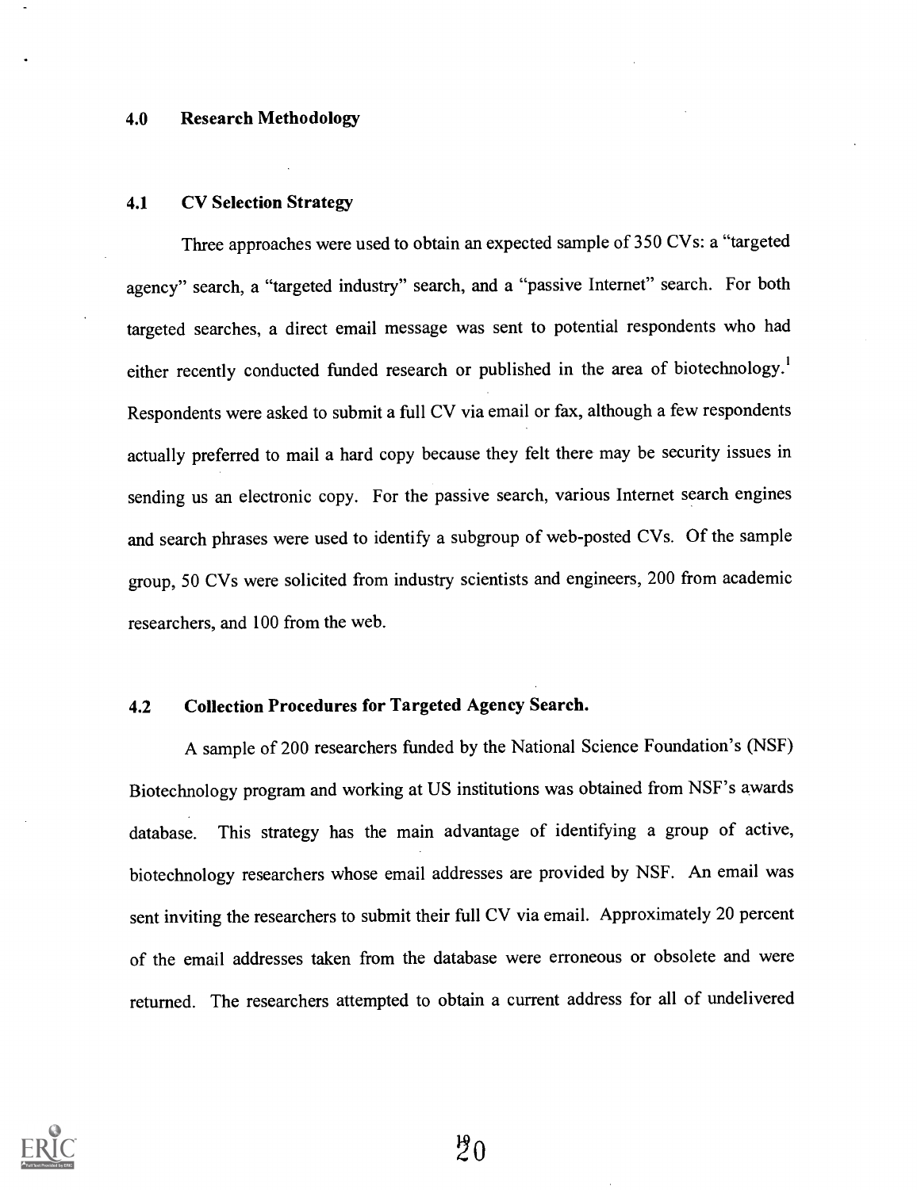## 4.0 Research Methodology

### 4.1 CV Selection Strategy

Three approaches were used to obtain an expected sample of 350 CVs: a "targeted agency" search, a "targeted industry" search, and a "passive Internet" search. For both targeted searches, a direct email message was sent to potential respondents who had either recently conducted funded research or published in the area of biotechnology.[1] Respondents were asked to submit a full CV via email or fax, although a few respondents actually preferred to mail a hard copy because they felt there may be security issues in sending us an electronic copy. For the passive search, various Internet search engines and search phrases were used to identify a subgroup of web-posted CVs. Of the sample group, 50 CVs were solicited from industry scientists and engineers, 200 from academic researchers, and 100 from the web.

### 4.2 Collection Procedures for Targeted Agency Search.

A sample of 200 researchers funded by the National Science Foundation's (NSF) Biotechnology program and working at US institutions was obtained from NSF's awards database. This strategy has the main advantage of identifying a group of active, biotechnology researchers whose email addresses are provided by NSF. An email was sent inviting the researchers to submit their full CV via email. Approximately 20 percent of the email addresses taken from the database were erroneous or obsolete and were returned. The researchers attempted to obtain a current address for all of undelivered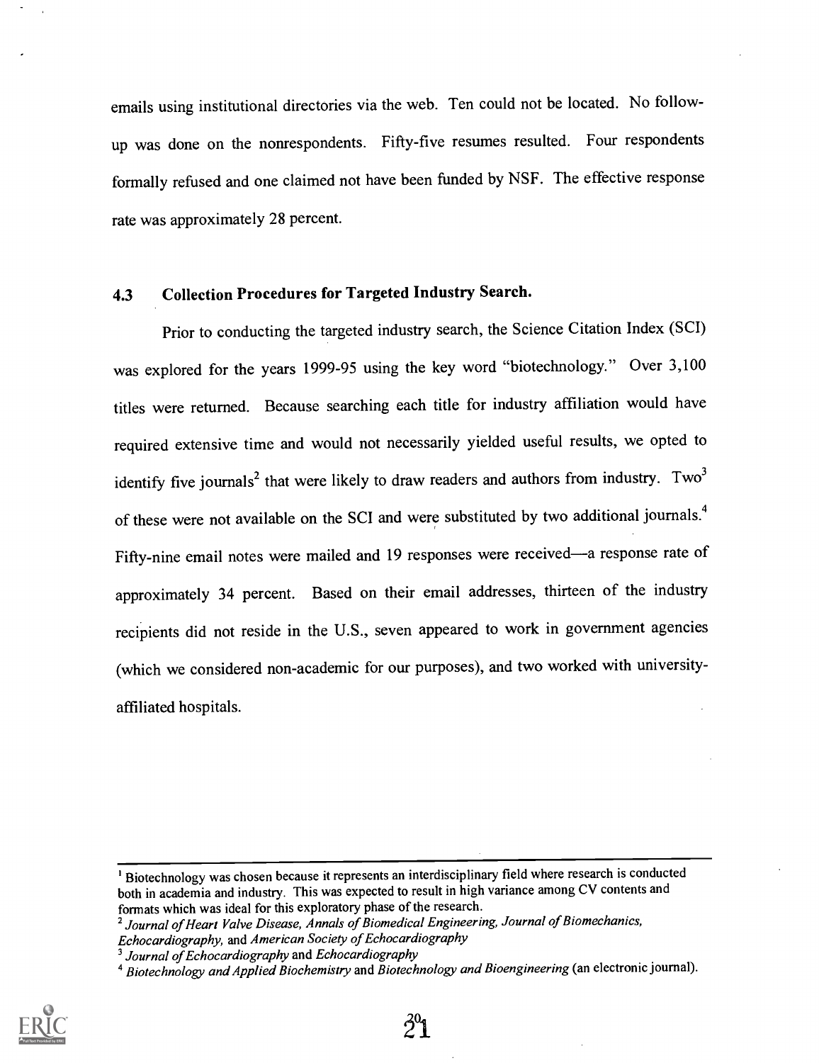emails using institutional directories via the web. Ten could not be located. No follow-up was done on the nonrespondents. Fifty-five resumes resulted. Four respondents formally refused and one claimed not have been funded by NSF. The effective response rate was approximately 28 percent.

## 4.3 Collection Procedures for Targeted Industry Search.

Prior to conducting the targeted industry search, the Science Citation Index (SCI) was explored for the years 1999-95 using the key word "biotechnology." Over 3,100 titles were returned. Because searching each title for industry affiliation would have required extensive time and would not necessarily yielded useful results, we opted to identify five journals[2] that were likely to draw readers and authors from industry. Two[3] of these were not available on the SCI and were substituted by two additional journals.[4] Fifty-nine email notes were mailed and 19 responses were received—a response rate of approximately 34 percent. Based on their email addresses, thirteen of the industry recipients did not reside in the U.S., seven appeared to work in government agencies (which we considered non-academic for our purposes), and two worked with university-affiliated hospitals.

---

[1] Biotechnology was chosen because it represents an interdisciplinary field where research is conducted both in academia and industry. This was expected to result in high variance among CV contents and formats which was ideal for this exploratory phase of the research.

[2] *Journal of Heart Valve Disease, Annals of Biomedical Engineering, Journal of Biomechanics, Echocardiography,* and *American Society of Echocardiography*

[3] *Journal of Echocardiography* and *Echocardiography*

[4] *Biotechnology and Applied Biochemistry* and *Biotechnology and Bioengineering* (an electronic journal).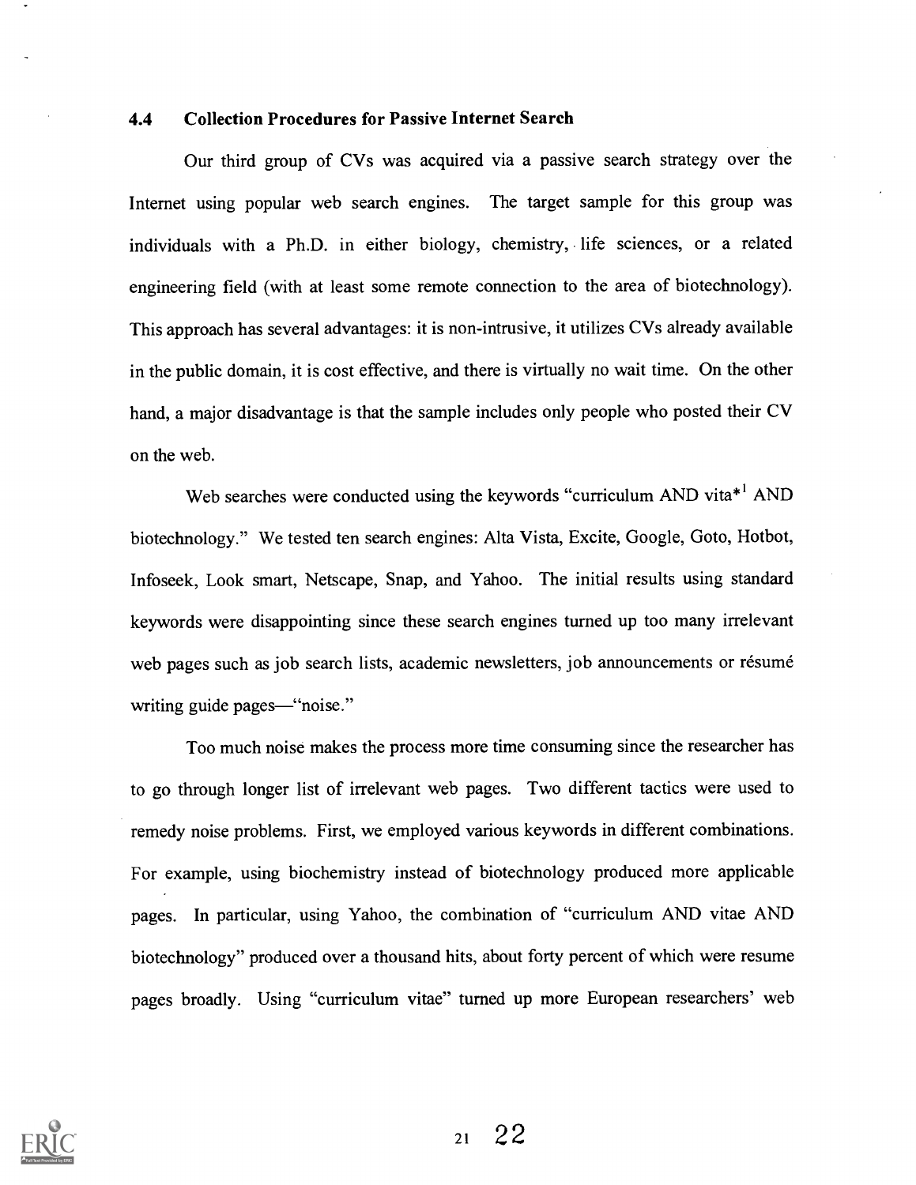### 4.4 Collection Procedures for Passive Internet Search

Our third group of CVs was acquired via a passive search strategy over the Internet using popular web search engines. The target sample for this group was individuals with a Ph.D. in either biology, chemistry, life sciences, or a related engineering field (with at least some remote connection to the area of biotechnology). This approach has several advantages: it is non-intrusive, it utilizes CVs already available in the public domain, it is cost effective, and there is virtually no wait time. On the other hand, a major disadvantage is that the sample includes only people who posted their CV on the web.

Web searches were conducted using the keywords "curriculum AND vita*[1] AND biotechnology." We tested ten search engines: Alta Vista, Excite, Google, Goto, Hotbot, Infoseek, Look smart, Netscape, Snap, and Yahoo. The initial results using standard keywords were disappointing since these search engines turned up too many irrelevant web pages such as job search lists, academic newsletters, job announcements or résumé writing guide pages—"noise."

Too much noise makes the process more time consuming since the researcher has to go through longer list of irrelevant web pages. Two different tactics were used to remedy noise problems. First, we employed various keywords in different combinations. For example, using biochemistry instead of biotechnology produced more applicable pages. In particular, using Yahoo, the combination of "curriculum AND vitae AND biotechnology" produced over a thousand hits, about forty percent of which were resume pages broadly. Using "curriculum vitae" turned up more European researchers' web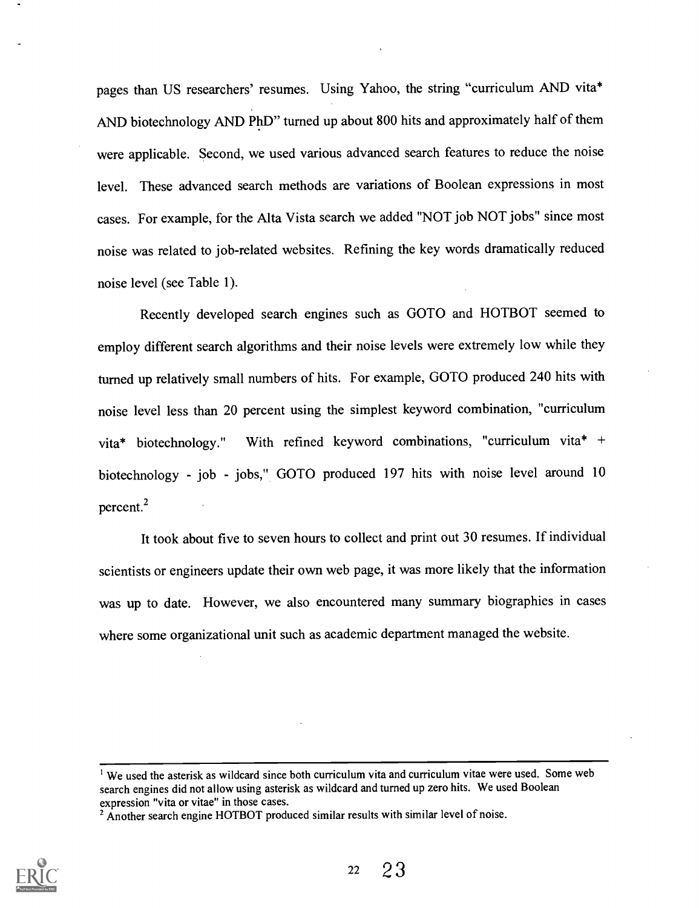pages than US researchers' resumes. Using Yahoo, the string "curriculum AND vita* AND biotechnology AND PhD" turned up about 800 hits and approximately half of them were applicable. Second, we used various advanced search features to reduce the noise level. These advanced search methods are variations of Boolean expressions in most cases. For example, for the Alta Vista search we added "NOT job NOT jobs" since most noise was related to job-related websites. Refining the key words dramatically reduced noise level (see Table 1).

Recently developed search engines such as GOTO and HOTBOT seemed to employ different search algorithms and their noise levels were extremely low while they turned up relatively small numbers of hits. For example, GOTO produced 240 hits with noise level less than 20 percent using the simplest keyword combination, "curriculum vita* biotechnology." With refined keyword combinations, "curriculum vita* + biotechnology - job - jobs," GOTO produced 197 hits with noise level around 10 percent.[2]

It took about five to seven hours to collect and print out 30 resumes. If individual scientists or engineers update their own web page, it was more likely that the information was up to date. However, we also encountered many summary biographies in cases where some organizational unit such as academic department managed the website.

---

[1] We used the asterisk as wildcard since both curriculum vita and curriculum vitae were used. Some web search engines did not allow using asterisk as wildcard and turned up zero hits. We used Boolean expression "vita or vitae" in those cases.

[2] Another search engine HOTBOT produced similar results with similar level of noise.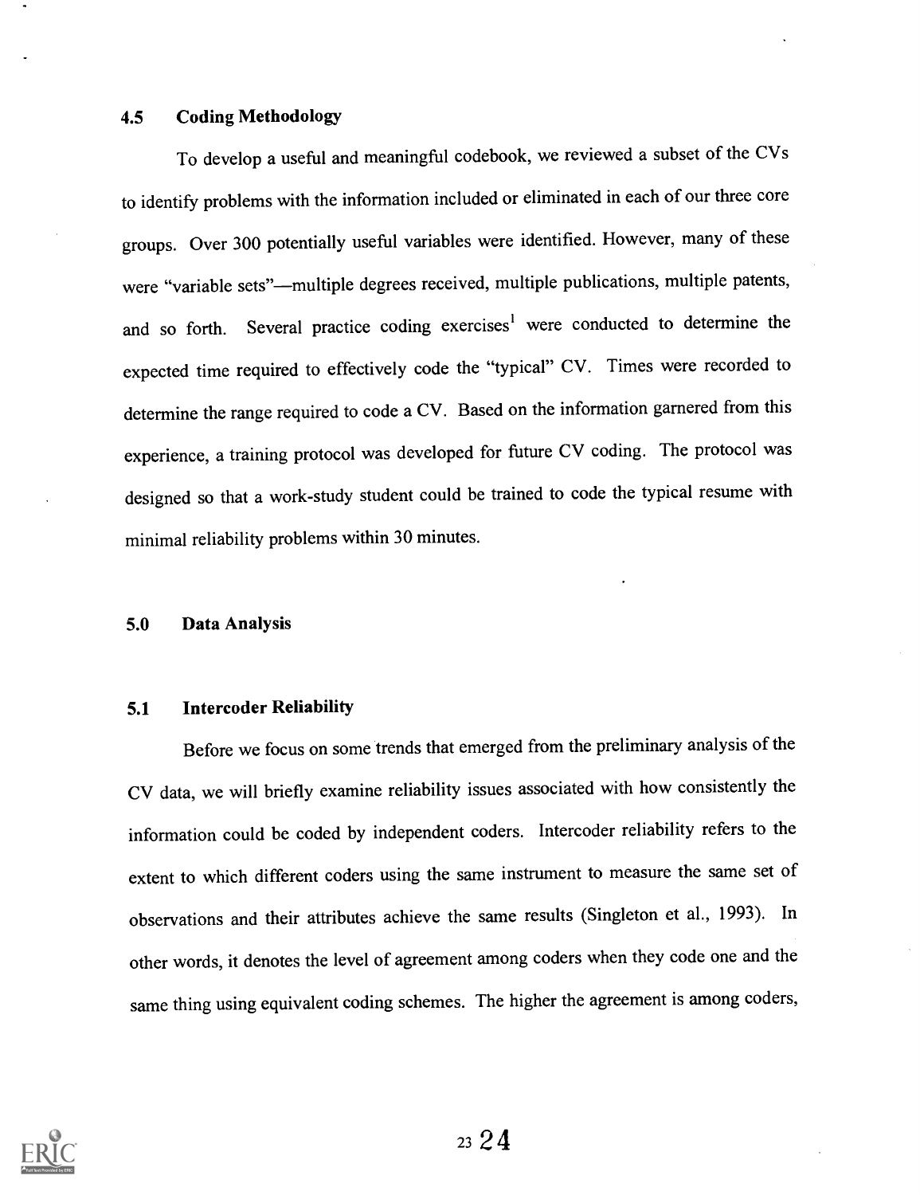### 4.5 Coding Methodology

To develop a useful and meaningful codebook, we reviewed a subset of the CVs to identify problems with the information included or eliminated in each of our three core groups. Over 300 potentially useful variables were identified. However, many of these were "variable sets"—multiple degrees received, multiple publications, multiple patents, and so forth. Several practice coding exercises[1] were conducted to determine the expected time required to effectively code the "typical" CV. Times were recorded to determine the range required to code a CV. Based on the information garnered from this experience, a training protocol was developed for future CV coding. The protocol was designed so that a work-study student could be trained to code the typical resume with minimal reliability problems within 30 minutes.

## 5.0 Data Analysis

### 5.1 Intercoder Reliability

Before we focus on some trends that emerged from the preliminary analysis of the CV data, we will briefly examine reliability issues associated with how consistently the information could be coded by independent coders. Intercoder reliability refers to the extent to which different coders using the same instrument to measure the same set of observations and their attributes achieve the same results (Singleton et al., 1993). In other words, it denotes the level of agreement among coders when they code one and the same thing using equivalent coding schemes. The higher the agreement is among coders,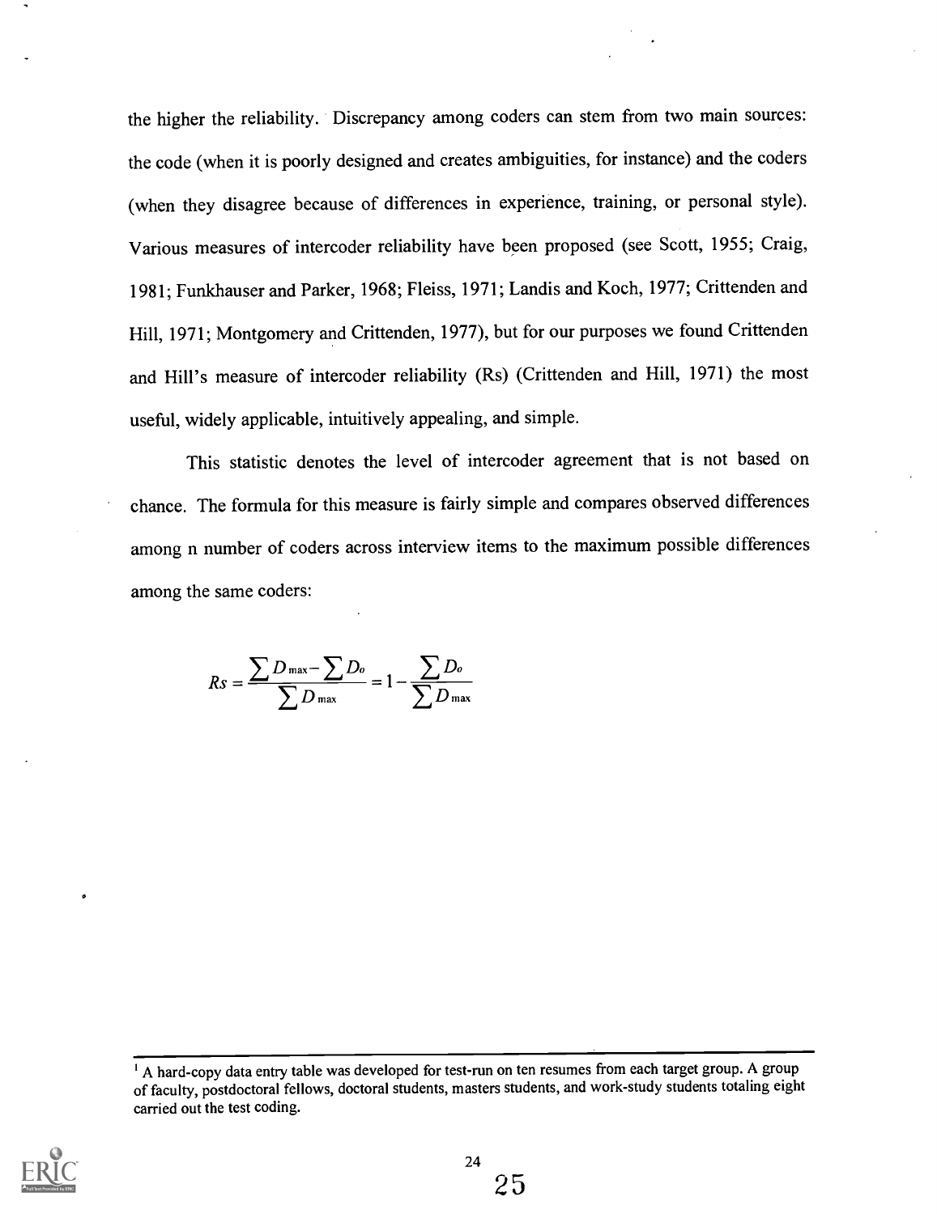the higher the reliability. Discrepancy among coders can stem from two main sources: the code (when it is poorly designed and creates ambiguities, for instance) and the coders (when they disagree because of differences in experience, training, or personal style). Various measures of intercoder reliability have been proposed (see Scott, 1955; Craig, 1981; Funkhauser and Parker, 1968; Fleiss, 1971; Landis and Koch, 1977; Crittenden and Hill, 1971; Montgomery and Crittenden, 1977), but for our purposes we found Crittenden and Hill's measure of intercoder reliability (Rs) (Crittenden and Hill, 1971) the most useful, widely applicable, intuitively appealing, and simple.

This statistic denotes the level of intercoder agreement that is not based on chance. The formula for this measure is fairly simple and compares observed differences among n number of coders across interview items to the maximum possible differences among the same coders:

$$Rs = \frac{\sum D_{\max} - \sum D_o}{\sum D_{\max}} = 1 - \frac{\sum D_o}{\sum D_{\max}}$$

[1] A hard-copy data entry table was developed for test-run on ten resumes from each target group. A group of faculty, postdoctoral fellows, doctoral students, masters students, and work-study students totaling eight carried out the test coding.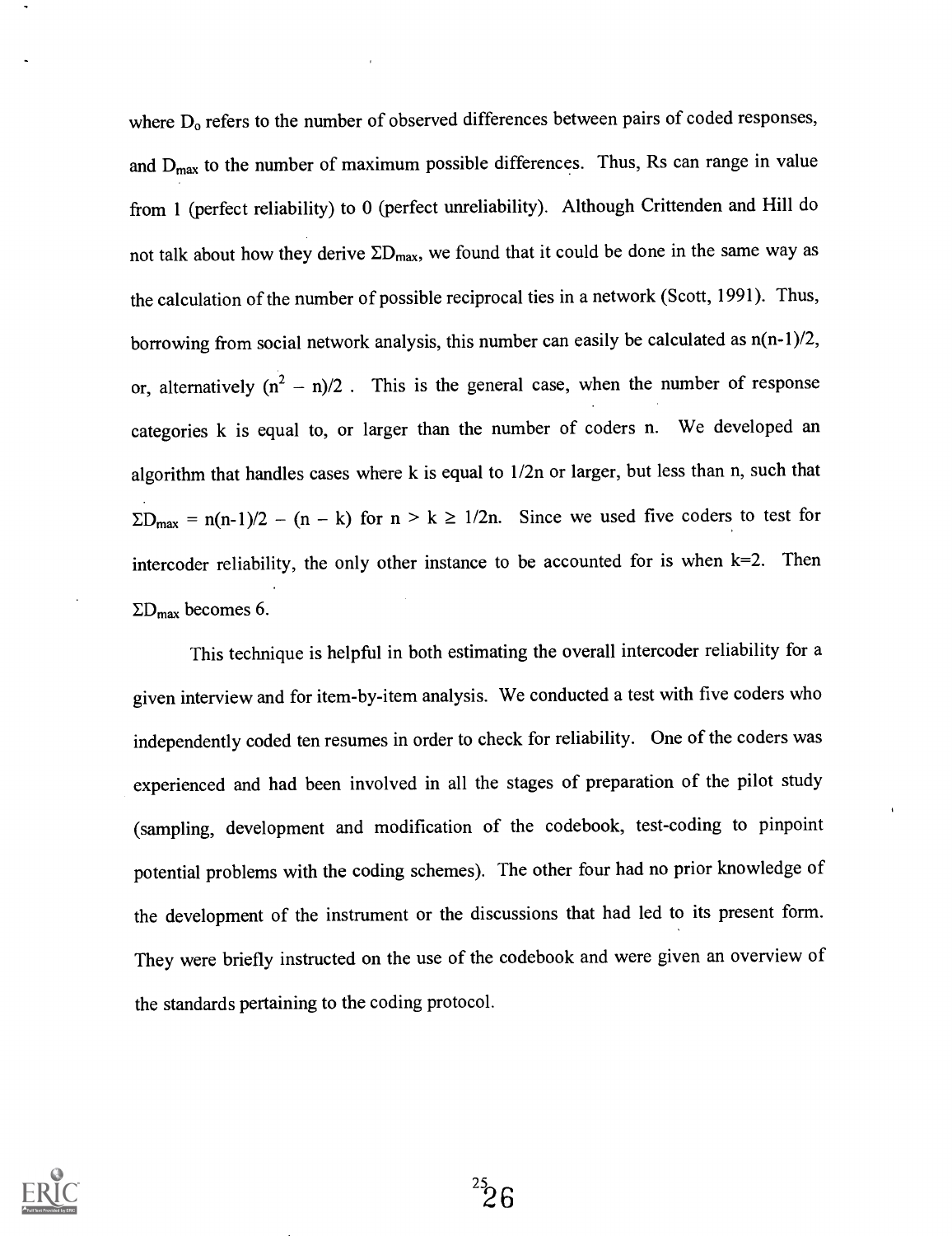where $D_o$ refers to the number of observed differences between pairs of coded responses, and $D_{max}$ to the number of maximum possible differences. Thus, Rs can range in value from 1 (perfect reliability) to 0 (perfect unreliability). Although Crittenden and Hill do not talk about how they derive $\Sigma D_{max}$, we found that it could be done in the same way as the calculation of the number of possible reciprocal ties in a network (Scott, 1991). Thus, borrowing from social network analysis, this number can easily be calculated as $n(n-1)/2$, or, alternatively $(n^2 - n)/2$ . This is the general case, when the number of response categories k is equal to, or larger than the number of coders n. We developed an algorithm that handles cases where k is equal to 1/2n or larger, but less than n, such that $\Sigma D_{max} = n(n-1)/2 - (n - k)$ for $n > k \geq 1/2n$. Since we used five coders to test for intercoder reliability, the only other instance to be accounted for is when k=2. Then $\Sigma D_{max}$ becomes 6.

This technique is helpful in both estimating the overall intercoder reliability for a given interview and for item-by-item analysis. We conducted a test with five coders who independently coded ten resumes in order to check for reliability. One of the coders was experienced and had been involved in all the stages of preparation of the pilot study (sampling, development and modification of the codebook, test-coding to pinpoint potential problems with the coding schemes). The other four had no prior knowledge of the development of the instrument or the discussions that had led to its present form. They were briefly instructed on the use of the codebook and were given an overview of the standards pertaining to the coding protocol.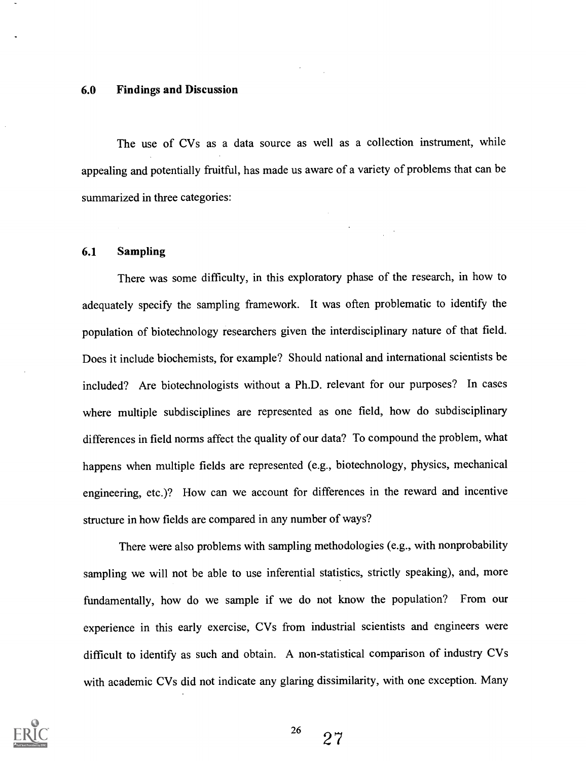## 6.0 Findings and Discussion

The use of CVs as a data source as well as a collection instrument, while appealing and potentially fruitful, has made us aware of a variety of problems that can be summarized in three categories:

### 6.1 Sampling

There was some difficulty, in this exploratory phase of the research, in how to adequately specify the sampling framework. It was often problematic to identify the population of biotechnology researchers given the interdisciplinary nature of that field. Does it include biochemists, for example? Should national and international scientists be included? Are biotechnologists without a Ph.D. relevant for our purposes? In cases where multiple subdisciplines are represented as one field, how do subdisciplinary differences in field norms affect the quality of our data? To compound the problem, what happens when multiple fields are represented (e.g., biotechnology, physics, mechanical engineering, etc.)? How can we account for differences in the reward and incentive structure in how fields are compared in any number of ways?

There were also problems with sampling methodologies (e.g., with nonprobability sampling we will not be able to use inferential statistics, strictly speaking), and, more fundamentally, how do we sample if we do not know the population? From our experience in this early exercise, CVs from industrial scientists and engineers were difficult to identify as such and obtain. A non-statistical comparison of industry CVs with academic CVs did not indicate any glaring dissimilarity, with one exception. Many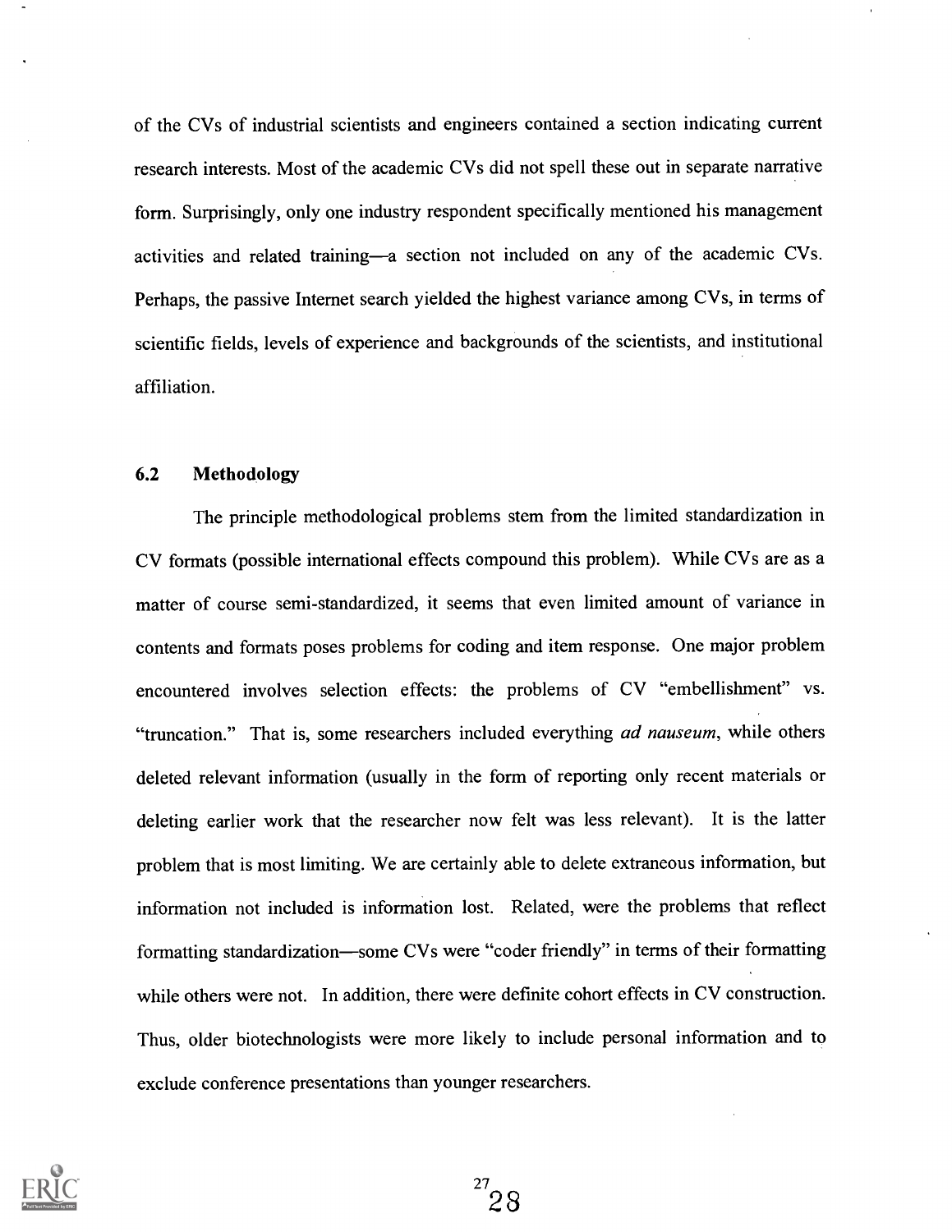of the CVs of industrial scientists and engineers contained a section indicating current research interests. Most of the academic CVs did not spell these out in separate narrative form. Surprisingly, only one industry respondent specifically mentioned his management activities and related training—a section not included on any of the academic CVs. Perhaps, the passive Internet search yielded the highest variance among CVs, in terms of scientific fields, levels of experience and backgrounds of the scientists, and institutional affiliation.

### 6.2 Methodology

The principle methodological problems stem from the limited standardization in CV formats (possible international effects compound this problem). While CVs are as a matter of course semi-standardized, it seems that even limited amount of variance in contents and formats poses problems for coding and item response. One major problem encountered involves selection effects: the problems of CV "embellishment" vs. "truncation." That is, some researchers included everything *ad nauseum*, while others deleted relevant information (usually in the form of reporting only recent materials or deleting earlier work that the researcher now felt was less relevant). It is the latter problem that is most limiting. We are certainly able to delete extraneous information, but information not included is information lost. Related, were the problems that reflect formatting standardization—some CVs were "coder friendly" in terms of their formatting while others were not. In addition, there were definite cohort effects in CV construction. Thus, older biotechnologists were more likely to include personal information and to exclude conference presentations than younger researchers.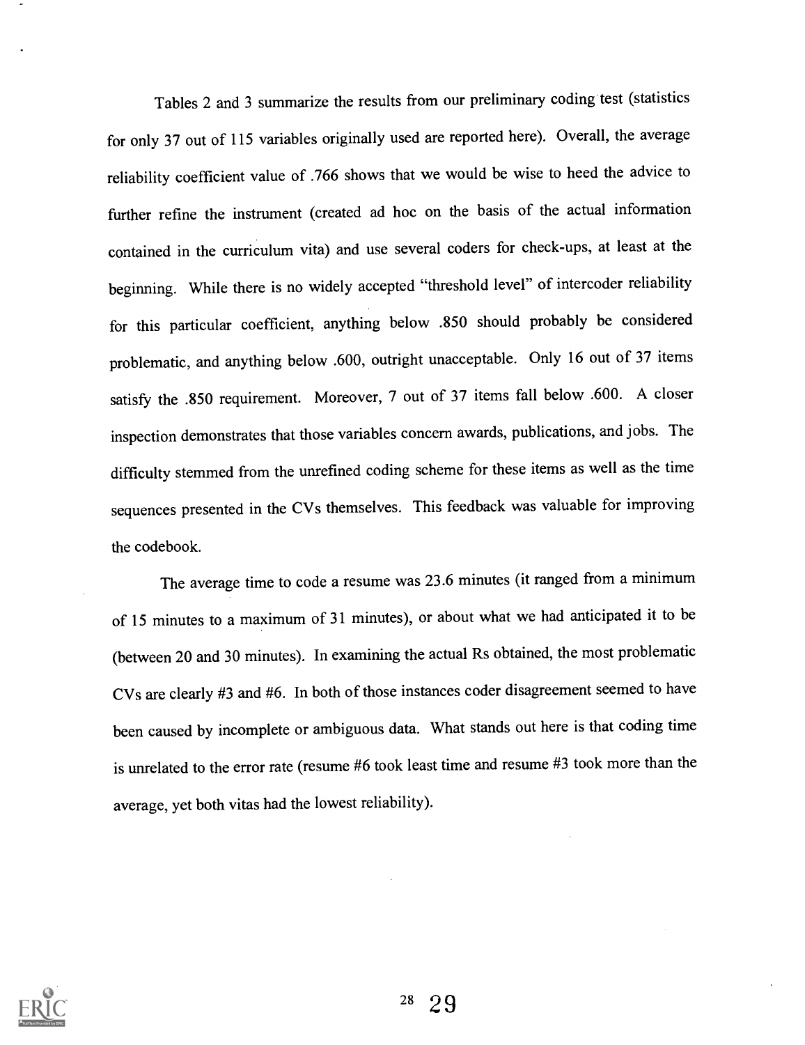Tables 2 and 3 summarize the results from our preliminary coding test (statistics for only 37 out of 115 variables originally used are reported here). Overall, the average reliability coefficient value of .766 shows that we would be wise to heed the advice to further refine the instrument (created ad hoc on the basis of the actual information contained in the curriculum vita) and use several coders for check-ups, at least at the beginning. While there is no widely accepted "threshold level" of intercoder reliability for this particular coefficient, anything below .850 should probably be considered problematic, and anything below .600, outright unacceptable. Only 16 out of 37 items satisfy the .850 requirement. Moreover, 7 out of 37 items fall below .600. A closer inspection demonstrates that those variables concern awards, publications, and jobs. The difficulty stemmed from the unrefined coding scheme for these items as well as the time sequences presented in the CVs themselves. This feedback was valuable for improving the codebook.

The average time to code a resume was 23.6 minutes (it ranged from a minimum of 15 minutes to a maximum of 31 minutes), or about what we had anticipated it to be (between 20 and 30 minutes). In examining the actual Rs obtained, the most problematic CVs are clearly #3 and #6. In both of those instances coder disagreement seemed to have been caused by incomplete or ambiguous data. What stands out here is that coding time is unrelated to the error rate (resume #6 took least time and resume #3 took more than the average, yet both vitas had the lowest reliability).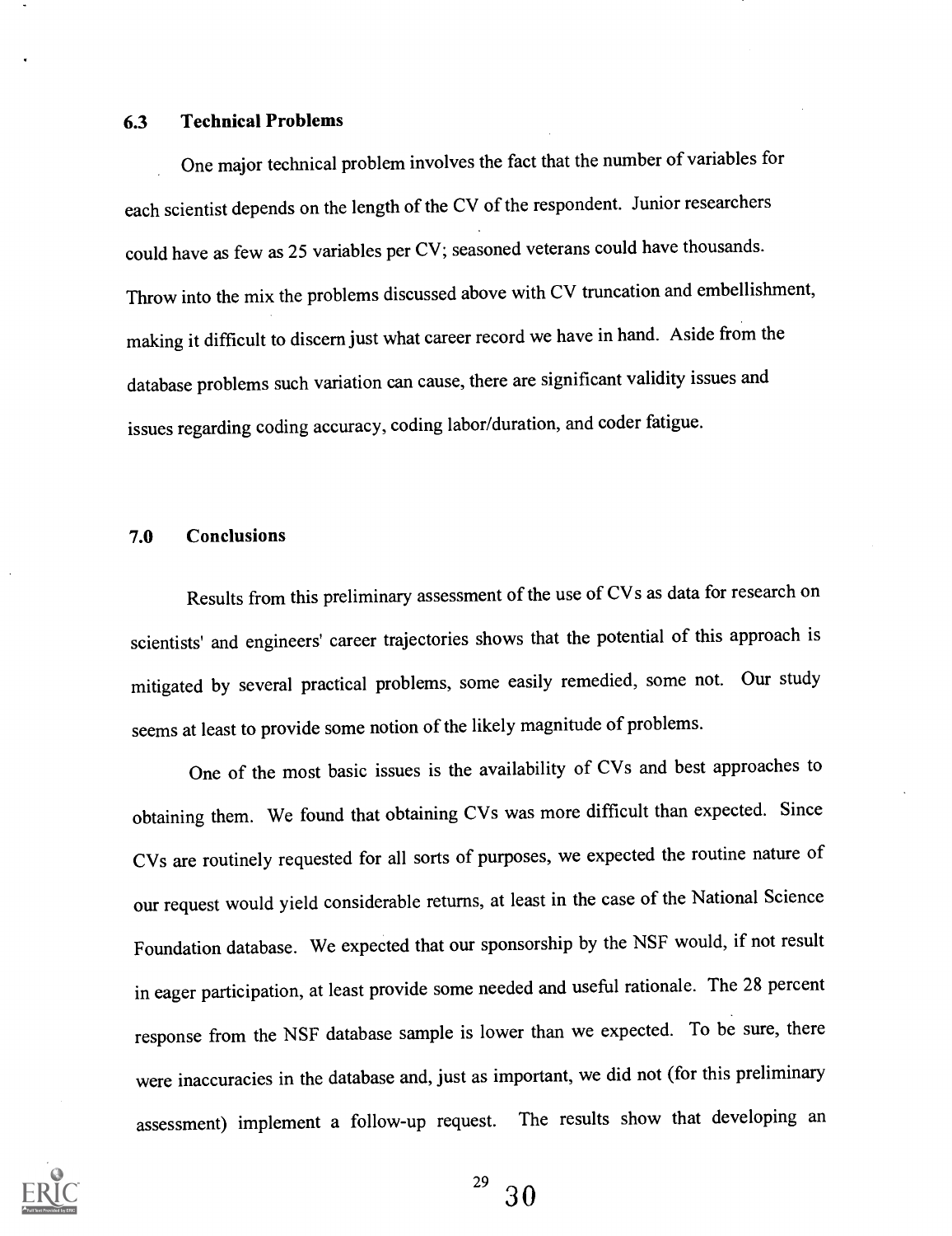### 6.3 Technical Problems

One major technical problem involves the fact that the number of variables for each scientist depends on the length of the CV of the respondent. Junior researchers could have as few as 25 variables per CV; seasoned veterans could have thousands. Throw into the mix the problems discussed above with CV truncation and embellishment, making it difficult to discern just what career record we have in hand. Aside from the database problems such variation can cause, there are significant validity issues and issues regarding coding accuracy, coding labor/duration, and coder fatigue.

## 7.0 Conclusions

Results from this preliminary assessment of the use of CVs as data for research on scientists' and engineers' career trajectories shows that the potential of this approach is mitigated by several practical problems, some easily remedied, some not. Our study seems at least to provide some notion of the likely magnitude of problems.

One of the most basic issues is the availability of CVs and best approaches to obtaining them. We found that obtaining CVs was more difficult than expected. Since CVs are routinely requested for all sorts of purposes, we expected the routine nature of our request would yield considerable returns, at least in the case of the National Science Foundation database. We expected that our sponsorship by the NSF would, if not result in eager participation, at least provide some needed and useful rationale. The 28 percent response from the NSF database sample is lower than we expected. To be sure, there were inaccuracies in the database and, just as important, we did not (for this preliminary assessment) implement a follow-up request. The results show that developing an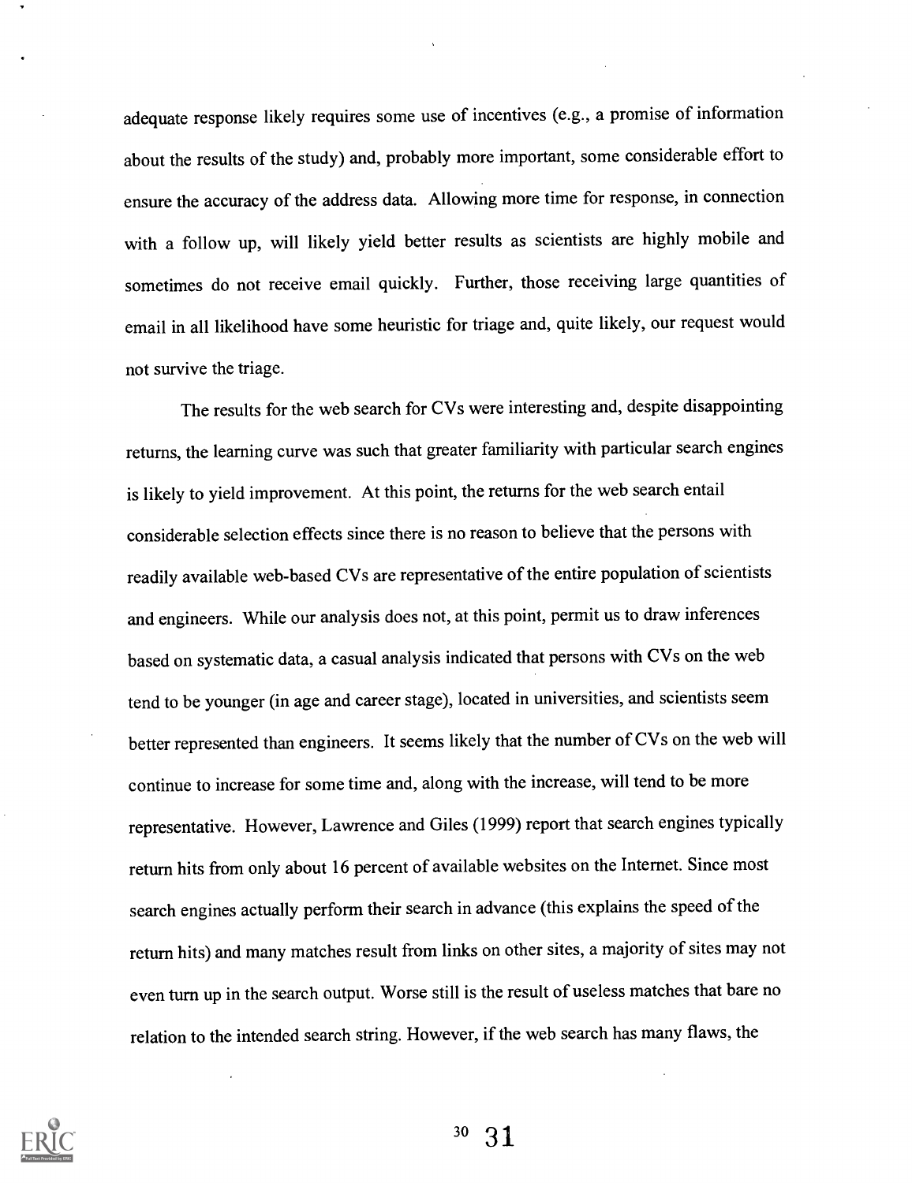adequate response likely requires some use of incentives (e.g., a promise of information about the results of the study) and, probably more important, some considerable effort to ensure the accuracy of the address data. Allowing more time for response, in connection with a follow up, will likely yield better results as scientists are highly mobile and sometimes do not receive email quickly. Further, those receiving large quantities of email in all likelihood have some heuristic for triage and, quite likely, our request would not survive the triage.

The results for the web search for CVs were interesting and, despite disappointing returns, the learning curve was such that greater familiarity with particular search engines is likely to yield improvement. At this point, the returns for the web search entail considerable selection effects since there is no reason to believe that the persons with readily available web-based CVs are representative of the entire population of scientists and engineers. While our analysis does not, at this point, permit us to draw inferences based on systematic data, a casual analysis indicated that persons with CVs on the web tend to be younger (in age and career stage), located in universities, and scientists seem better represented than engineers. It seems likely that the number of CVs on the web will continue to increase for some time and, along with the increase, will tend to be more representative. However, Lawrence and Giles (1999) report that search engines typically return hits from only about 16 percent of available websites on the Internet. Since most search engines actually perform their search in advance (this explains the speed of the return hits) and many matches result from links on other sites, a majority of sites may not even turn up in the search output. Worse still is the result of useless matches that bare no relation to the intended search string. However, if the web search has many flaws, the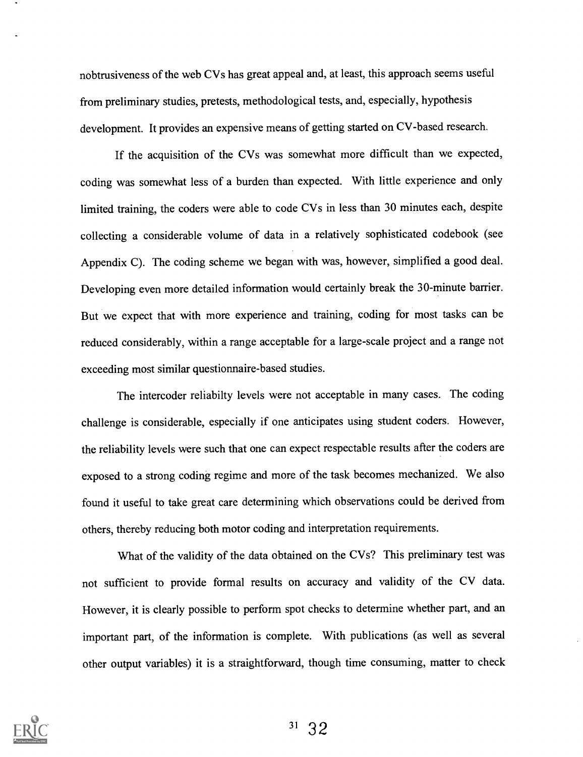nobtrusiveness of the web CVs has great appeal and, at least, this approach seems useful from preliminary studies, pretests, methodological tests, and, especially, hypothesis development. It provides an expensive means of getting started on CV-based research.

If the acquisition of the CVs was somewhat more difficult than we expected, coding was somewhat less of a burden than expected. With little experience and only limited training, the coders were able to code CVs in less than 30 minutes each, despite collecting a considerable volume of data in a relatively sophisticated codebook (see Appendix C). The coding scheme we began with was, however, simplified a good deal. Developing even more detailed information would certainly break the 30-minute barrier. But we expect that with more experience and training, coding for most tasks can be reduced considerably, within a range acceptable for a large-scale project and a range not exceeding most similar questionnaire-based studies.

The intercoder reliabilty levels were not acceptable in many cases. The coding challenge is considerable, especially if one anticipates using student coders. However, the reliability levels were such that one can expect respectable results after the coders are exposed to a strong coding regime and more of the task becomes mechanized. We also found it useful to take great care determining which observations could be derived from others, thereby reducing both motor coding and interpretation requirements.

What of the validity of the data obtained on the CVs? This preliminary test was not sufficient to provide formal results on accuracy and validity of the CV data. However, it is clearly possible to perform spot checks to determine whether part, and an important part, of the information is complete. With publications (as well as several other output variables) it is a straightforward, though time consuming, matter to check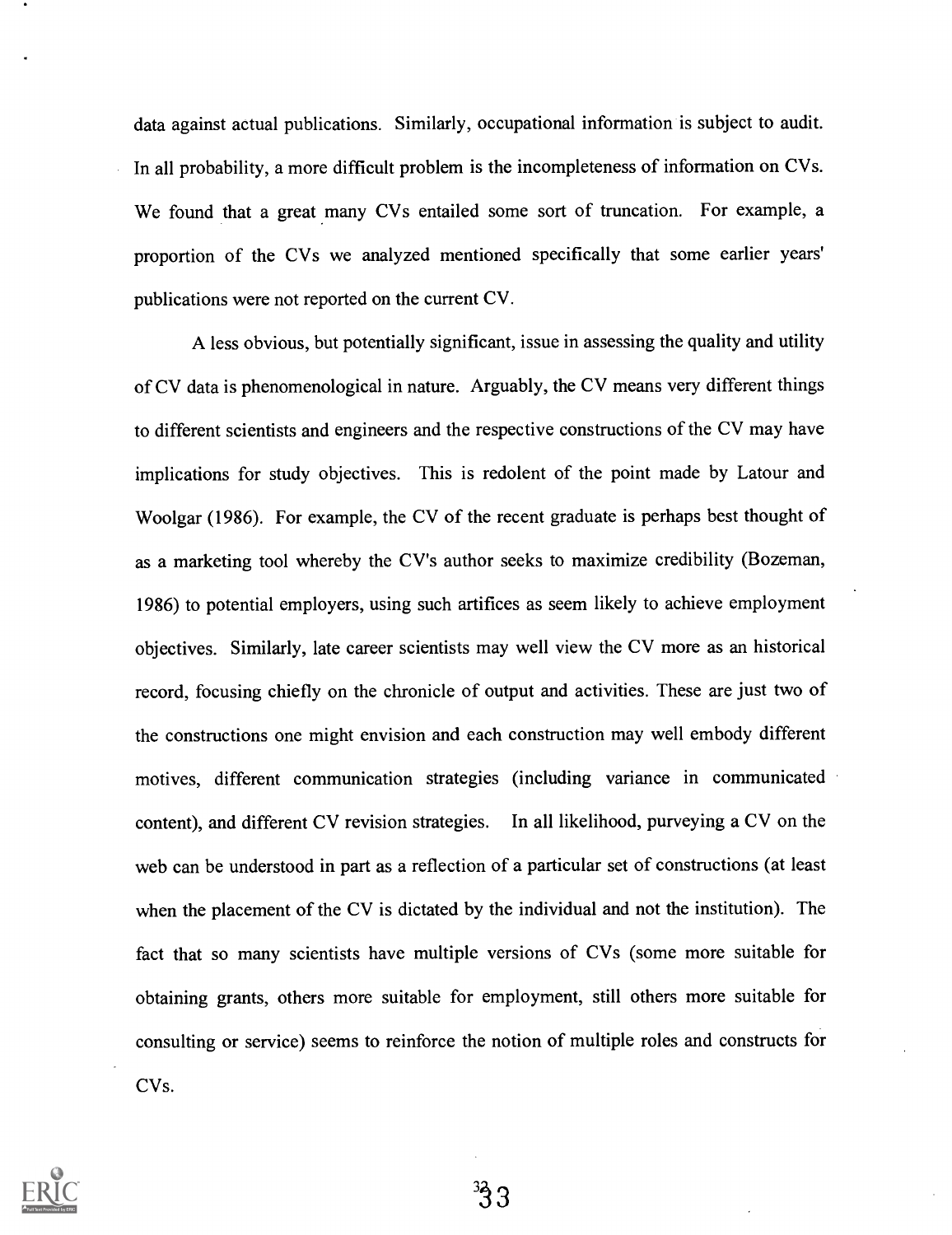data against actual publications. Similarly, occupational information is subject to audit. In all probability, a more difficult problem is the incompleteness of information on CVs. We found that a great many CVs entailed some sort of truncation. For example, a proportion of the CVs we analyzed mentioned specifically that some earlier years' publications were not reported on the current CV.

A less obvious, but potentially significant, issue in assessing the quality and utility of CV data is phenomenological in nature. Arguably, the CV means very different things to different scientists and engineers and the respective constructions of the CV may have implications for study objectives. This is redolent of the point made by Latour and Woolgar (1986). For example, the CV of the recent graduate is perhaps best thought of as a marketing tool whereby the CV's author seeks to maximize credibility (Bozeman, 1986) to potential employers, using such artifices as seem likely to achieve employment objectives. Similarly, late career scientists may well view the CV more as an historical record, focusing chiefly on the chronicle of output and activities. These are just two of the constructions one might envision and each construction may well embody different motives, different communication strategies (including variance in communicated content), and different CV revision strategies. In all likelihood, purveying a CV on the web can be understood in part as a reflection of a particular set of constructions (at least when the placement of the CV is dictated by the individual and not the institution). The fact that so many scientists have multiple versions of CVs (some more suitable for obtaining grants, others more suitable for employment, still others more suitable for consulting or service) seems to reinforce the notion of multiple roles and constructs for CVs.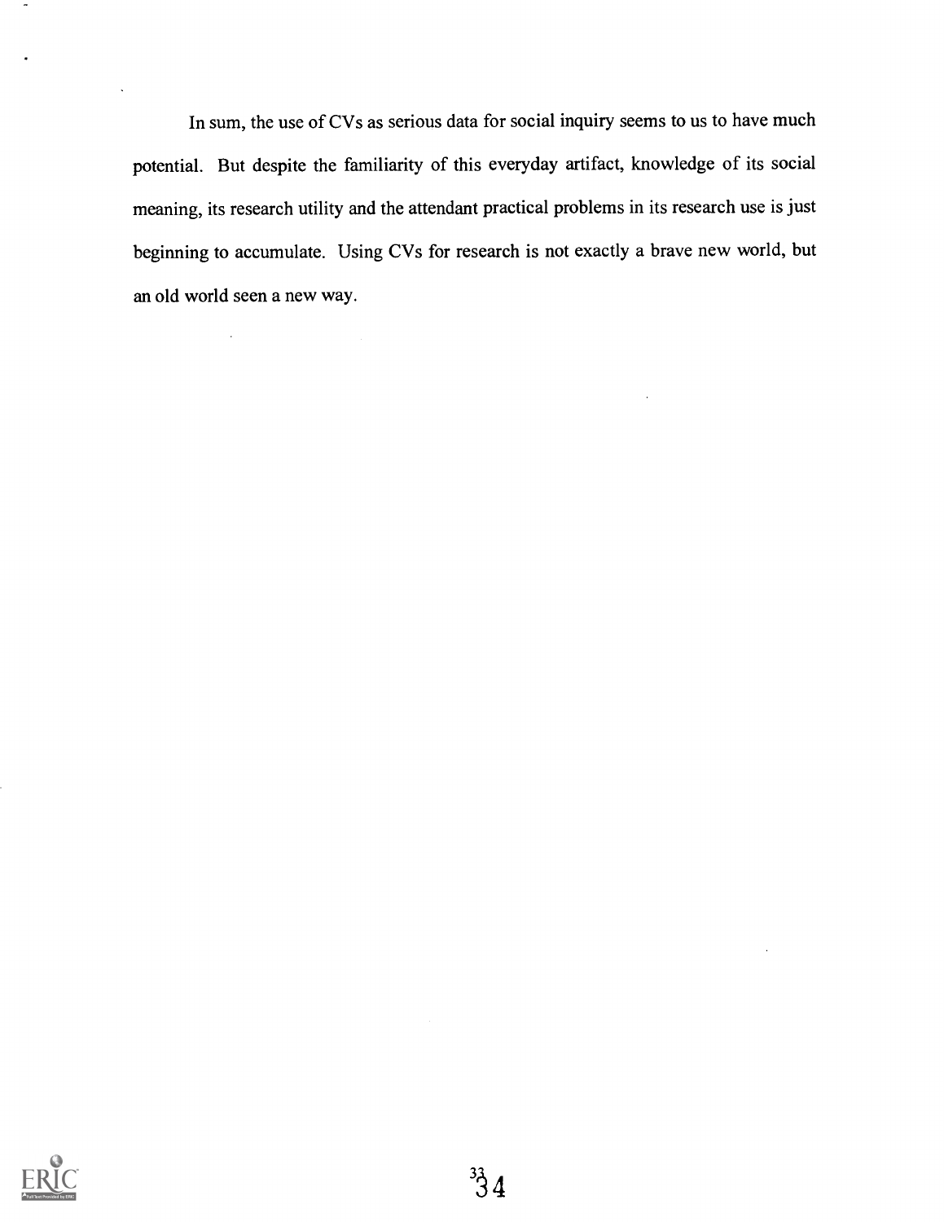In sum, the use of CVs as serious data for social inquiry seems to us to have much potential. But despite the familiarity of this everyday artifact, knowledge of its social meaning, its research utility and the attendant practical problems in its research use is just beginning to accumulate. Using CVs for research is not exactly a brave new world, but an old world seen a new way.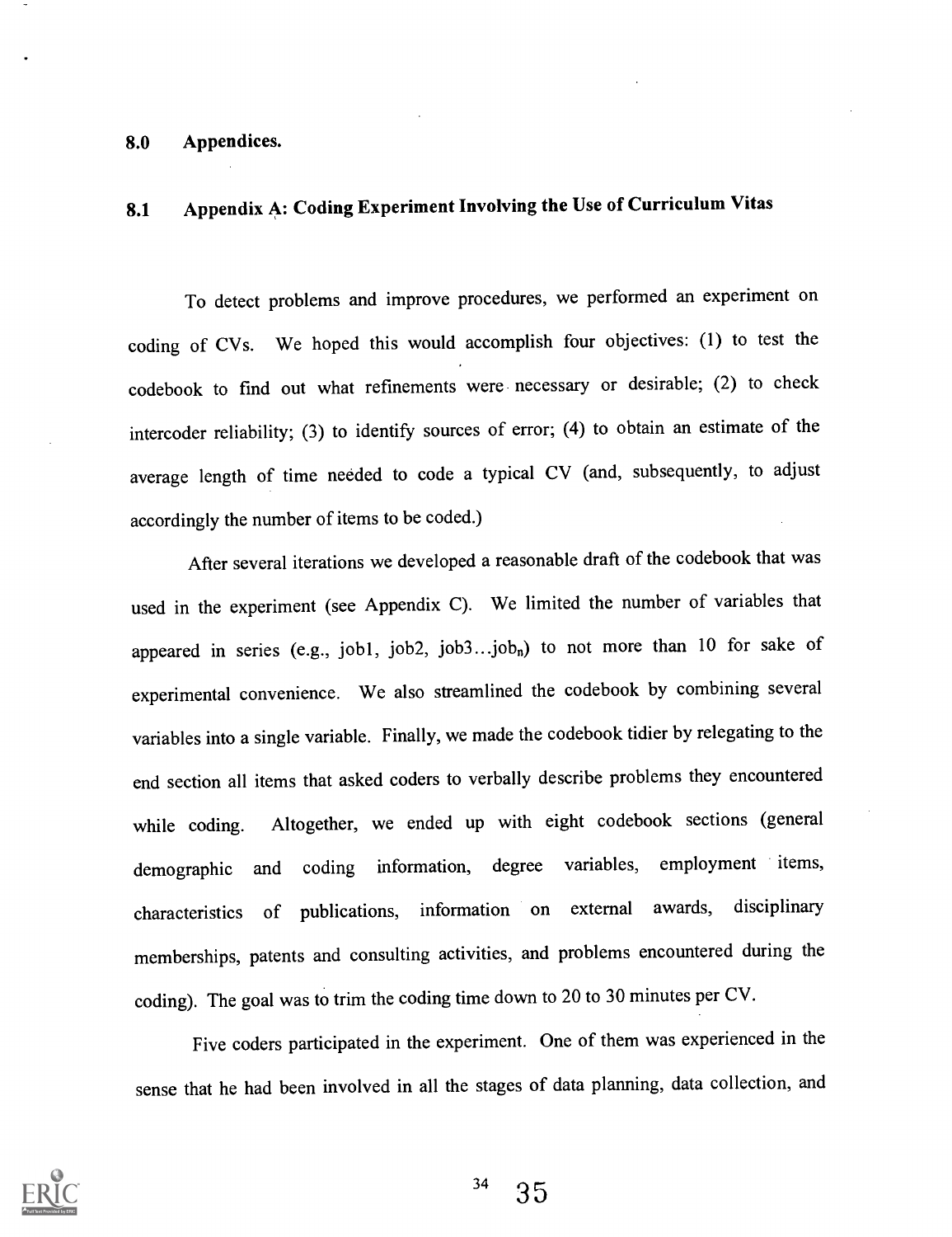## 8.0 Appendices.

### 8.1 Appendix A: Coding Experiment Involving the Use of Curriculum Vitas

To detect problems and improve procedures, we performed an experiment on coding of CVs. We hoped this would accomplish four objectives: (1) to test the codebook to find out what refinements were necessary or desirable; (2) to check intercoder reliability; (3) to identify sources of error; (4) to obtain an estimate of the average length of time needed to code a typical CV (and, subsequently, to adjust accordingly the number of items to be coded.)

After several iterations we developed a reasonable draft of the codebook that was used in the experiment (see Appendix C). We limited the number of variables that appeared in series (e.g., job1, job2, job3...$job_n$) to not more than 10 for sake of experimental convenience. We also streamlined the codebook by combining several variables into a single variable. Finally, we made the codebook tidier by relegating to the end section all items that asked coders to verbally describe problems they encountered while coding. Altogether, we ended up with eight codebook sections (general demographic and coding information, degree variables, employment items, characteristics of publications, information on external awards, disciplinary memberships, patents and consulting activities, and problems encountered during the coding). The goal was to trim the coding time down to 20 to 30 minutes per CV.

Five coders participated in the experiment. One of them was experienced in the sense that he had been involved in all the stages of data planning, data collection, and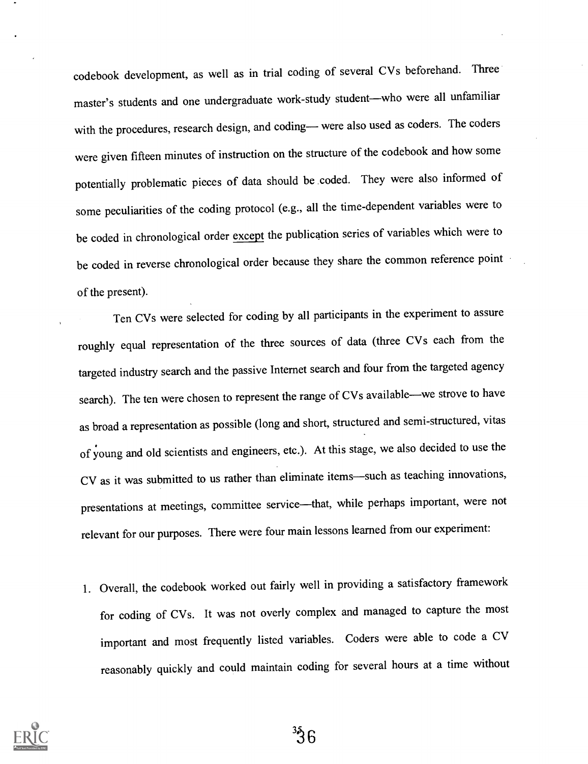codebook development, as well as in trial coding of several CVs beforehand. Three master's students and one undergraduate work-study student—who were all unfamiliar with the procedures, research design, and coding— were also used as coders. The coders were given fifteen minutes of instruction on the structure of the codebook and how some potentially problematic pieces of data should be coded. They were also informed of some peculiarities of the coding protocol (e.g., all the time-dependent variables were to be coded in chronological order <u>except</u> the publication series of variables which were to be coded in reverse chronological order because they share the common reference point of the present).

Ten CVs were selected for coding by all participants in the experiment to assure roughly equal representation of the three sources of data (three CVs each from the targeted industry search and the passive Internet search and four from the targeted agency search). The ten were chosen to represent the range of CVs available—we strove to have as broad a representation as possible (long and short, structured and semi-structured, vitas of young and old scientists and engineers, etc.). At this stage, we also decided to use the CV as it was submitted to us rather than eliminate items—such as teaching innovations, presentations at meetings, committee service—that, while perhaps important, were not relevant for our purposes. There were four main lessons learned from our experiment:

1. Overall, the codebook worked out fairly well in providing a satisfactory framework for coding of CVs. It was not overly complex and managed to capture the most important and most frequently listed variables. Coders were able to code a CV reasonably quickly and could maintain coding for several hours at a time without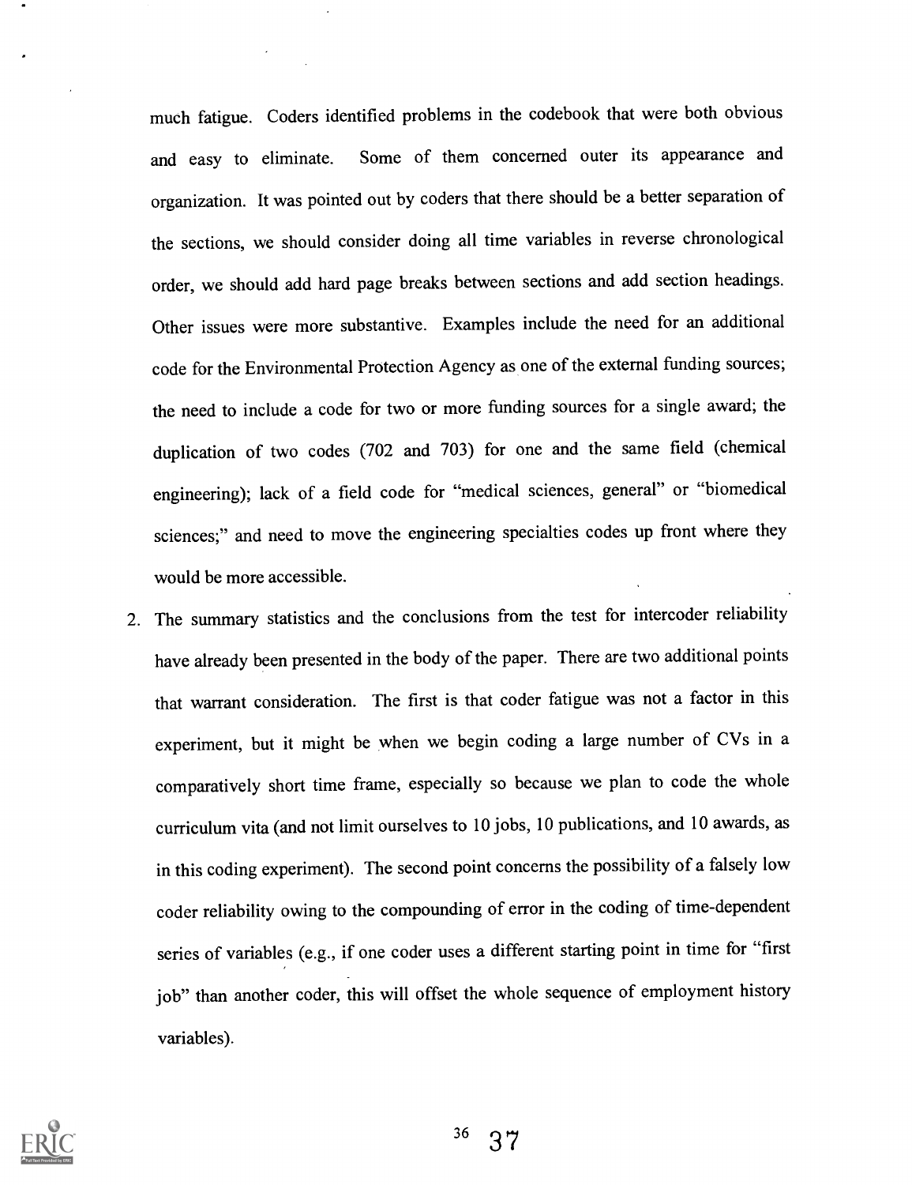much fatigue. Coders identified problems in the codebook that were both obvious and easy to eliminate. Some of them concerned outer its appearance and organization. It was pointed out by coders that there should be a better separation of the sections, we should consider doing all time variables in reverse chronological order, we should add hard page breaks between sections and add section headings. Other issues were more substantive. Examples include the need for an additional code for the Environmental Protection Agency as one of the external funding sources; the need to include a code for two or more funding sources for a single award; the duplication of two codes (702 and 703) for one and the same field (chemical engineering); lack of a field code for "medical sciences, general" or "biomedical sciences;" and need to move the engineering specialties codes up front where they would be more accessible.

2. The summary statistics and the conclusions from the test for intercoder reliability have already been presented in the body of the paper. There are two additional points that warrant consideration. The first is that coder fatigue was not a factor in this experiment, but it might be when we begin coding a large number of CVs in a comparatively short time frame, especially so because we plan to code the whole curriculum vita (and not limit ourselves to 10 jobs, 10 publications, and 10 awards, as in this coding experiment). The second point concerns the possibility of a falsely low coder reliability owing to the compounding of error in the coding of time-dependent series of variables (e.g., if one coder uses a different starting point in time for "first job" than another coder, this will offset the whole sequence of employment history variables).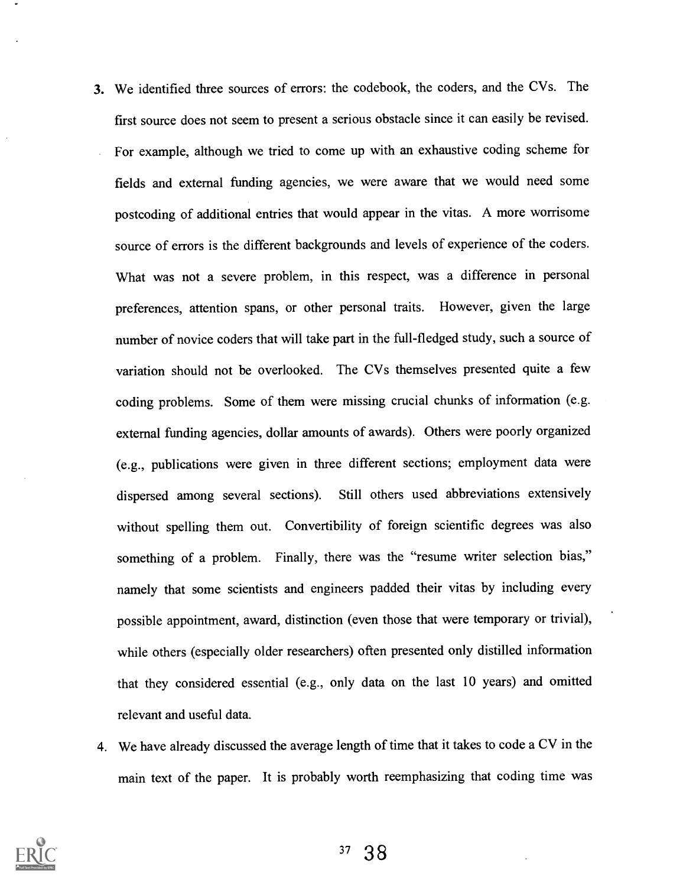3. We identified three sources of errors: the codebook, the coders, and the CVs. The first source does not seem to present a serious obstacle since it can easily be revised. For example, although we tried to come up with an exhaustive coding scheme for fields and external funding agencies, we were aware that we would need some postcoding of additional entries that would appear in the vitas. A more worrisome source of errors is the different backgrounds and levels of experience of the coders. What was not a severe problem, in this respect, was a difference in personal preferences, attention spans, or other personal traits. However, given the large number of novice coders that will take part in the full-fledged study, such a source of variation should not be overlooked. The CVs themselves presented quite a few coding problems. Some of them were missing crucial chunks of information (e.g. external funding agencies, dollar amounts of awards). Others were poorly organized (e.g., publications were given in three different sections; employment data were dispersed among several sections). Still others used abbreviations extensively without spelling them out. Convertibility of foreign scientific degrees was also something of a problem. Finally, there was the "resume writer selection bias," namely that some scientists and engineers padded their vitas by including every possible appointment, award, distinction (even those that were temporary or trivial), while others (especially older researchers) often presented only distilled information that they considered essential (e.g., only data on the last 10 years) and omitted relevant and useful data.

4. We have already discussed the average length of time that it takes to code a CV in the main text of the paper. It is probably worth reemphasizing that coding time was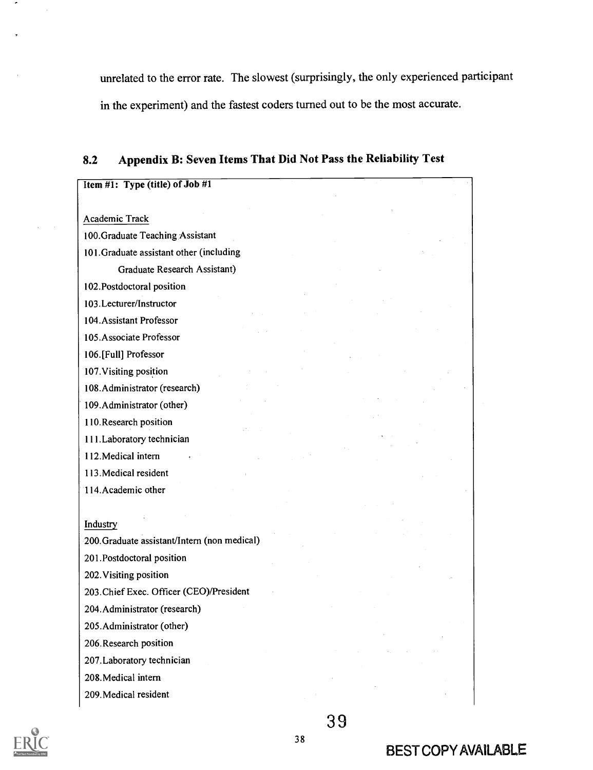unrelated to the error rate. The slowest (surprisingly, the only experienced participant in the experiment) and the fastest coders turned out to be the most accurate.

## 8.2 Appendix B: Seven Items That Did Not Pass the Reliability Test

**Item #1: Type (title) of Job #1**

Academic Track

100.Graduate Teaching Assistant
101.Graduate assistant other (including Graduate Research Assistant)
102.Postdoctoral position
103.Lecturer/Instructor
104.Assistant Professor
105.Associate Professor
106.[Full] Professor
107.Visiting position
108.Administrator (research)
109.Administrator (other)
110.Research position
111.Laboratory technician
112.Medical intern
113.Medical resident
114.Academic other

Industry

200.Graduate assistant/Intern (non medical)
201.Postdoctoral position
202.Visiting position
203.Chief Exec. Officer (CEO)/President
204.Administrator (research)
205.Administrator (other)
206.Research position
207.Laboratory technician
208.Medical intern
209.Medical resident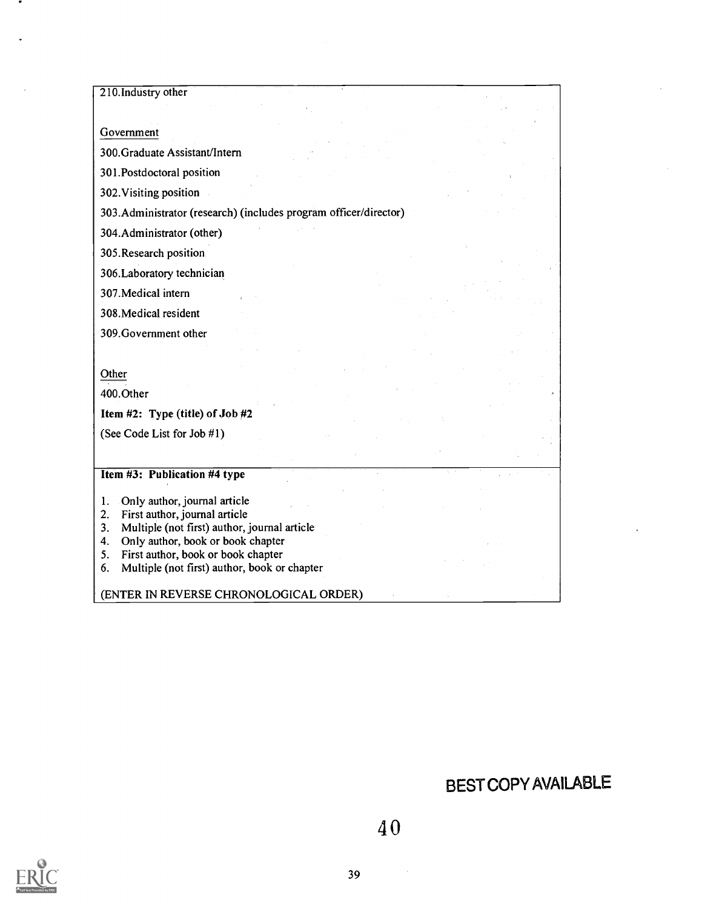210.Industry other

Government

300.Graduate Assistant/Intern

301.Postdoctoral position

302.Visiting position

303.Administrator (research) (includes program officer/director)

304.Administrator (other)

305.Research position

306.Laboratory technician

307.Medical intern

308.Medical resident

309.Government other

Other

400.Other

**Item #2: Type (title) of Job #2**

(See Code List for Job #1)

**Item #3: Publication #4 type**

1. Only author, journal article
2. First author, journal article
3. Multiple (not first) author, journal article
4. Only author, book or book chapter
5. First author, book or book chapter
6. Multiple (not first) author, book or chapter

(ENTER IN REVERSE CHRONOLOGICAL ORDER)

BEST COPY AVAILABLE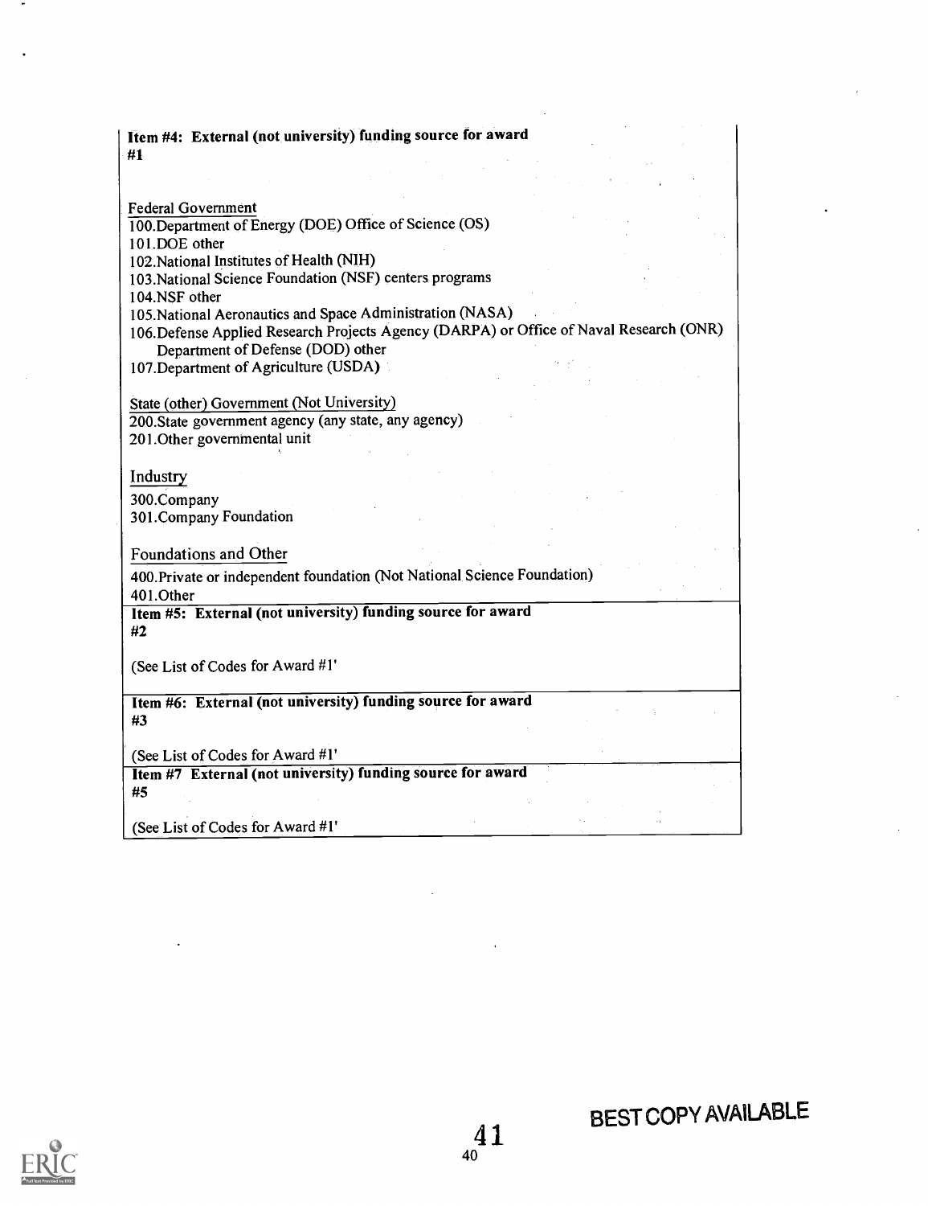**Item #4: External (not university) funding source for award #1**

Federal Government

100.Department of Energy (DOE) Office of Science (OS)
101.DOE other
102.National Institutes of Health (NIH)
103.National Science Foundation (NSF) centers programs
104.NSF other
105.National Aeronautics and Space Administration (NASA)
106.Defense Applied Research Projects Agency (DARPA) or Office of Naval Research (ONR) Department of Defense (DOD) other
107.Department of Agriculture (USDA)

State (other) Government (Not University)

200.State government agency (any state, any agency)
201.Other governmental unit

Industry

300.Company
301.Company Foundation

Foundations and Other

400.Private or independent foundation (Not National Science Foundation)
401.Other

**Item #5: External (not university) funding source for award #2**

(See List of Codes for Award #1'

**Item #6: External (not university) funding source for award #3**

(See List of Codes for Award #1'

**Item #7 External (not university) funding source for award #5**

(See List of Codes for Award #1'

BEST COPY AVAILABLE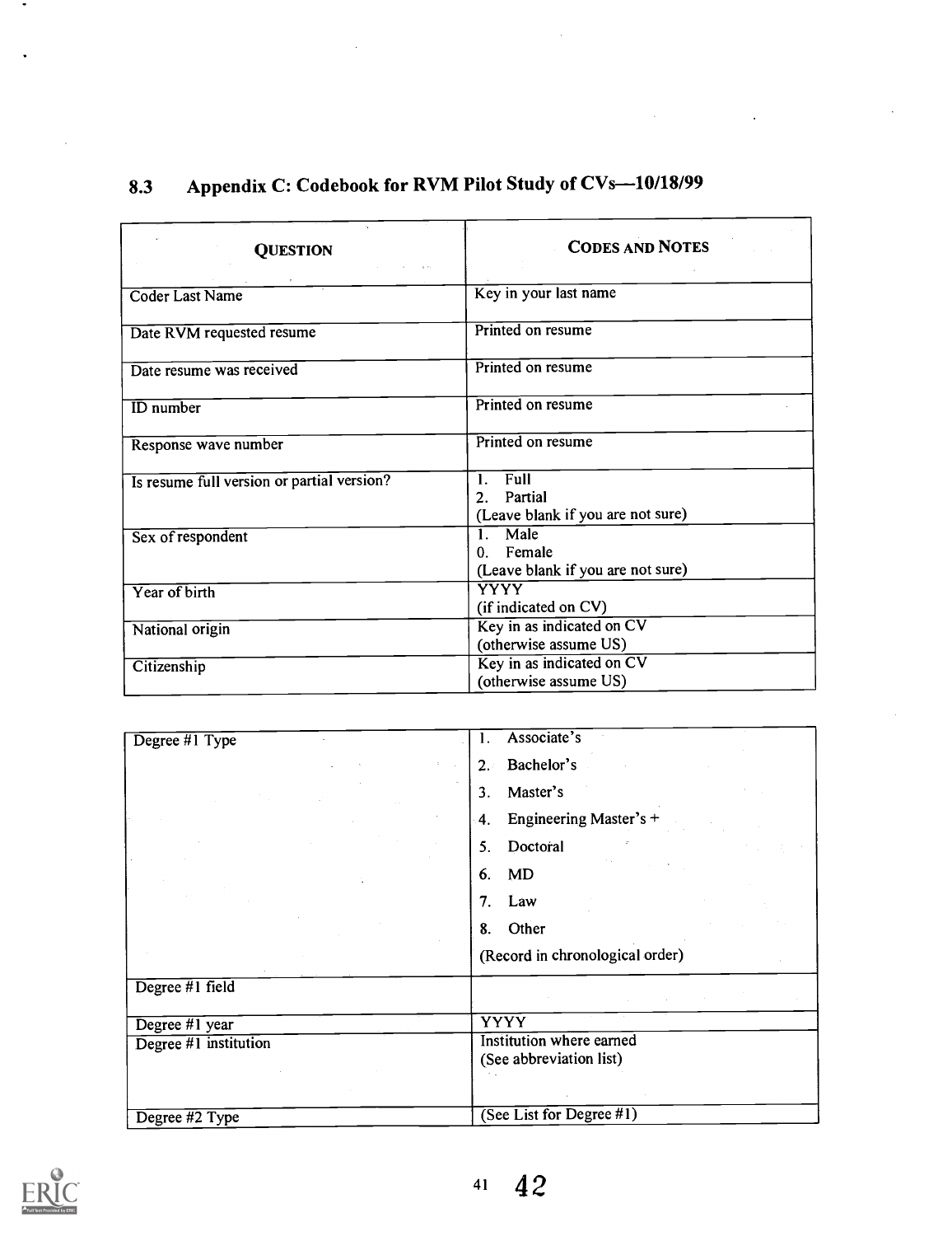## 8.3 Appendix C: Codebook for RVM Pilot Study of CVs—10/18/99

| QUESTION | CODES AND NOTES |
|---|---|
| Coder Last Name | Key in your last name |
| Date RVM requested resume | Printed on resume |
| Date resume was received | Printed on resume |
| ID number | Printed on resume |
| Response wave number | Printed on resume |
| Is resume full version or partial version? | 1. Full<br>2. Partial<br>(Leave blank if you are not sure) |
| Sex of respondent | 1. Male<br>0. Female<br>(Leave blank if you are not sure) |
| Year of birth | YYYY<br>(if indicated on CV) |
| National origin | Key in as indicated on CV<br>(otherwise assume US) |
| Citizenship | Key in as indicated on CV<br>(otherwise assume US) |

| | |
|---|---|
| Degree #1 Type | 1. Associate's<br>2. Bachelor's<br>3. Master's<br>4. Engineering Master's +<br>5. Doctoral<br>6. MD<br>7. Law<br>8. Other<br>(Record in chronological order) |
| Degree #1 field | |
| Degree #1 year | YYYY |
| Degree #1 institution | Institution where earned<br>(See abbreviation list) |
| Degree #2 Type | (See List for Degree #1) |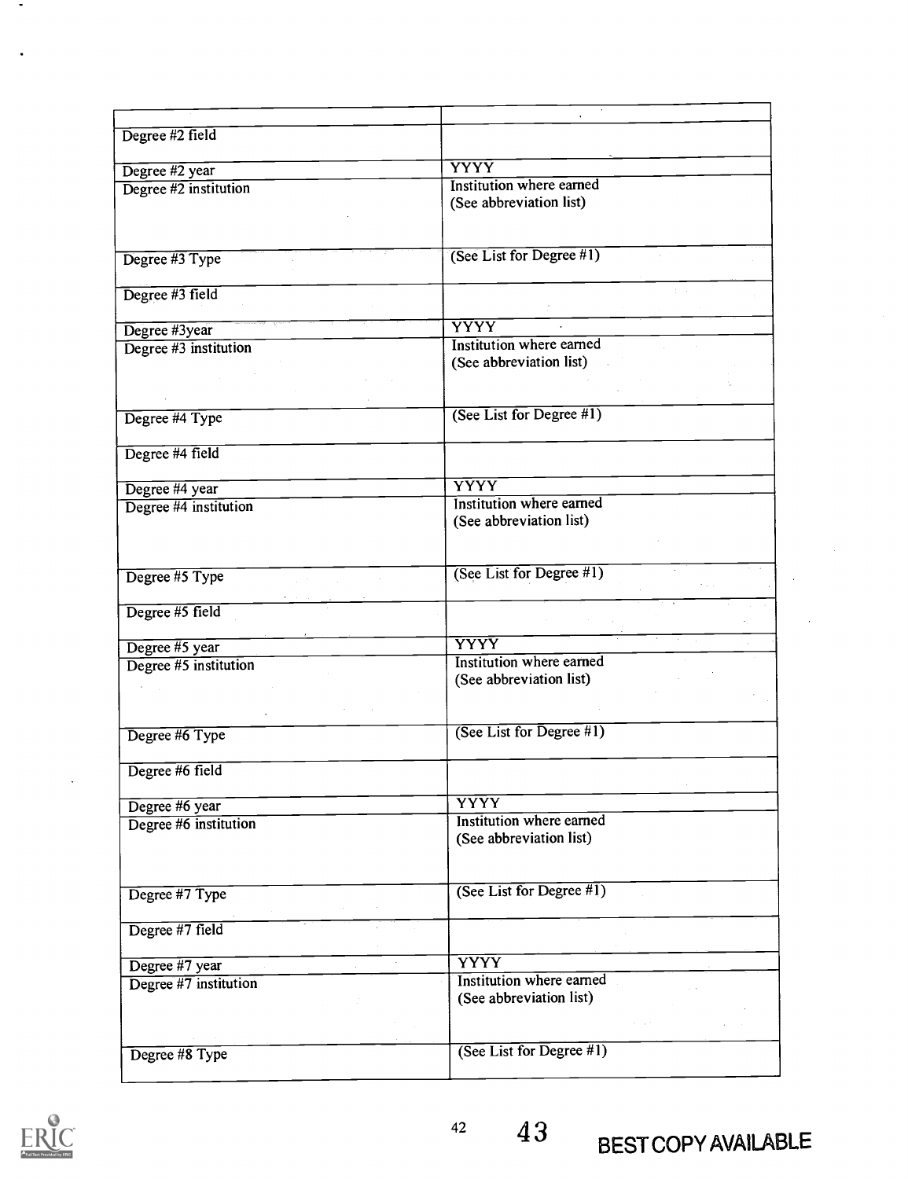| | |
|---|---|
| | |
| Degree #2 field | |
| Degree #2 year | YYYY |
| Degree #2 institution | Institution where earned (See abbreviation list) |
| Degree #3 Type | (See List for Degree #1) |
| Degree #3 field | |
| Degree #3year | YYYY |
| Degree #3 institution | Institution where earned (See abbreviation list) |
| Degree #4 Type | (See List for Degree #1) |
| Degree #4 field | |
| Degree #4 year | YYYY |
| Degree #4 institution | Institution where earned (See abbreviation list) |
| Degree #5 Type | (See List for Degree #1) |
| Degree #5 field | |
| Degree #5 year | YYYY |
| Degree #5 institution | Institution where earned (See abbreviation list) |
| Degree #6 Type | (See List for Degree #1) |
| Degree #6 field | |
| Degree #6 year | YYYY |
| Degree #6 institution | Institution where earned (See abbreviation list) |
| Degree #7 Type | (See List for Degree #1) |
| Degree #7 field | |
| Degree #7 year | YYYY |
| Degree #7 institution | Institution where earned (See abbreviation list) |
| Degree #8 Type | (See List for Degree #1) |

BEST COPY AVAILABLE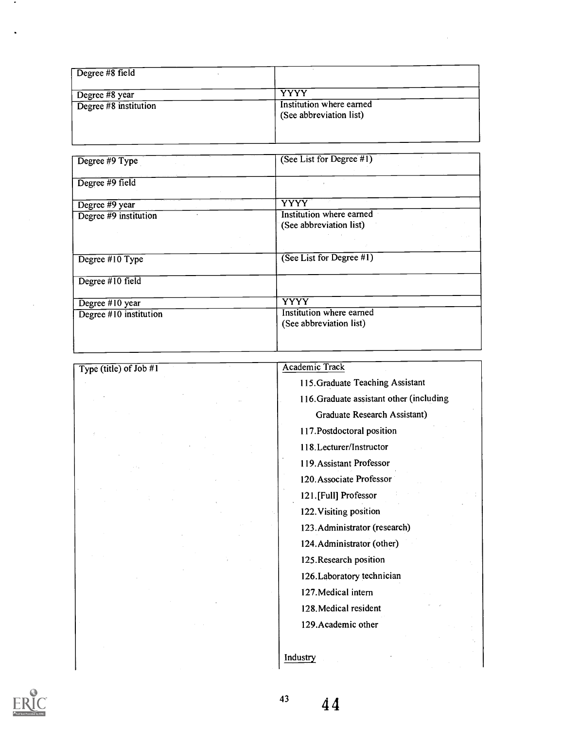| | |
|---|---|
| Degree #8 field | |
| Degree #8 year | YYYY |
| Degree #8 institution | Institution where earned (See abbreviation list) |

| | |
|---|---|
| Degree #9 Type | (See List for Degree #1) |
| Degree #9 field | |
| Degree #9 year | YYYY |
| Degree #9 institution | Institution where earned (See abbreviation list) |
| Degree #10 Type | (See List for Degree #1) |
| Degree #10 field | |
| Degree #10 year | YYYY |
| Degree #10 institution | Institution where earned (See abbreviation list) |

| | |
|---|---|
| Type (title) of Job #1 | Academic Track<br>115. Graduate Teaching Assistant<br>116. Graduate assistant other (including Graduate Research Assistant)<br>117. Postdoctoral position<br>118. Lecturer/Instructor<br>119. Assistant Professor<br>120. Associate Professor<br>121. [Full] Professor<br>122. Visiting position<br>123. Administrator (research)<br>124. Administrator (other)<br>125. Research position<br>126. Laboratory technician<br>127. Medical intern<br>128. Medical resident<br>129. Academic other<br><br>Industry |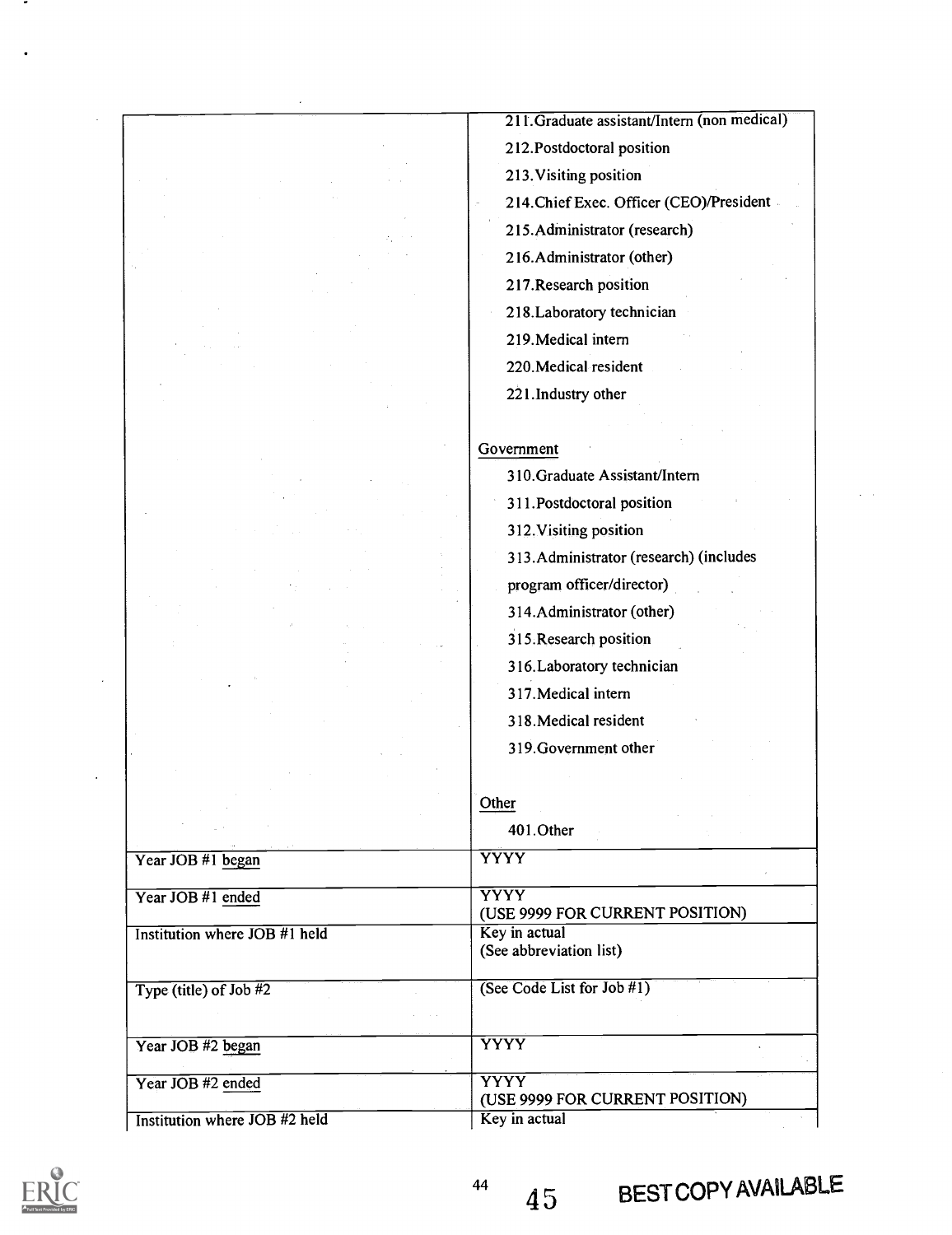| | |
|---|---|
| | 211.Graduate assistant/Intern (non medical)<br>212.Postdoctoral position<br>213.Visiting position<br>214.Chief Exec. Officer (CEO)/President<br>215.Administrator (research)<br>216.Administrator (other)<br>217.Research position<br>218.Laboratory technician<br>219.Medical intern<br>220.Medical resident<br>221.Industry other<br><br>Government<br>310.Graduate Assistant/Intern<br>311.Postdoctoral position<br>312.Visiting position<br>313.Administrator (research) (includes program officer/director)<br>314.Administrator (other)<br>315.Research position<br>316.Laboratory technician<br>317.Medical intern<br>318.Medical resident<br>319.Government other<br><br>Other<br>401.Other |
| Year JOB #1 began | YYYY |
| Year JOB #1 ended | YYYY<br>(USE 9999 FOR CURRENT POSITION) |
| Institution where JOB #1 held | Key in actual<br>(See abbreviation list) |
| Type (title) of Job #2 | (See Code List for Job #1) |
| Year JOB #2 began | YYYY |
| Year JOB #2 ended | YYYY<br>(USE 9999 FOR CURRENT POSITION) |
| Institution where JOB #2 held | Key in actual |

BEST COPY AVAILABLE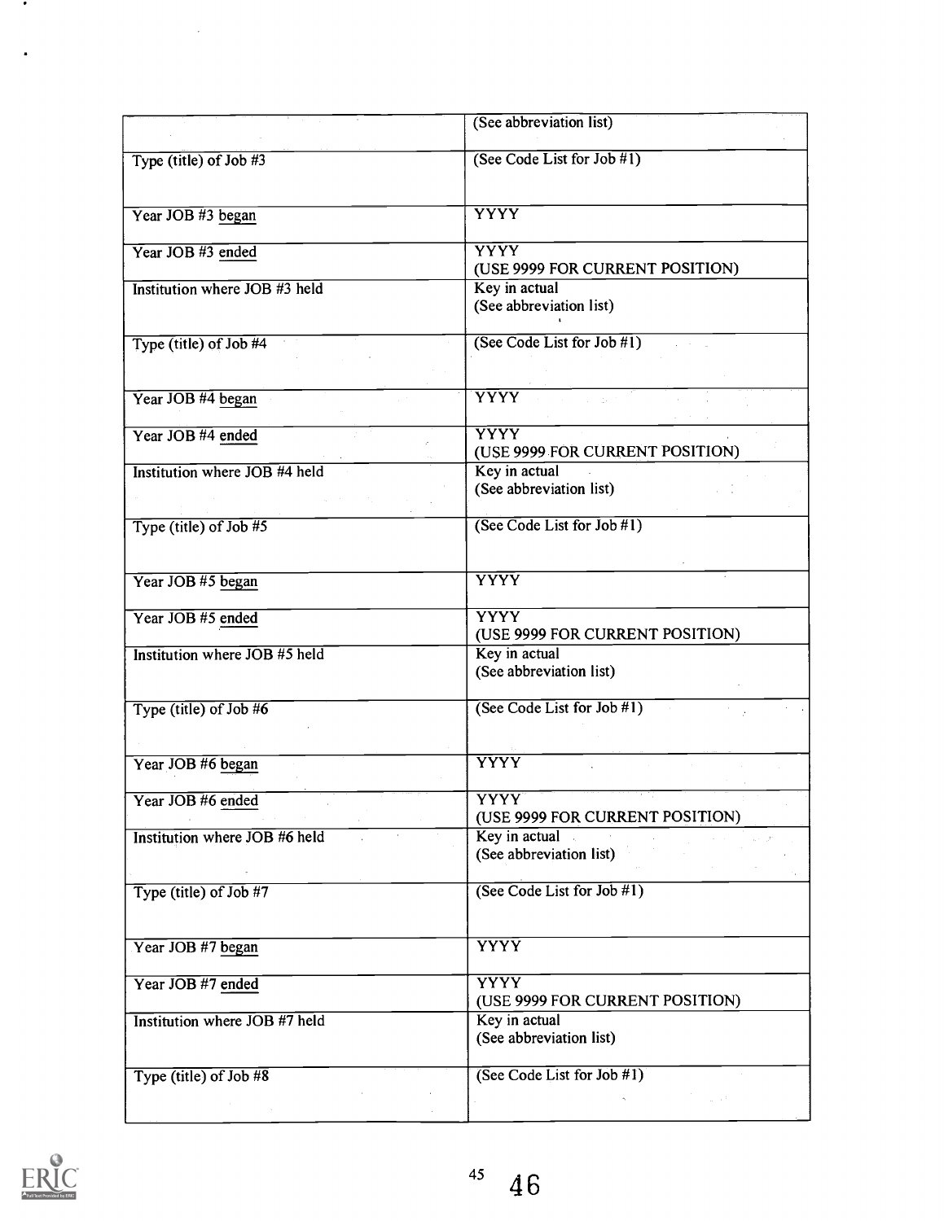| | |
|---|---|
| | (See abbreviation list) |
| Type (title) of Job #3 | (See Code List for Job #1) |
| Year JOB #3 began | YYYY |
| Year JOB #3 ended | YYYY<br>(USE 9999 FOR CURRENT POSITION) |
| Institution where JOB #3 held | Key in actual<br>(See abbreviation list) |
| Type (title) of Job #4 | (See Code List for Job #1) |
| Year JOB #4 began | YYYY |
| Year JOB #4 ended | YYYY<br>(USE 9999 FOR CURRENT POSITION) |
| Institution where JOB #4 held | Key in actual<br>(See abbreviation list) |
| Type (title) of Job #5 | (See Code List for Job #1) |
| Year JOB #5 began | YYYY |
| Year JOB #5 ended | YYYY<br>(USE 9999 FOR CURRENT POSITION) |
| Institution where JOB #5 held | Key in actual<br>(See abbreviation list) |
| Type (title) of Job #6 | (See Code List for Job #1) |
| Year JOB #6 began | YYYY |
| Year JOB #6 ended | YYYY<br>(USE 9999 FOR CURRENT POSITION) |
| Institution where JOB #6 held | Key in actual<br>(See abbreviation list) |
| Type (title) of Job #7 | (See Code List for Job #1) |
| Year JOB #7 began | YYYY |
| Year JOB #7 ended | YYYY<br>(USE 9999 FOR CURRENT POSITION) |
| Institution where JOB #7 held | Key in actual<br>(See abbreviation list) |
| Type (title) of Job #8 | (See Code List for Job #1) |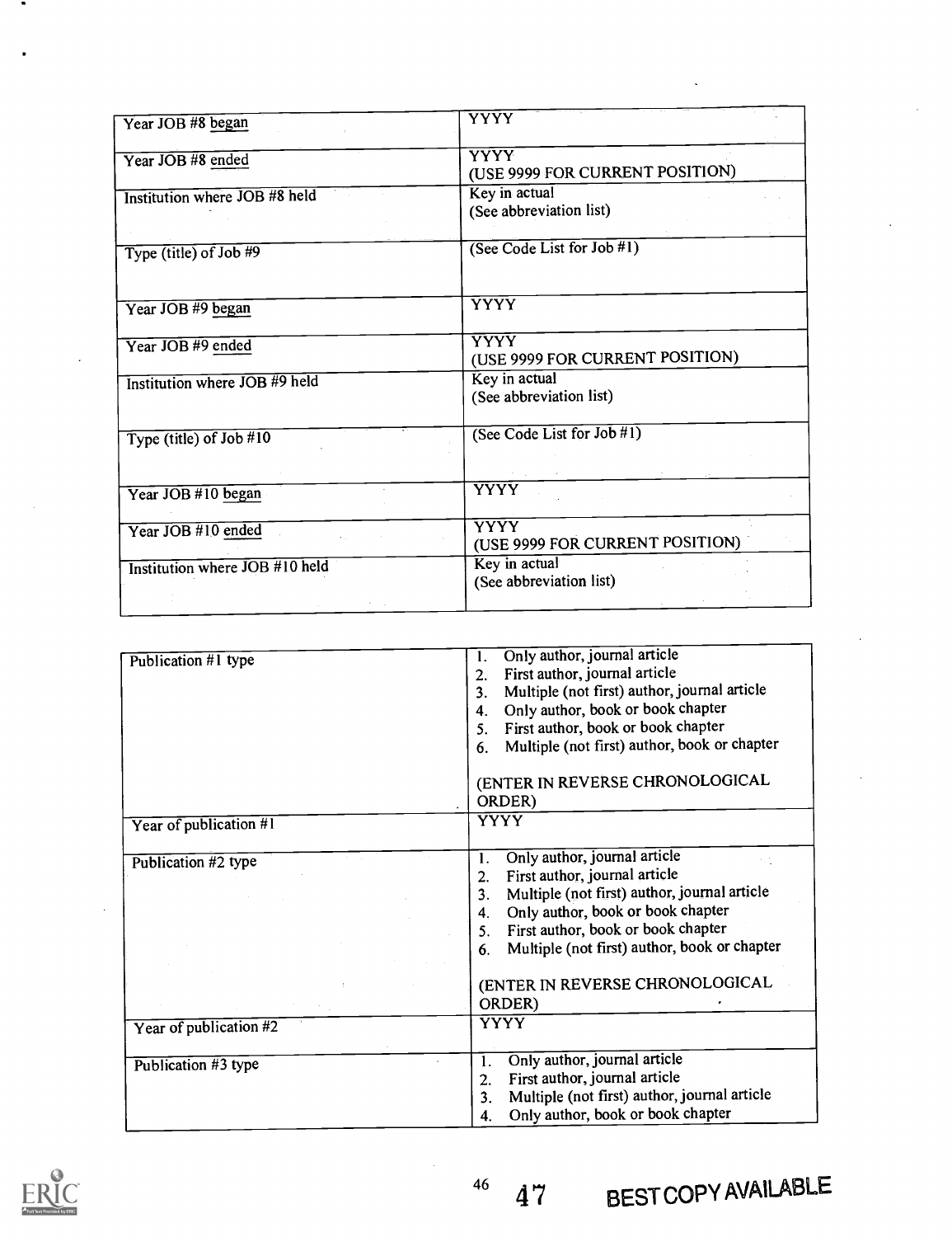| | |
|---|---|
| Year JOB #8 began | YYYY |
| Year JOB #8 ended | YYYY<br>(USE 9999 FOR CURRENT POSITION) |
| Institution where JOB #8 held | Key in actual<br>(See abbreviation list) |
| Type (title) of Job #9 | (See Code List for Job #1) |
| Year JOB #9 began | YYYY |
| Year JOB #9 ended | YYYY<br>(USE 9999 FOR CURRENT POSITION) |
| Institution where JOB #9 held | Key in actual<br>(See abbreviation list) |
| Type (title) of Job #10 | (See Code List for Job #1) |
| Year JOB #10 began | YYYY |
| Year JOB #10 ended | YYYY<br>(USE 9999 FOR CURRENT POSITION) |
| Institution where JOB #10 held | Key in actual<br>(See abbreviation list) |

| | |
|---|---|
| Publication #1 type | 1. Only author, journal article<br>2. First author, journal article<br>3. Multiple (not first) author, journal article<br>4. Only author, book or book chapter<br>5. First author, book or book chapter<br>6. Multiple (not first) author, book or chapter<br><br>(ENTER IN REVERSE CHRONOLOGICAL ORDER) |
| Year of publication #1 | YYYY |
| Publication #2 type | 1. Only author, journal article<br>2. First author, journal article<br>3. Multiple (not first) author, journal article<br>4. Only author, book or book chapter<br>5. First author, book or book chapter<br>6. Multiple (not first) author, book or chapter<br><br>(ENTER IN REVERSE CHRONOLOGICAL ORDER) |
| Year of publication #2 | YYYY |
| Publication #3 type | 1. Only author, journal article<br>2. First author, journal article<br>3. Multiple (not first) author, journal article<br>4. Only author, book or book chapter |

BEST COPY AVAILABLE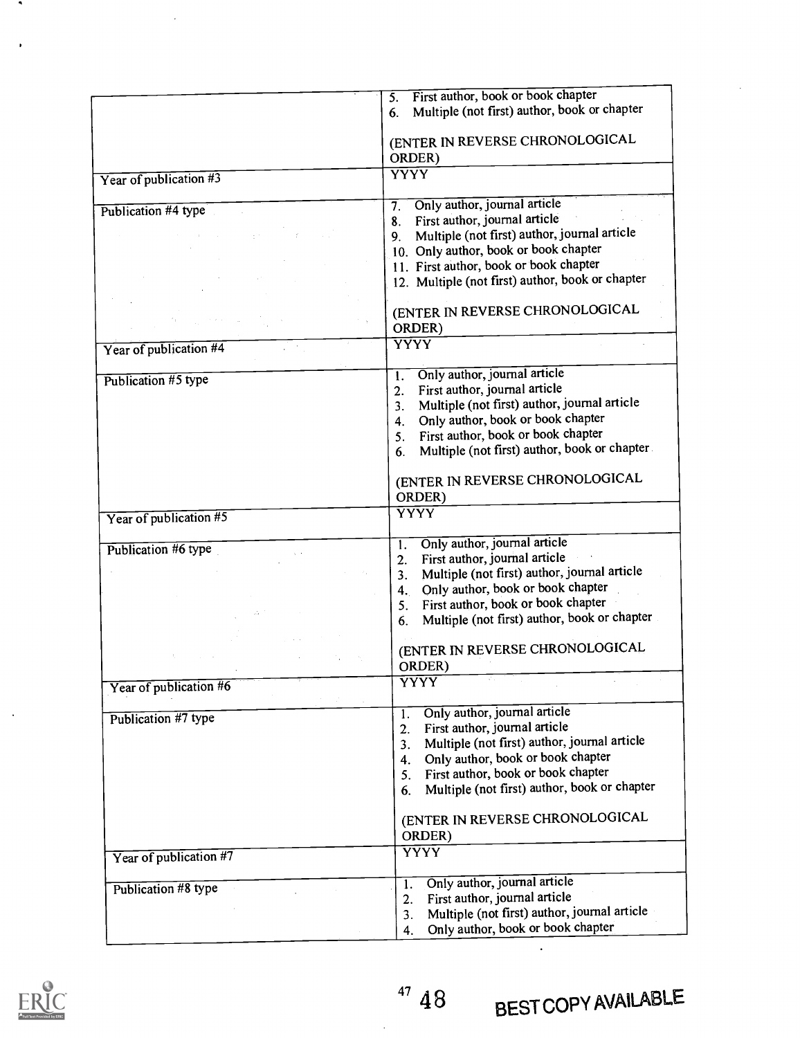| | |
|---|---|
| | 5. First author, book or book chapter<br>6. Multiple (not first) author, book or chapter<br><br>(ENTER IN REVERSE CHRONOLOGICAL ORDER) |
| Year of publication #3 | YYYY |
| Publication #4 type | 7. Only author, journal article<br>8. First author, journal article<br>9. Multiple (not first) author, journal article<br>10. Only author, book or book chapter<br>11. First author, book or book chapter<br>12. Multiple (not first) author, book or chapter<br><br>(ENTER IN REVERSE CHRONOLOGICAL ORDER) |
| Year of publication #4 | YYYY |
| Publication #5 type | 1. Only author, journal article<br>2. First author, journal article<br>3. Multiple (not first) author, journal article<br>4. Only author, book or book chapter<br>5. First author, book or book chapter<br>6. Multiple (not first) author, book or chapter<br><br>(ENTER IN REVERSE CHRONOLOGICAL ORDER) |
| Year of publication #5 | YYYY |
| Publication #6 type | 1. Only author, journal article<br>2. First author, journal article<br>3. Multiple (not first) author, journal article<br>4. Only author, book or book chapter<br>5. First author, book or book chapter<br>6. Multiple (not first) author, book or chapter<br><br>(ENTER IN REVERSE CHRONOLOGICAL ORDER) |
| Year of publication #6 | YYYY |
| Publication #7 type | 1. Only author, journal article<br>2. First author, journal article<br>3. Multiple (not first) author, journal article<br>4. Only author, book or book chapter<br>5. First author, book or book chapter<br>6. Multiple (not first) author, book or chapter<br><br>(ENTER IN REVERSE CHRONOLOGICAL ORDER) |
| Year of publication #7 | YYYY |
| Publication #8 type | 1. Only author, journal article<br>2. First author, journal article<br>3. Multiple (not first) author, journal article<br>4. Only author, book or book chapter |

BEST COPY AVAILABLE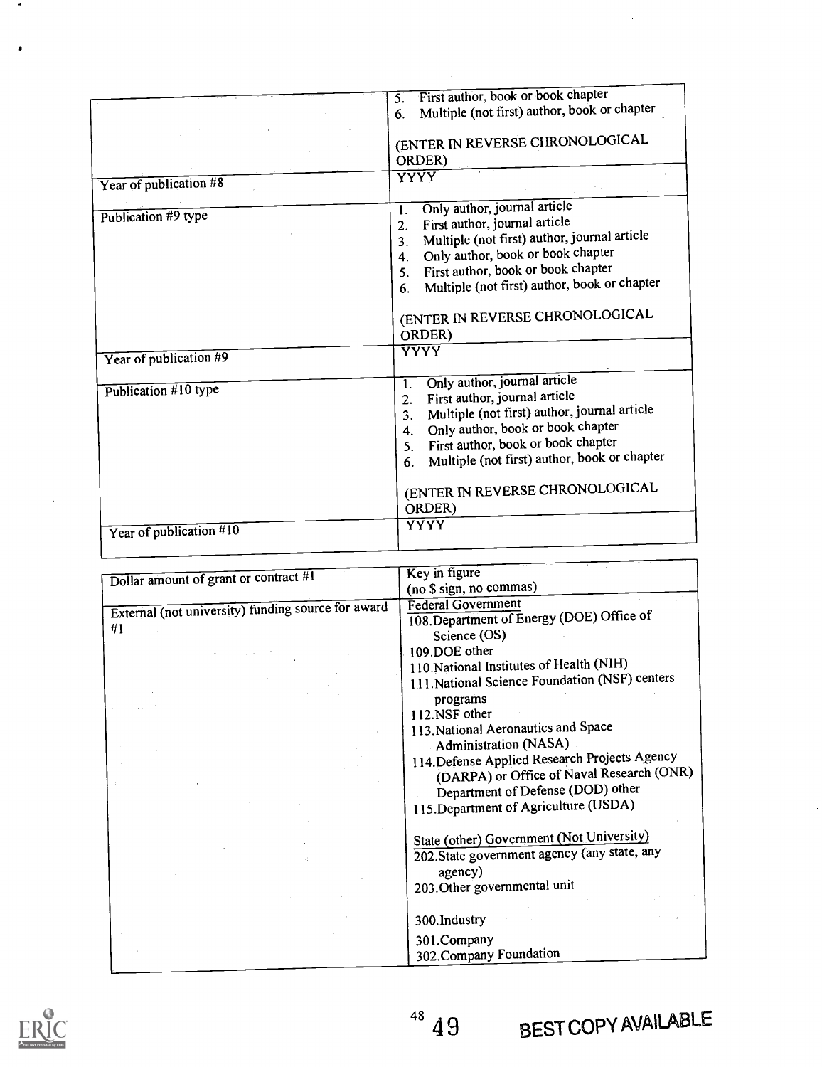| | |
|---|---|
| | 5. First author, book or book chapter<br>6. Multiple (not first) author, book or chapter<br><br>(ENTER IN REVERSE CHRONOLOGICAL ORDER) |
| Year of publication #8 | YYYY |
| Publication #9 type | 1. Only author, journal article<br>2. First author, journal article<br>3. Multiple (not first) author, journal article<br>4. Only author, book or book chapter<br>5. First author, book or book chapter<br>6. Multiple (not first) author, book or chapter<br><br>(ENTER IN REVERSE CHRONOLOGICAL ORDER) |
| Year of publication #9 | YYYY |
| Publication #10 type | 1. Only author, journal article<br>2. First author, journal article<br>3. Multiple (not first) author, journal article<br>4. Only author, book or book chapter<br>5. First author, book or book chapter<br>6. Multiple (not first) author, book or chapter<br><br>(ENTER IN REVERSE CHRONOLOGICAL ORDER) |
| Year of publication #10 | YYYY |

| | |
|---|---|
| Dollar amount of grant or contract #1 | Key in figure<br>(no $ sign, no commas) |
| External (not university) funding source for award #1 | Federal Government<br>108.Department of Energy (DOE) Office of Science (OS)<br>109.DOE other<br>110.National Institutes of Health (NIH)<br>111.National Science Foundation (NSF) centers programs<br>112.NSF other<br>113.National Aeronautics and Space Administration (NASA)<br>114.Defense Applied Research Projects Agency (DARPA) or Office of Naval Research (ONR) Department of Defense (DOD) other<br>115.Department of Agriculture (USDA)<br><br>State (other) Government (Not University)<br>202.State government agency (any state, any agency)<br>203.Other governmental unit<br><br>300.Industry<br>301.Company<br>302.Company Foundation |

BEST COPY AVAILABLE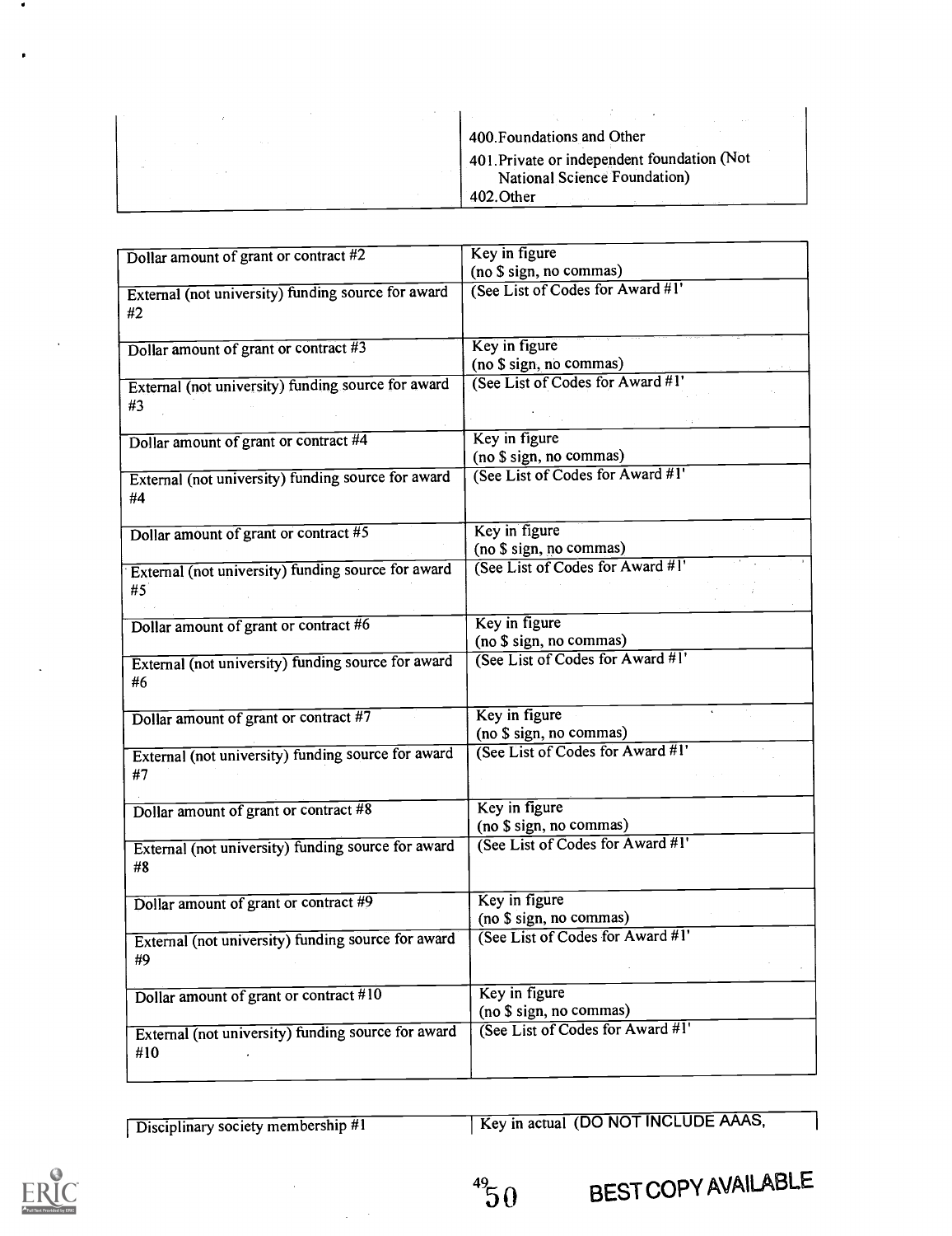| | |
|---|---|
| | 400.Foundations and Other<br>401.Private or independent foundation (Not National Science Foundation)<br>402.Other |

| | |
|---|---|
| Dollar amount of grant or contract #2 | Key in figure (no $ sign, no commas) |
| External (not university) funding source for award #2 | (See List of Codes for Award #1' |
| Dollar amount of grant or contract #3 | Key in figure (no $ sign, no commas) |
| External (not university) funding source for award #3 | (See List of Codes for Award #1' |
| Dollar amount of grant or contract #4 | Key in figure (no $ sign, no commas) |
| External (not university) funding source for award #4 | (See List of Codes for Award #1' |
| Dollar amount of grant or contract #5 | Key in figure (no $ sign, no commas) |
| External (not university) funding source for award #5 | (See List of Codes for Award #1' |
| Dollar amount of grant or contract #6 | Key in figure (no $ sign, no commas) |
| External (not university) funding source for award #6 | (See List of Codes for Award #1' |
| Dollar amount of grant or contract #7 | Key in figure (no $ sign, no commas) |
| External (not university) funding source for award #7 | (See List of Codes for Award #1' |
| Dollar amount of grant or contract #8 | Key in figure (no $ sign, no commas) |
| External (not university) funding source for award #8 | (See List of Codes for Award #1' |
| Dollar amount of grant or contract #9 | Key in figure (no $ sign, no commas) |
| External (not university) funding source for award #9 | (See List of Codes for Award #1' |
| Dollar amount of grant or contract #10 | Key in figure (no $ sign, no commas) |
| External (not university) funding source for award #10 | (See List of Codes for Award #1' |

| | |
|---|---|
| Disciplinary society membership #1 | Key in actual (DO NOT INCLUDE AAAS, |

BEST COPY AVAILABLE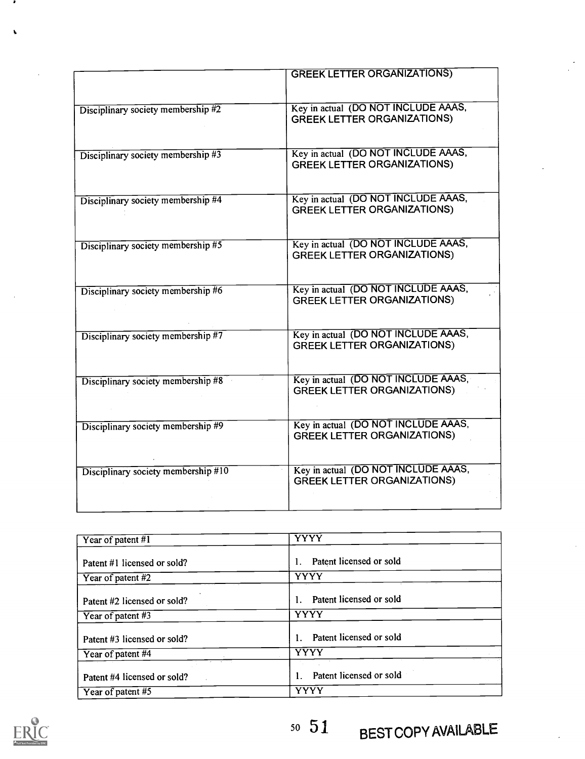| | |
|---|---|
| | GREEK LETTER ORGANIZATIONS) |
| Disciplinary society membership #2 | Key in actual (DO NOT INCLUDE AAAS, GREEK LETTER ORGANIZATIONS) |
| Disciplinary society membership #3 | Key in actual (DO NOT INCLUDE AAAS, GREEK LETTER ORGANIZATIONS) |
| Disciplinary society membership #4 | Key in actual (DO NOT INCLUDE AAAS, GREEK LETTER ORGANIZATIONS) |
| Disciplinary society membership #5 | Key in actual (DO NOT INCLUDE AAAS, GREEK LETTER ORGANIZATIONS) |
| Disciplinary society membership #6 | Key in actual (DO NOT INCLUDE AAAS, GREEK LETTER ORGANIZATIONS) |
| Disciplinary society membership #7 | Key in actual (DO NOT INCLUDE AAAS, GREEK LETTER ORGANIZATIONS) |
| Disciplinary society membership #8 | Key in actual (DO NOT INCLUDE AAAS, GREEK LETTER ORGANIZATIONS) |
| Disciplinary society membership #9 | Key in actual (DO NOT INCLUDE AAAS, GREEK LETTER ORGANIZATIONS) |
| Disciplinary society membership #10 | Key in actual (DO NOT INCLUDE AAAS, GREEK LETTER ORGANIZATIONS) |

| | |
|---|---|
| Year of patent #1 | YYYY |
| Patent #1 licensed or sold? | 1. Patent licensed or sold |
| Year of patent #2 | YYYY |
| Patent #2 licensed or sold? | 1. Patent licensed or sold |
| Year of patent #3 | YYYY |
| Patent #3 licensed or sold? | 1. Patent licensed or sold |
| Year of patent #4 | YYYY |
| Patent #4 licensed or sold? | 1. Patent licensed or sold |
| Year of patent #5 | YYYY |

BEST COPY AVAILABLE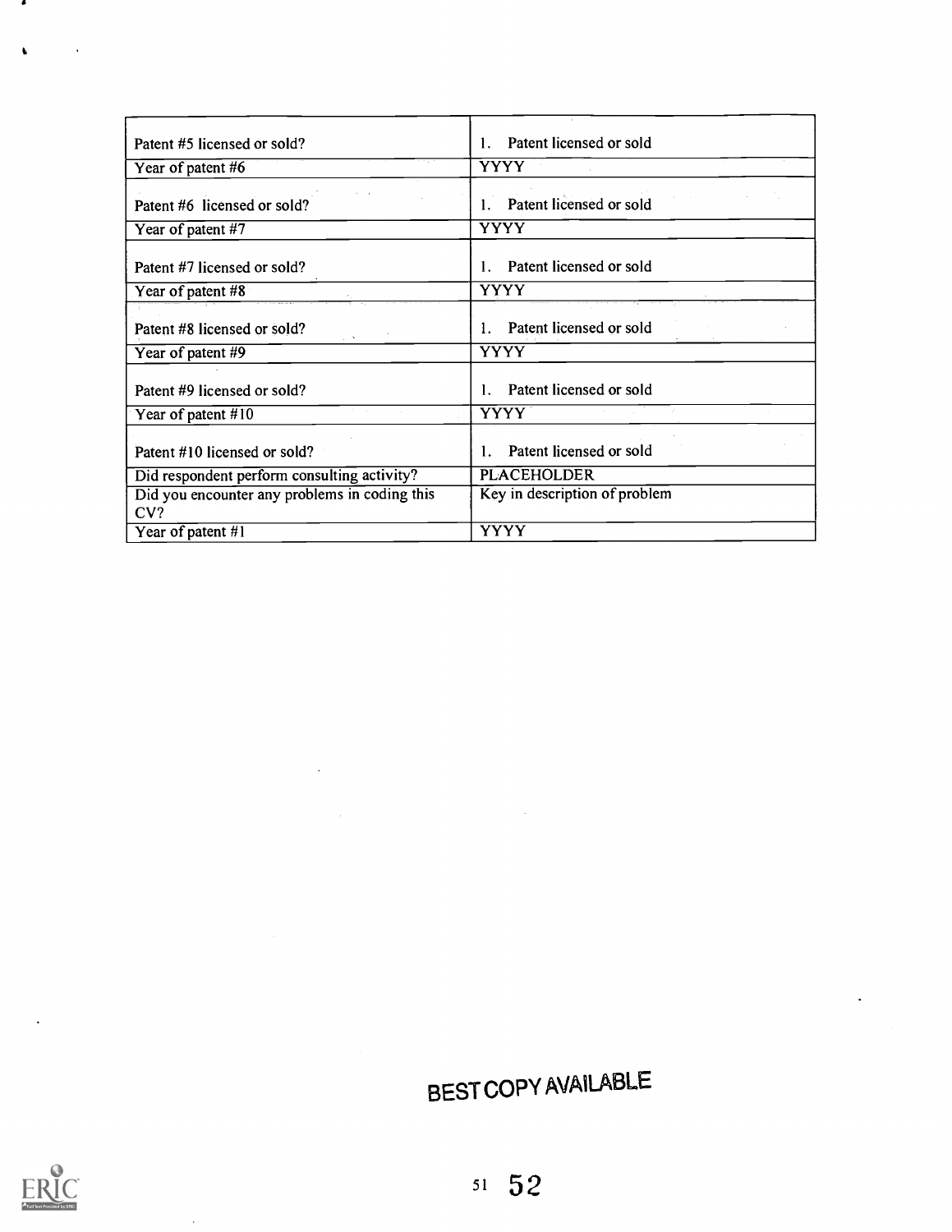| | |
|---|---|
| Patent #5 licensed or sold? | 1. Patent licensed or sold |
| Year of patent #6 | YYYY |
| Patent #6 licensed or sold? | 1. Patent licensed or sold |
| Year of patent #7 | YYYY |
| Patent #7 licensed or sold? | 1. Patent licensed or sold |
| Year of patent #8 | YYYY |
| Patent #8 licensed or sold? | 1. Patent licensed or sold |
| Year of patent #9 | YYYY |
| Patent #9 licensed or sold? | 1. Patent licensed or sold |
| Year of patent #10 | YYYY |
| Patent #10 licensed or sold? | 1. Patent licensed or sold |
| Did respondent perform consulting activity? | PLACEHOLDER |
| Did you encounter any problems in coding this CV? | Key in description of problem |
| Year of patent #1 | YYYY |

BEST COPY AVAILABLE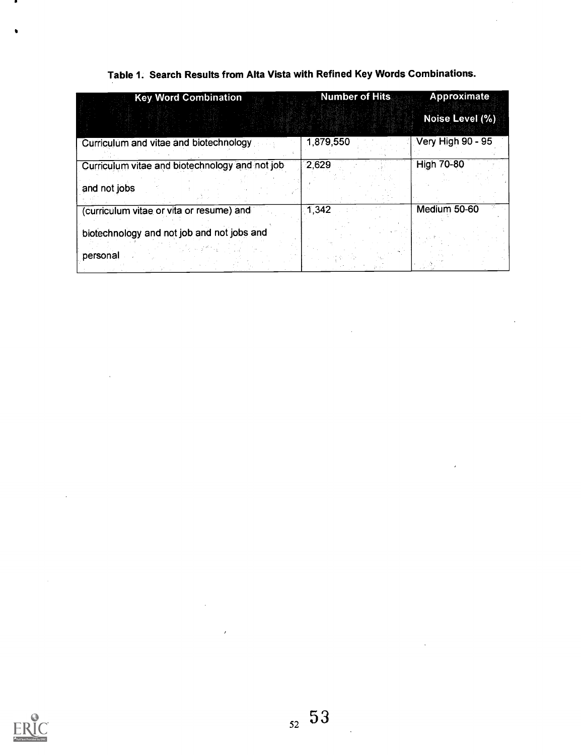**Table 1. Search Results from Alta Vista with Refined Key Words Combinations.**

| Key Word Combination | Number of Hits | Approximate Noise Level (%) |
|---|---|---|
| Curriculum and vitae and biotechnology | 1,879,550 | Very High 90 - 95 |
| Curriculum vitae and biotechnology and not job and not jobs | 2,629 | High 70-80 |
| (curriculum vitae or vita or resume) and biotechnology and not job and not jobs and personal | 1,342 | Medium 50-60 |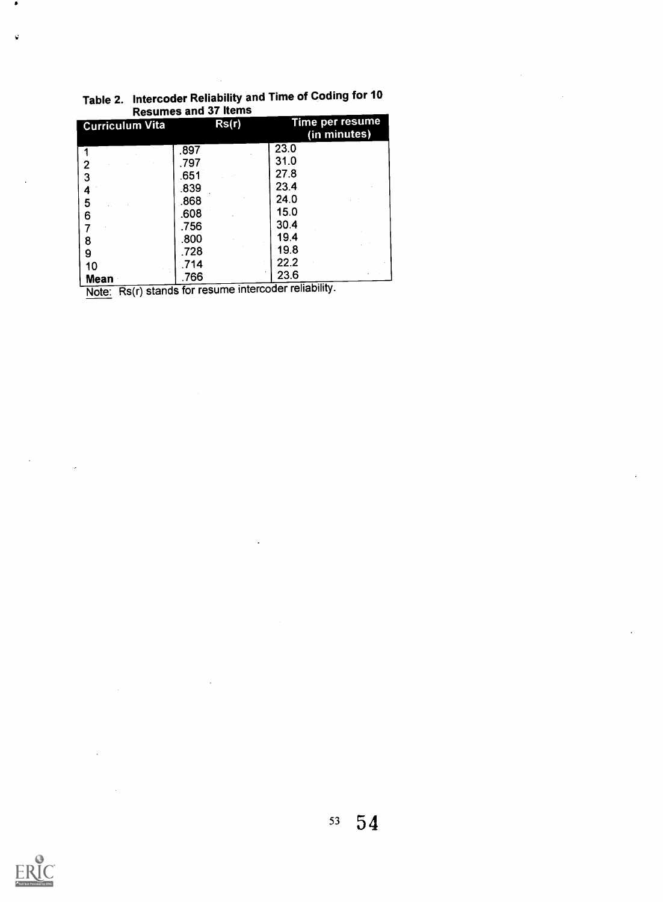Table 2. Intercoder Reliability and Time of Coding for 10 Resumes and 37 Items

| Curriculum Vita | Rs(r) | Time per resume (in minutes) |
|---|---|---|
| 1 | .897 | 23.0 |
| 2 | .797 | 31.0 |
| 3 | .651 | 27.8 |
| 4 | .839 | 23.4 |
| 5 | .868 | 24.0 |
| 6 | .608 | 15.0 |
| 7 | .756 | 30.4 |
| 8 | .800 | 19.4 |
| 9 | .728 | 19.8 |
| 10 | .714 | 22.2 |
| **Mean** | .766 | 23.6 |

Note: Rs(r) stands for resume intercoder reliability.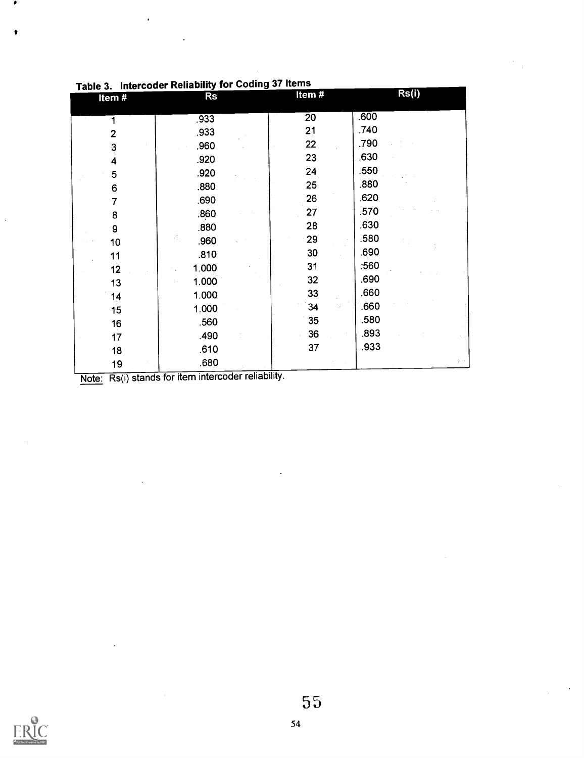Table 3. Intercoder Reliability for Coding 37 Items

| Item # | Rs | Item # | Rs(i) |
|---|---|---|---|
| 1 | .933 | 20 | .600 |
| 2 | .933 | 21 | .740 |
| 3 | .960 | 22 | .790 |
| 4 | .920 | 23 | .630 |
| 5 | .920 | 24 | .550 |
| 6 | .880 | 25 | .880 |
| 7 | .690 | 26 | .620 |
| 8 | .860 | 27 | .570 |
| 9 | .880 | 28 | .630 |
| 10 | .960 | 29 | .580 |
| 11 | .810 | 30 | .690 |
| 12 | 1.000 | 31 | .560 |
| 13 | 1.000 | 32 | .690 |
| 14 | 1.000 | 33 | .660 |
| 15 | 1.000 | 34 | .660 |
| 16 | .560 | 35 | .580 |
| 17 | .490 | 36 | .893 |
| 18 | .610 | 37 | .933 |
| 19 | .680 | | |

Note: Rs(i) stands for item intercoder reliability.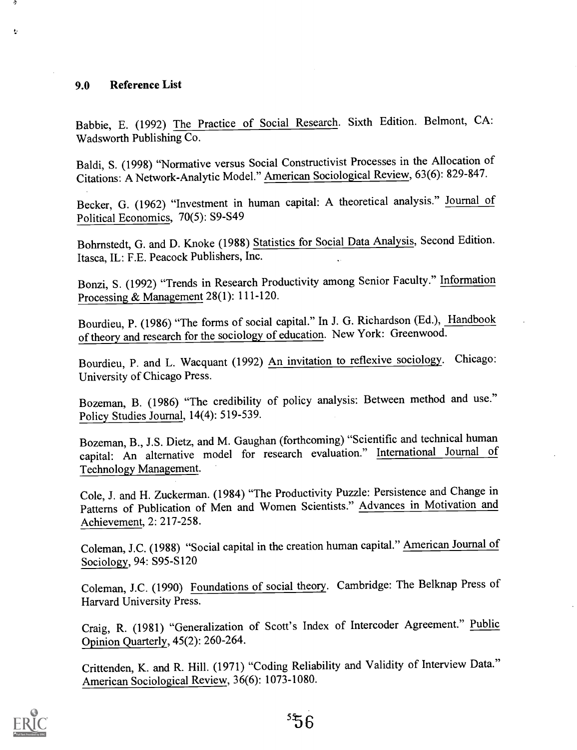## 9.0 Reference List

Babbie, E. (1992) The Practice of Social Research. Sixth Edition. Belmont, CA: Wadsworth Publishing Co.

Baldi, S. (1998) "Normative versus Social Constructivist Processes in the Allocation of Citations: A Network-Analytic Model." American Sociological Review, 63(6): 829-847.

Becker, G. (1962) "Investment in human capital: A theoretical analysis." Journal of Political Economics, 70(5): S9-S49

Bohrnstedt, G. and D. Knoke (1988) Statistics for Social Data Analysis, Second Edition. Itasca, IL: F.E. Peacock Publishers, Inc.

Bonzi, S. (1992) "Trends in Research Productivity among Senior Faculty." Information Processing & Management 28(1): 111-120.

Bourdieu, P. (1986) "The forms of social capital." In J. G. Richardson (Ed.), Handbook of theory and research for the sociology of education. New York: Greenwood.

Bourdieu, P. and L. Wacquant (1992) An invitation to reflexive sociology. Chicago: University of Chicago Press.

Bozeman, B. (1986) "The credibility of policy analysis: Between method and use." Policy Studies Journal, 14(4): 519-539.

Bozeman, B., J.S. Dietz, and M. Gaughan (forthcoming) "Scientific and technical human capital: An alternative model for research evaluation." International Journal of Technology Management.

Cole, J. and H. Zuckerman. (1984) "The Productivity Puzzle: Persistence and Change in Patterns of Publication of Men and Women Scientists." Advances in Motivation and Achievement, 2: 217-258.

Coleman, J.C. (1988) "Social capital in the creation human capital." American Journal of Sociology, 94: S95-S120

Coleman, J.C. (1990) Foundations of social theory. Cambridge: The Belknap Press of Harvard University Press.

Craig, R. (1981) "Generalization of Scott's Index of Intercoder Agreement." Public Opinion Quarterly, 45(2): 260-264.

Crittenden, K. and R. Hill. (1971) "Coding Reliability and Validity of Interview Data." American Sociological Review, 36(6): 1073-1080.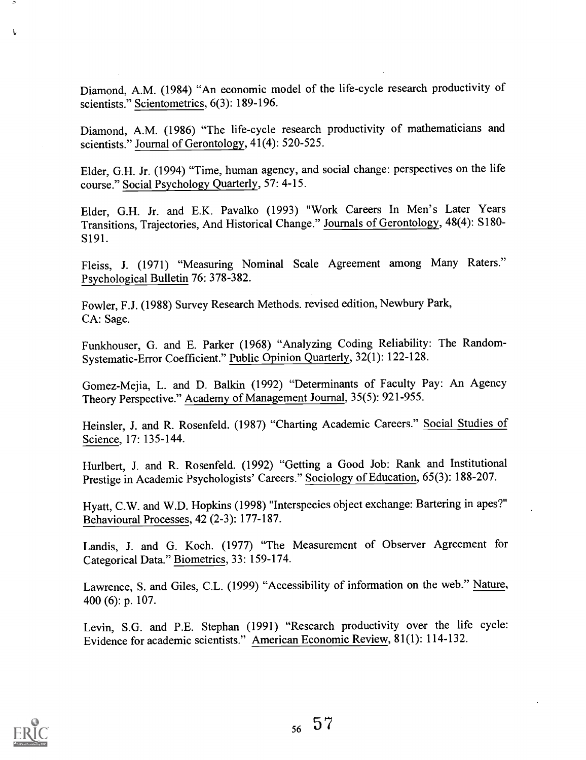Diamond, A.M. (1984) "An economic model of the life-cycle research productivity of scientists." Scientometrics, 6(3): 189-196.

Diamond, A.M. (1986) "The life-cycle research productivity of mathematicians and scientists." Journal of Gerontology, 41(4): 520-525.

Elder, G.H. Jr. (1994) "Time, human agency, and social change: perspectives on the life course." Social Psychology Quarterly, 57: 4-15.

Elder, G.H. Jr. and E.K. Pavalko (1993) "Work Careers In Men's Later Years Transitions, Trajectories, And Historical Change." Journals of Gerontology, 48(4): S180-S191.

Fleiss, J. (1971) "Measuring Nominal Scale Agreement among Many Raters." Psychological Bulletin 76: 378-382.

Fowler, F.J. (1988) Survey Research Methods. revised edition, Newbury Park, CA: Sage.

Funkhouser, G. and E. Parker (1968) "Analyzing Coding Reliability: The Random-Systematic-Error Coefficient." Public Opinion Quarterly, 32(1): 122-128.

Gomez-Mejia, L. and D. Balkin (1992) "Determinants of Faculty Pay: An Agency Theory Perspective." Academy of Management Journal, 35(5): 921-955.

Heinsler, J. and R. Rosenfeld. (1987) "Charting Academic Careers." Social Studies of Science, 17: 135-144.

Hurlbert, J. and R. Rosenfeld. (1992) "Getting a Good Job: Rank and Institutional Prestige in Academic Psychologists' Careers." Sociology of Education, 65(3): 188-207.

Hyatt, C.W. and W.D. Hopkins (1998) "Interspecies object exchange: Bartering in apes?" Behavioural Processes, 42 (2-3): 177-187.

Landis, J. and G. Koch. (1977) "The Measurement of Observer Agreement for Categorical Data." Biometrics, 33: 159-174.

Lawrence, S. and Giles, C.L. (1999) "Accessibility of information on the web." Nature, 400 (6): p. 107.

Levin, S.G. and P.E. Stephan (1991) "Research productivity over the life cycle: Evidence for academic scientists." American Economic Review, 81(1): 114-132.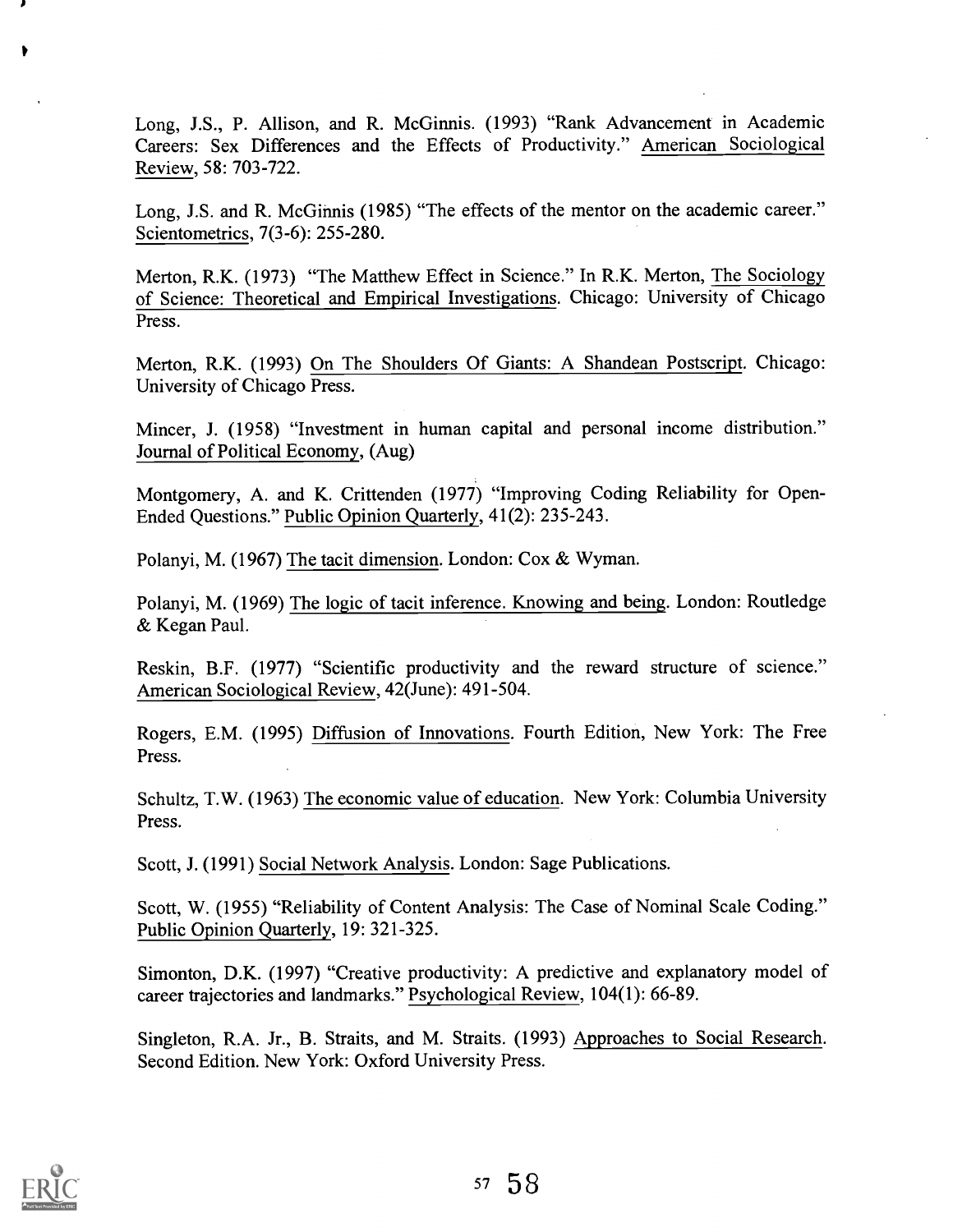Long, J.S., P. Allison, and R. McGinnis. (1993) "Rank Advancement in Academic Careers: Sex Differences and the Effects of Productivity." American Sociological Review, 58: 703-722.

Long, J.S. and R. McGinnis (1985) "The effects of the mentor on the academic career." Scientometrics, 7(3-6): 255-280.

Merton, R.K. (1973) "The Matthew Effect in Science." In R.K. Merton, The Sociology of Science: Theoretical and Empirical Investigations. Chicago: University of Chicago Press.

Merton, R.K. (1993) On The Shoulders Of Giants: A Shandean Postscript. Chicago: University of Chicago Press.

Mincer, J. (1958) "Investment in human capital and personal income distribution." Journal of Political Economy, (Aug)

Montgomery, A. and K. Crittenden (1977) "Improving Coding Reliability for Open-Ended Questions." Public Opinion Quarterly, 41(2): 235-243.

Polanyi, M. (1967) The tacit dimension. London: Cox & Wyman.

Polanyi, M. (1969) The logic of tacit inference. Knowing and being. London: Routledge & Kegan Paul.

Reskin, B.F. (1977) "Scientific productivity and the reward structure of science." American Sociological Review, 42(June): 491-504.

Rogers, E.M. (1995) Diffusion of Innovations. Fourth Edition, New York: The Free Press.

Schultz, T.W. (1963) The economic value of education. New York: Columbia University Press.

Scott, J. (1991) Social Network Analysis. London: Sage Publications.

Scott, W. (1955) "Reliability of Content Analysis: The Case of Nominal Scale Coding." Public Opinion Quarterly, 19: 321-325.

Simonton, D.K. (1997) "Creative productivity: A predictive and explanatory model of career trajectories and landmarks." Psychological Review, 104(1): 66-89.

Singleton, R.A. Jr., B. Straits, and M. Straits. (1993) Approaches to Social Research. Second Edition. New York: Oxford University Press.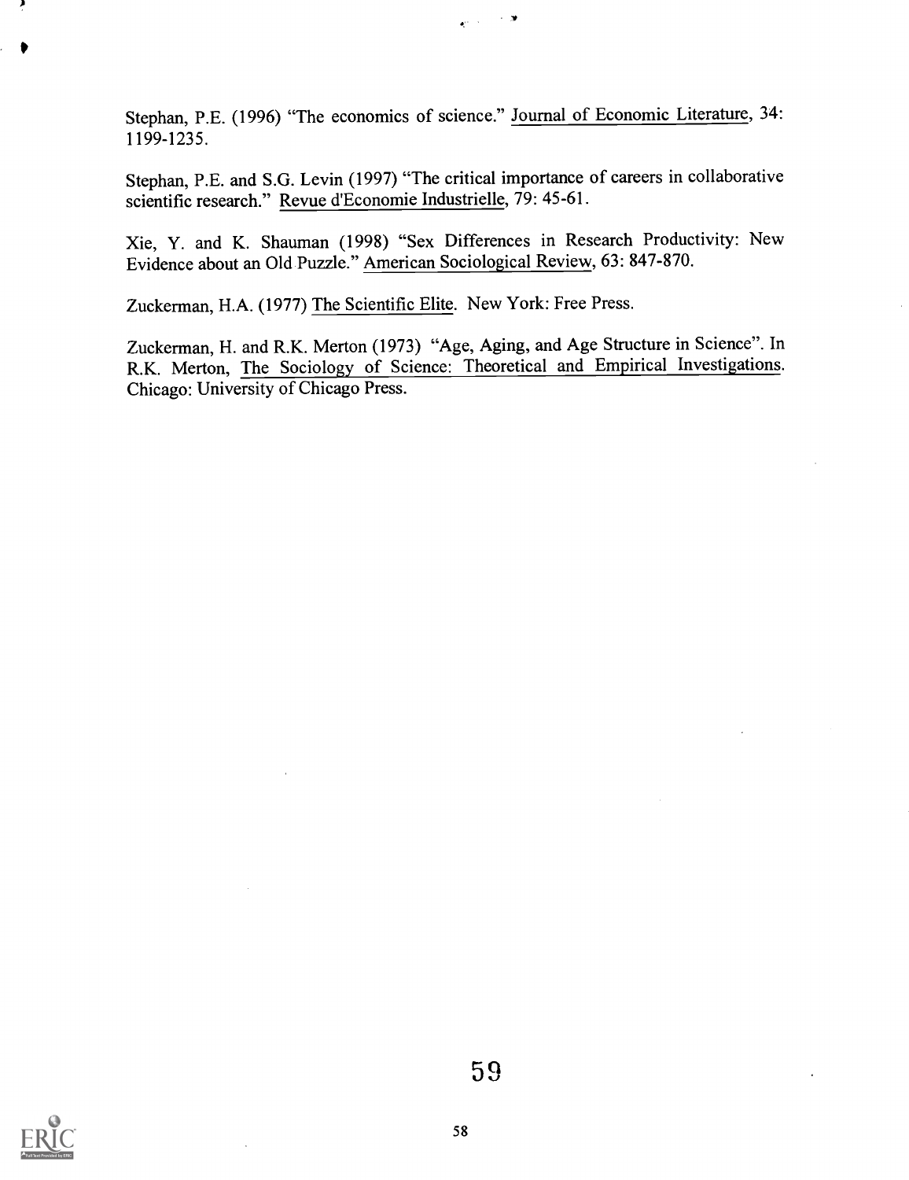Stephan, P.E. (1996) "The economics of science." Journal of Economic Literature, 34: 1199-1235.

Stephan, P.E. and S.G. Levin (1997) "The critical importance of careers in collaborative scientific research." Revue d'Economie Industrielle, 79: 45-61.

Xie, Y. and K. Shauman (1998) "Sex Differences in Research Productivity: New Evidence about an Old Puzzle." American Sociological Review, 63: 847-870.

Zuckerman, H.A. (1977) The Scientific Elite. New York: Free Press.

Zuckerman, H. and R.K. Merton (1973) "Age, Aging, and Age Structure in Science". In R.K. Merton, The Sociology of Science: Theoretical and Empirical Investigations. Chicago: University of Chicago Press.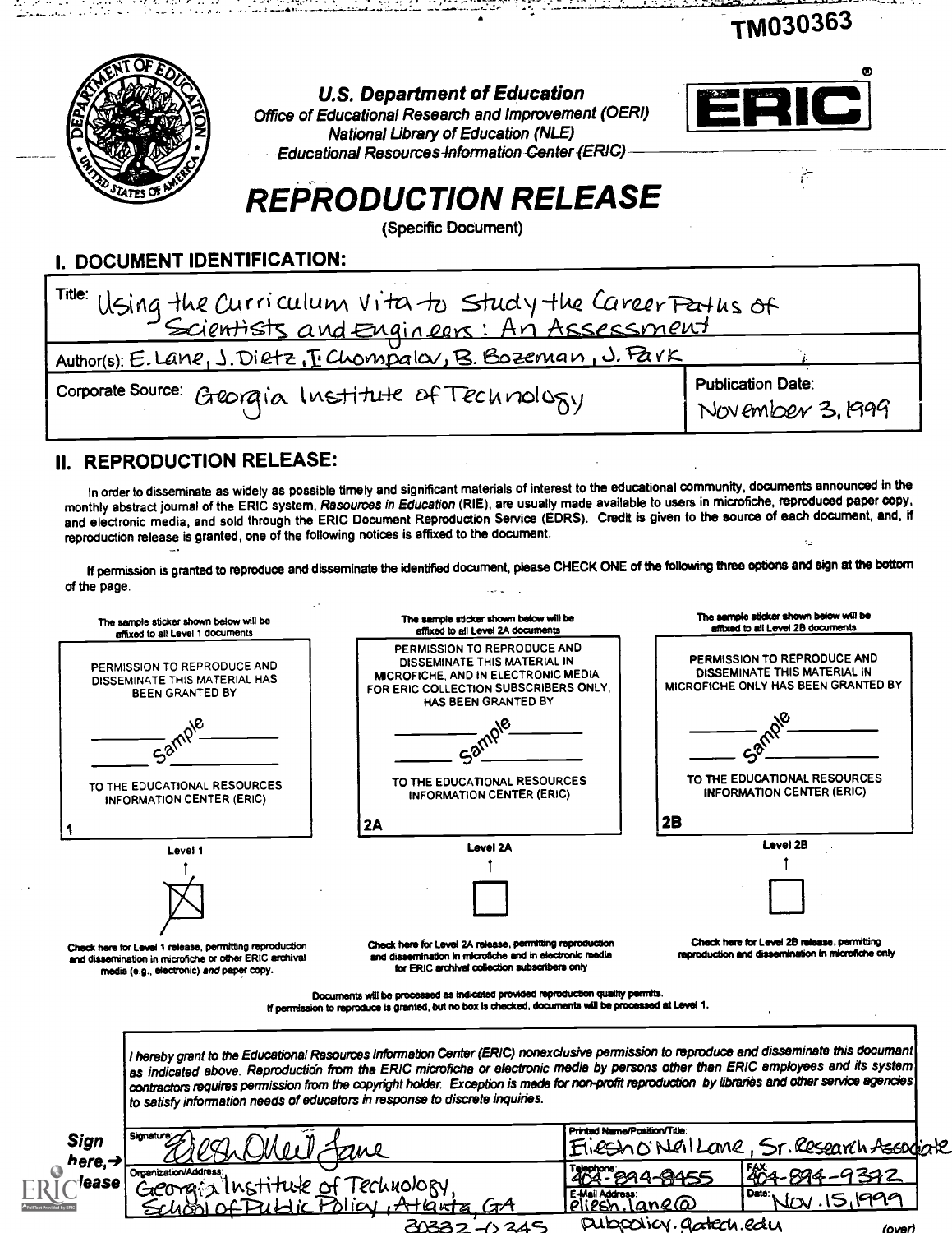TM030363

U.S. Department of Education
Office of Educational Research and Improvement (OERI)
National Library of Education (NLE)
Educational Resources Information Center (ERIC)

ERIC®

# REPRODUCTION RELEASE

(Specific Document)

## I. DOCUMENT IDENTIFICATION:

Title: Using the Curriculum Vita to Study the Career Paths of Scientists and Engineers: An Assessment

Author(s): E. Lane, J. Dietz, I. Chompalov, B. Bozeman, J. Park

Corporate Source: Georgia Institute of Technology

Publication Date: November 3, 1999

## II. REPRODUCTION RELEASE:

In order to disseminate as widely as possible timely and significant materials of interest to the educational community, documents announced in the monthly abstract journal of the ERIC system, *Resources in Education* (RIE), are usually made available to users in microfiche, reproduced paper copy, and electronic media, and sold through the ERIC Document Reproduction Service (EDRS). Credit is given to the source of each document, and, if reproduction release is granted, one of the following notices is affixed to the document.

If permission is granted to reproduce and disseminate the identified document, please CHECK ONE of the following three options and sign at the bottom of the page.

| The sample sticker shown below will be affixed to all Level 1 documents | The sample sticker shown below will be affixed to all Level 2A documents | The sample sticker shown below will be affixed to all Level 2B documents |
|---|---|---|
| PERMISSION TO REPRODUCE AND DISSEMINATE THIS MATERIAL HAS BEEN GRANTED BY<br><br>Sample<br><br>TO THE EDUCATIONAL RESOURCES INFORMATION CENTER (ERIC) | PERMISSION TO REPRODUCE AND DISSEMINATE THIS MATERIAL IN MICROFICHE, AND IN ELECTRONIC MEDIA FOR ERIC COLLECTION SUBSCRIBERS ONLY, HAS BEEN GRANTED BY<br><br>Sample<br><br>TO THE EDUCATIONAL RESOURCES INFORMATION CENTER (ERIC) | PERMISSION TO REPRODUCE AND DISSEMINATE THIS MATERIAL IN MICROFICHE ONLY HAS BEEN GRANTED BY<br><br>Sample<br><br>TO THE EDUCATIONAL RESOURCES INFORMATION CENTER (ERIC) |
| 1 | 2A | 2B |
| Level 1 | Level 2A | Level 2B |
| [X] | [ ] | [ ] |
| Check here for Level 1 release, permitting reproduction and dissemination in microfiche or other ERIC archival media (e.g., electronic) *and* paper copy. | Check here for Level 2A release, permitting reproduction and dissemination in microfiche and in electronic media for ERIC archival collection subscribers only | Check here for Level 2B release, permitting reproduction and dissemination in microfiche only |

Documents will be processed as indicated provided reproduction quality permits.
If permission to reproduce is granted, but no box is checked, documents will be processed at Level 1.

*I hereby grant to the Educational Resources Information Center (ERIC) nonexclusive permission to reproduce and disseminate this document as indicated above. Reproduction from the ERIC microfiche or electronic media by persons other than ERIC employees and its system contractors requires permission from the copyright holder. Exception is made for non-profit reproduction by libraries and other service agencies to satisfy information needs of educators in response to discrete inquiries.*

Sign here, → please

| | |
|---|---|
| Signature: Eliesh O'Neil Lane | Printed Name/Position/Title: Eliesh O'Neil Lane, Sr. Research Associate |
| Organization/Address: Georgia Institute of Technology, School of Public Policy, Atlanta, GA 30332-0345 | Telephone: 404-894-0455 &nbsp; FAX: 404-894-9372 |
| | E-Mail Address: eliesh.lane@pubpolicy.gatech.edu &nbsp; Date: Nov. 15, 1999 |

(over)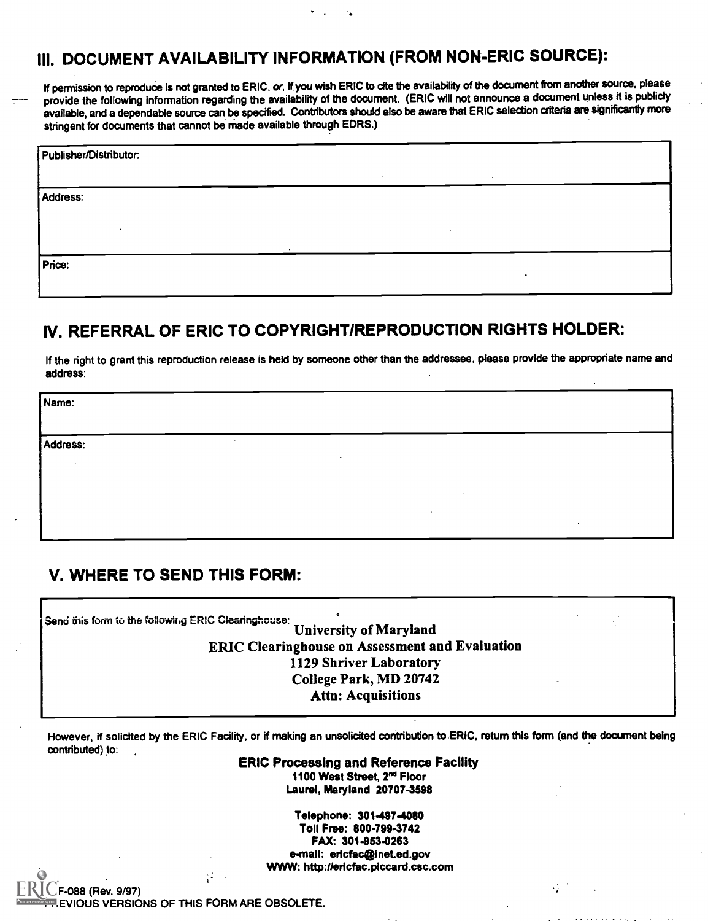## III. DOCUMENT AVAILABILITY INFORMATION (FROM NON-ERIC SOURCE):

If permission to reproduce is not granted to ERIC, *or*, if you wish ERIC to cite the availability of the document from another source, please provide the following information regarding the availability of the document. (ERIC will not announce a document unless it is publicly available, and a dependable source can be specified. Contributors should also be aware that ERIC selection criteria are significantly more stringent for documents that cannot be made available through EDRS.)

| |
|---|
| Publisher/Distributor: |
| Address: |
| Price: |

## IV. REFERRAL OF ERIC TO COPYRIGHT/REPRODUCTION RIGHTS HOLDER:

If the right to grant this reproduction release is held by someone other than the addressee, please provide the appropriate name and address:

| |
|---|
| Name: |
| Address: |

## V. WHERE TO SEND THIS FORM:

Send this form to the following ERIC Clearinghouse:

**University of Maryland**
**ERIC Clearinghouse on Assessment and Evaluation**
**1129 Shriver Laboratory**
**College Park, MD 20742**
**Attn: Acquisitions**

However, if solicited by the ERIC Facility, or if making an unsolicited contribution to ERIC, return this form (and the document being contributed) to:

**ERIC Processing and Reference Facility**
**1100 West Street, 2nd Floor**
**Laurel, Maryland 20707-3598**

**Telephone: 301-497-4080**
**Toll Free: 800-799-3742**
**FAX: 301-953-0263**
**e-mail: ericfac@inet.ed.gov**
**WWW: http://ericfac.piccard.csc.com**

F-088 (Rev. 9/97)
PREVIOUS VERSIONS OF THIS FORM ARE OBSOLETE.